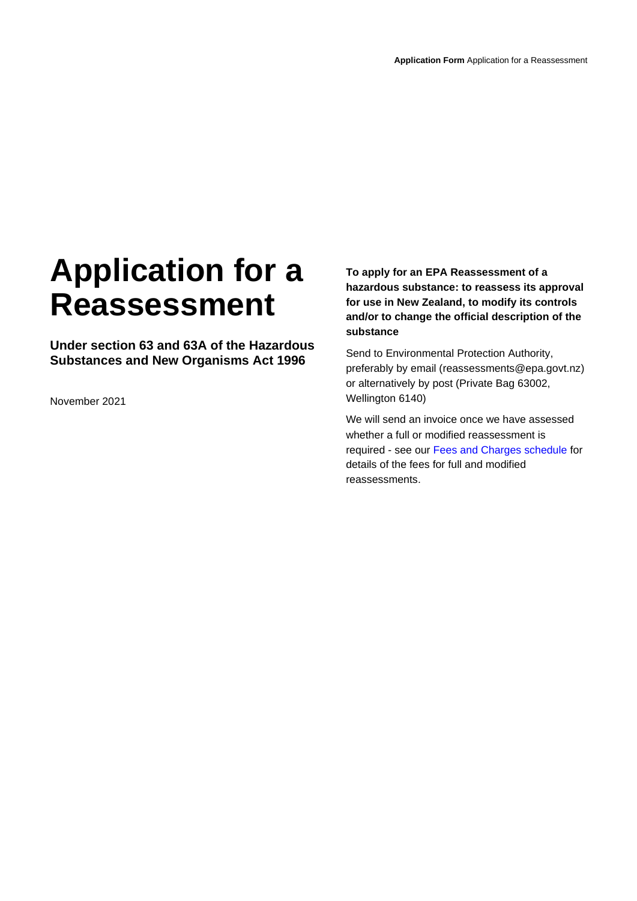# Application for a Reassessment

**Under section 63 and 63A of the Hazardous Substances and New Organisms Act 1996**

November 2021

**To apply for an EPA Reassessment of a hazardous substance: to reassess its approval for use in New Zealand, to modify its controls and/or to change the official description of the substance**

Send to Environmental Protection Authority, preferably by email (reassessments@epa.govt.nz) or alternatively by post (Private Bag 63002, Wellington 6140)

We will send an invoice once we have assessed whether a full or modified reassessment is required - see our Fees and Charges schedule for details of the fees for full and modified reassessments.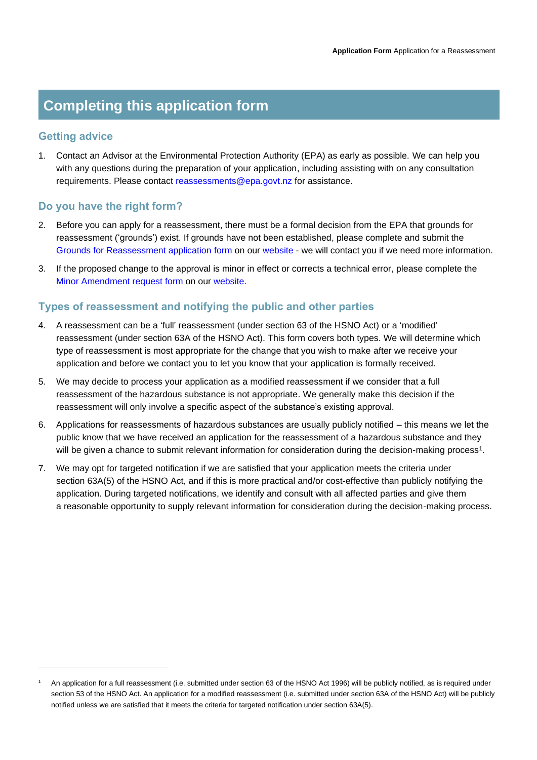# Completing this application form

## Getting advice

1. Contact an Advisor at the Environmental Protection Authority (EPA) as early as possible. We can help you with any questions during the preparation of your application, including assisting with on any consultation requirements. Please contact reassessments@epa.govt.nz for assistance.

## Do you have the right form?

2. Before you can apply for a reassessment, there must be a formal decision from the EPA that grounds for reassessment ('grounds') exist. If grounds have not been established, please complete and submit the Grounds for Reassessment application form on our website - we will contact you if we need more information.
3. If the proposed change to the approval is minor in effect or corrects a technical error, please complete the Minor Amendment request form on our website.

## Types of reassessment and notifying the public and other parties

4. A reassessment can be a 'full' reassessment (under section 63 of the HSNO Act) or a 'modified' reassessment (under section 63A of the HSNO Act). This form covers both types. We will determine which type of reassessment is most appropriate for the change that you wish to make after we receive your application and before we contact you to let you know that your application is formally received.
5. We may decide to process your application as a modified reassessment if we consider that a full reassessment of the hazardous substance is not appropriate. We generally make this decision if the reassessment will only involve a specific aspect of the substance's existing approval.
6. Applications for reassessments of hazardous substances are usually publicly notified – this means we let the public know that we have received an application for the reassessment of a hazardous substance and they will be given a chance to submit relevant information for consideration during the decision-making process[1].
7. We may opt for targeted notification if we are satisfied that your application meets the criteria under section 63A(5) of the HSNO Act, and if this is more practical and/or cost-effective than publicly notifying the application. During targeted notifications, we identify and consult with all affected parties and give them a reasonable opportunity to supply relevant information for consideration during the decision-making process.

---

[1] An application for a full reassessment (i.e. submitted under section 63 of the HSNO Act 1996) will be publicly notified, as is required under section 53 of the HSNO Act. An application for a modified reassessment (i.e. submitted under section 63A of the HSNO Act) will be publicly notified unless we are satisfied that it meets the criteria for targeted notification under section 63A(5).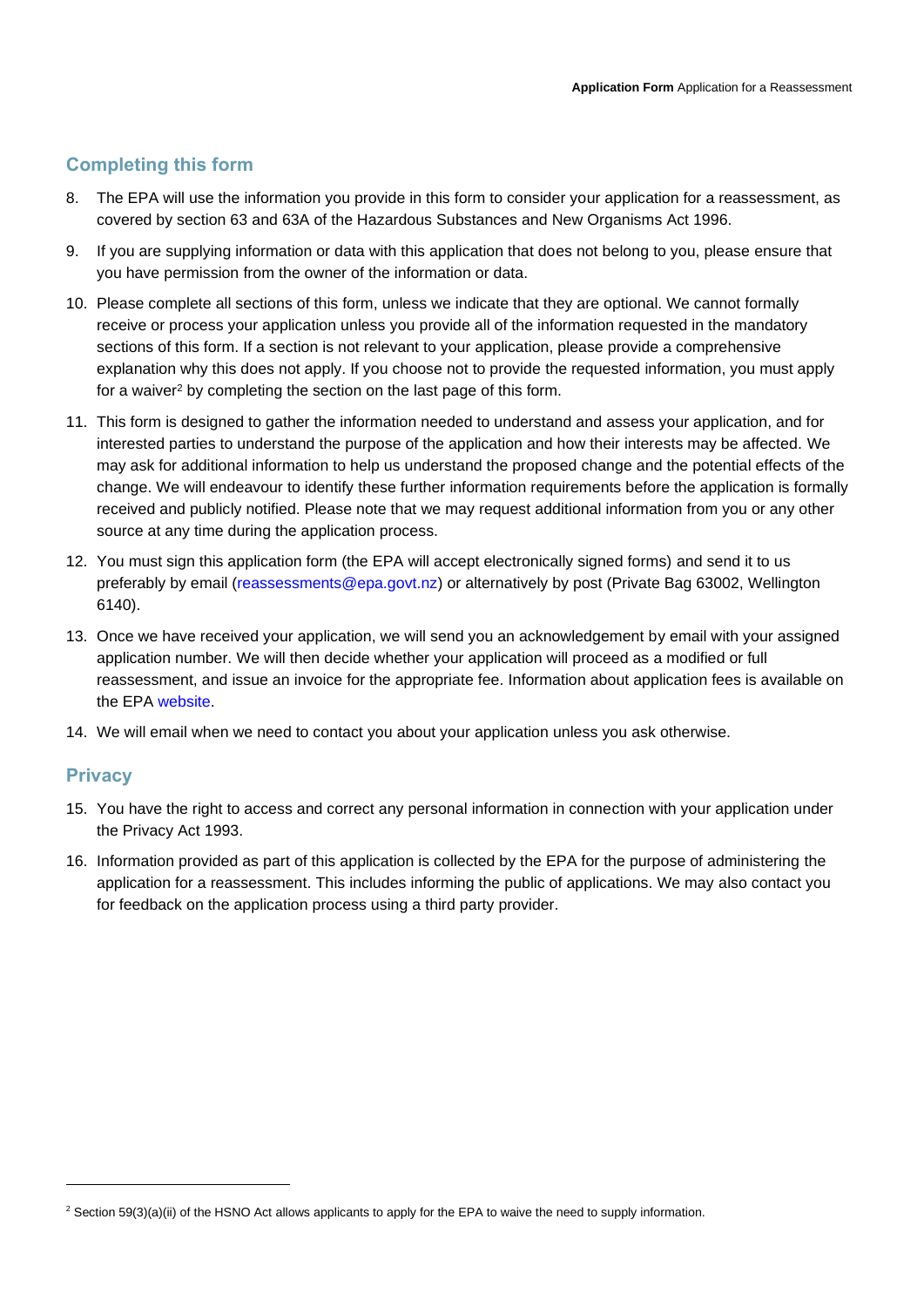## Completing this form

8. The EPA will use the information you provide in this form to consider your application for a reassessment, as covered by section 63 and 63A of the Hazardous Substances and New Organisms Act 1996.
9. If you are supplying information or data with this application that does not belong to you, please ensure that you have permission from the owner of the information or data.
10. Please complete all sections of this form, unless we indicate that they are optional. We cannot formally receive or process your application unless you provide all of the information requested in the mandatory sections of this form. If a section is not relevant to your application, please provide a comprehensive explanation why this does not apply. If you choose not to provide the requested information, you must apply for a waiver[2] by completing the section on the last page of this form.
11. This form is designed to gather the information needed to understand and assess your application, and for interested parties to understand the purpose of the application and how their interests may be affected. We may ask for additional information to help us understand the proposed change and the potential effects of the change. We will endeavour to identify these further information requirements before the application is formally received and publicly notified. Please note that we may request additional information from you or any other source at any time during the application process.
12. You must sign this application form (the EPA will accept electronically signed forms) and send it to us preferably by email (reassessments@epa.govt.nz) or alternatively by post (Private Bag 63002, Wellington 6140).
13. Once we have received your application, we will send you an acknowledgement by email with your assigned application number. We will then decide whether your application will proceed as a modified or full reassessment, and issue an invoice for the appropriate fee. Information about application fees is available on the EPA website.
14. We will email when we need to contact you about your application unless you ask otherwise.

## Privacy

15. You have the right to access and correct any personal information in connection with your application under the Privacy Act 1993.
16. Information provided as part of this application is collected by the EPA for the purpose of administering the application for a reassessment. This includes informing the public of applications. We may also contact you for feedback on the application process using a third party provider.

---

[2] Section 59(3)(a)(ii) of the HSNO Act allows applicants to apply for the EPA to waive the need to supply information.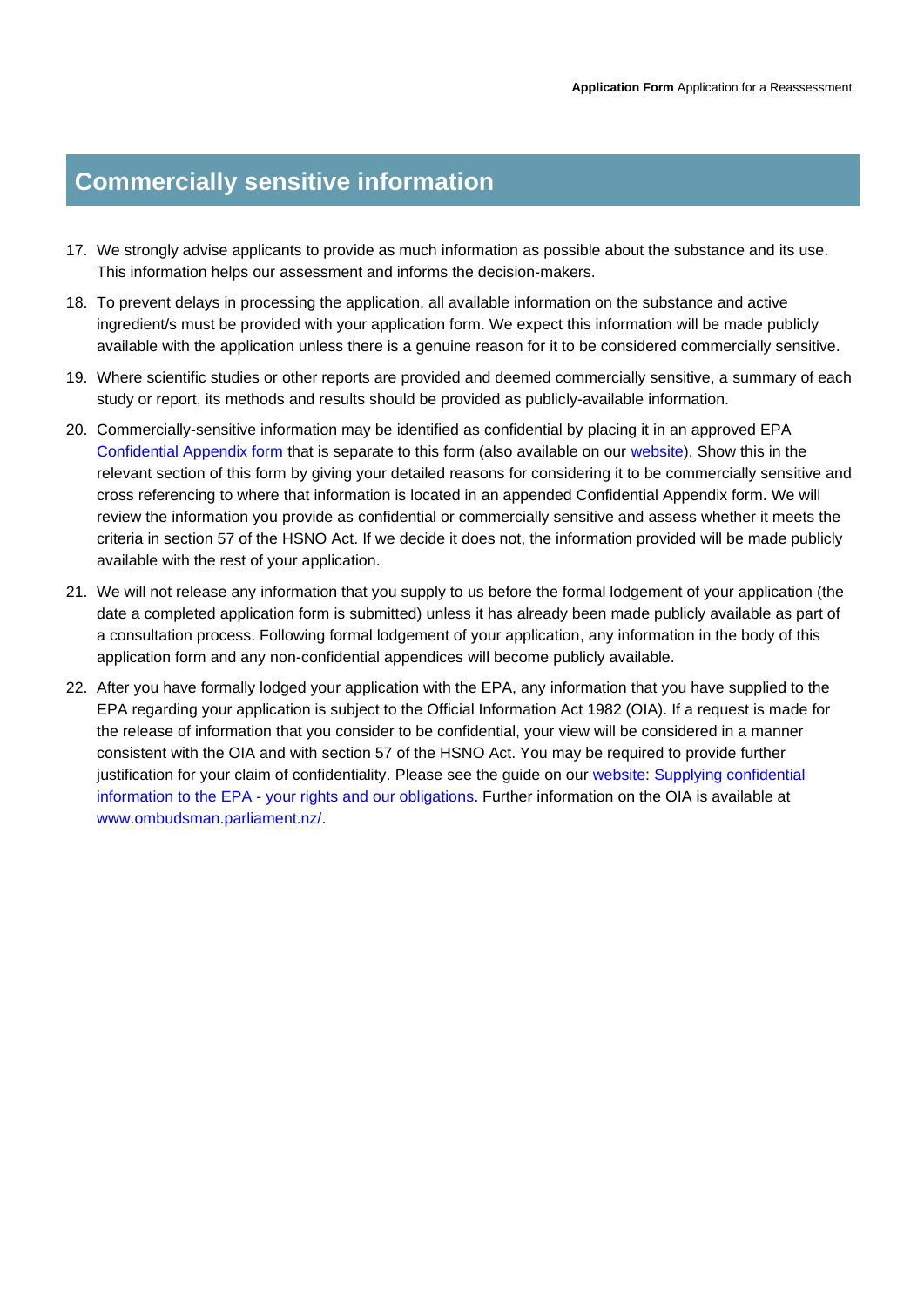## Commercially sensitive information

17. We strongly advise applicants to provide as much information as possible about the substance and its use. This information helps our assessment and informs the decision-makers.
18. To prevent delays in processing the application, all available information on the substance and active ingredient/s must be provided with your application form. We expect this information will be made publicly available with the application unless there is a genuine reason for it to be considered commercially sensitive.
19. Where scientific studies or other reports are provided and deemed commercially sensitive, a summary of each study or report, its methods and results should be provided as publicly-available information.
20. Commercially-sensitive information may be identified as confidential by placing it in an approved EPA Confidential Appendix form that is separate to this form (also available on our website). Show this in the relevant section of this form by giving your detailed reasons for considering it to be commercially sensitive and cross referencing to where that information is located in an appended Confidential Appendix form. We will review the information you provide as confidential or commercially sensitive and assess whether it meets the criteria in section 57 of the HSNO Act. If we decide it does not, the information provided will be made publicly available with the rest of your application.
21. We will not release any information that you supply to us before the formal lodgement of your application (the date a completed application form is submitted) unless it has already been made publicly available as part of a consultation process. Following formal lodgement of your application, any information in the body of this application form and any non-confidential appendices will become publicly available.
22. After you have formally lodged your application with the EPA, any information that you have supplied to the EPA regarding your application is subject to the Official Information Act 1982 (OIA). If a request is made for the release of information that you consider to be confidential, your view will be considered in a manner consistent with the OIA and with section 57 of the HSNO Act. You may be required to provide further justification for your claim of confidentiality. Please see the guide on our website: Supplying confidential information to the EPA - your rights and our obligations. Further information on the OIA is available at www.ombudsman.parliament.nz/.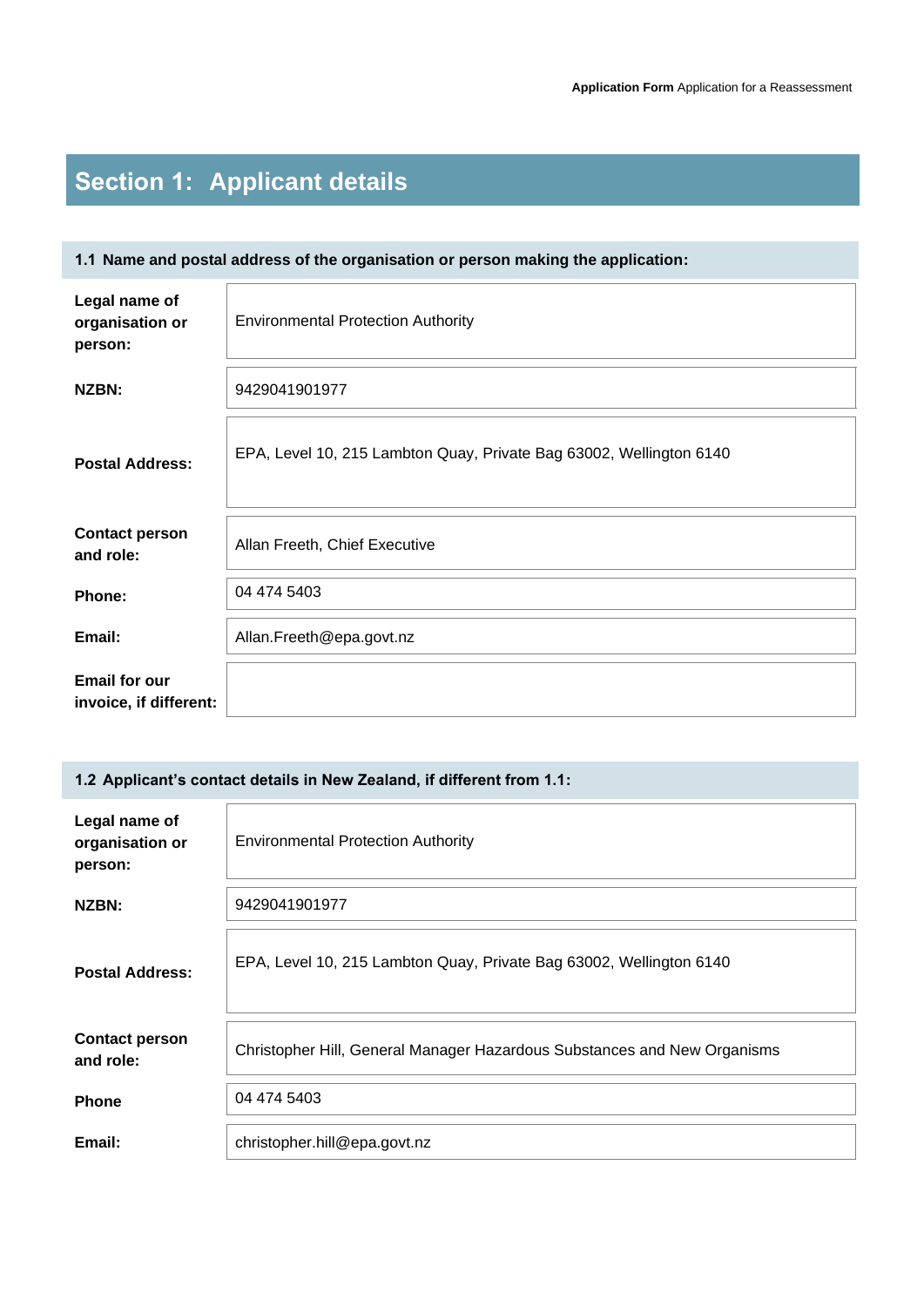# Section 1: Applicant details

**1.1 Name and postal address of the organisation or person making the application:**

| | |
|---|---|
| **Legal name of organisation or person:** | Environmental Protection Authority |
| **NZBN:** | 9429041901977 |
| **Postal Address:** | EPA, Level 10, 215 Lambton Quay, Private Bag 63002, Wellington 6140 |
| **Contact person and role:** | Allan Freeth, Chief Executive |
| **Phone:** | 04 474 5403 |
| **Email:** | Allan.Freeth@epa.govt.nz |
| **Email for our invoice, if different:** | |

**1.2 Applicant's contact details in New Zealand, if different from 1.1:**

| | |
|---|---|
| **Legal name of organisation or person:** | Environmental Protection Authority |
| **NZBN:** | 9429041901977 |
| **Postal Address:** | EPA, Level 10, 215 Lambton Quay, Private Bag 63002, Wellington 6140 |
| **Contact person and role:** | Christopher Hill, General Manager Hazardous Substances and New Organisms |
| **Phone** | 04 474 5403 |
| **Email:** | christopher.hill@epa.govt.nz |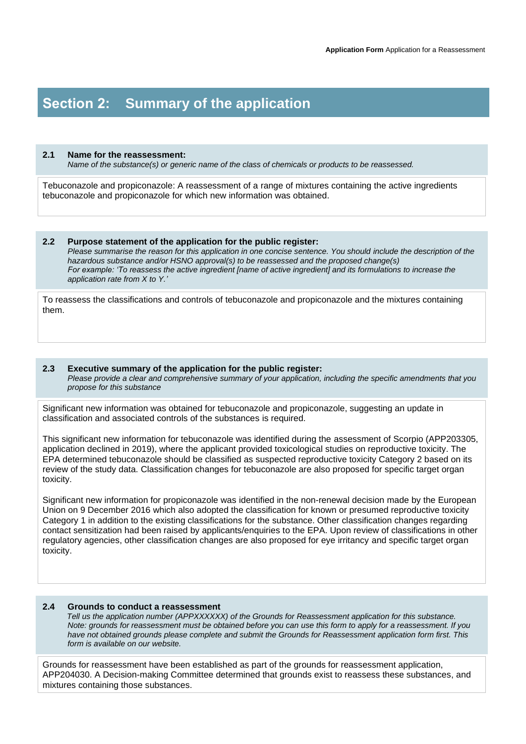# Section 2: Summary of the application

### 2.1 Name for the reassessment:

*Name of the substance(s) or generic name of the class of chemicals or products to be reassessed.*

Tebuconazole and propiconazole: A reassessment of a range of mixtures containing the active ingredients tebuconazole and propiconazole for which new information was obtained.

### 2.2 Purpose statement of the application for the public register:

*Please summarise the reason for this application in one concise sentence. You should include the description of the hazardous substance and/or HSNO approval(s) to be reassessed and the proposed change(s)*
*For example: 'To reassess the active ingredient [name of active ingredient] and its formulations to increase the application rate from X to Y.'*

To reassess the classifications and controls of tebuconazole and propiconazole and the mixtures containing them.

### 2.3 Executive summary of the application for the public register:

*Please provide a clear and comprehensive summary of your application, including the specific amendments that you propose for this substance*

Significant new information was obtained for tebuconazole and propiconazole, suggesting an update in classification and associated controls of the substances is required.

This significant new information for tebuconazole was identified during the assessment of Scorpio (APP203305, application declined in 2019), where the applicant provided toxicological studies on reproductive toxicity. The EPA determined tebuconazole should be classified as suspected reproductive toxicity Category 2 based on its review of the study data. Classification changes for tebuconazole are also proposed for specific target organ toxicity.

Significant new information for propiconazole was identified in the non-renewal decision made by the European Union on 9 December 2016 which also adopted the classification for known or presumed reproductive toxicity Category 1 in addition to the existing classifications for the substance. Other classification changes regarding contact sensitization had been raised by applicants/enquiries to the EPA. Upon review of classifications in other regulatory agencies, other classification changes are also proposed for eye irritancy and specific target organ toxicity.

### 2.4 Grounds to conduct a reassessment

*Tell us the application number (APPXXXXXX) of the Grounds for Reassessment application for this substance. Note: grounds for reassessment must be obtained before you can use this form to apply for a reassessment. If you have not obtained grounds please complete and submit the Grounds for Reassessment application form first. This form is available on our website.*

Grounds for reassessment have been established as part of the grounds for reassessment application, APP204030. A Decision-making Committee determined that grounds exist to reassess these substances, and mixtures containing those substances.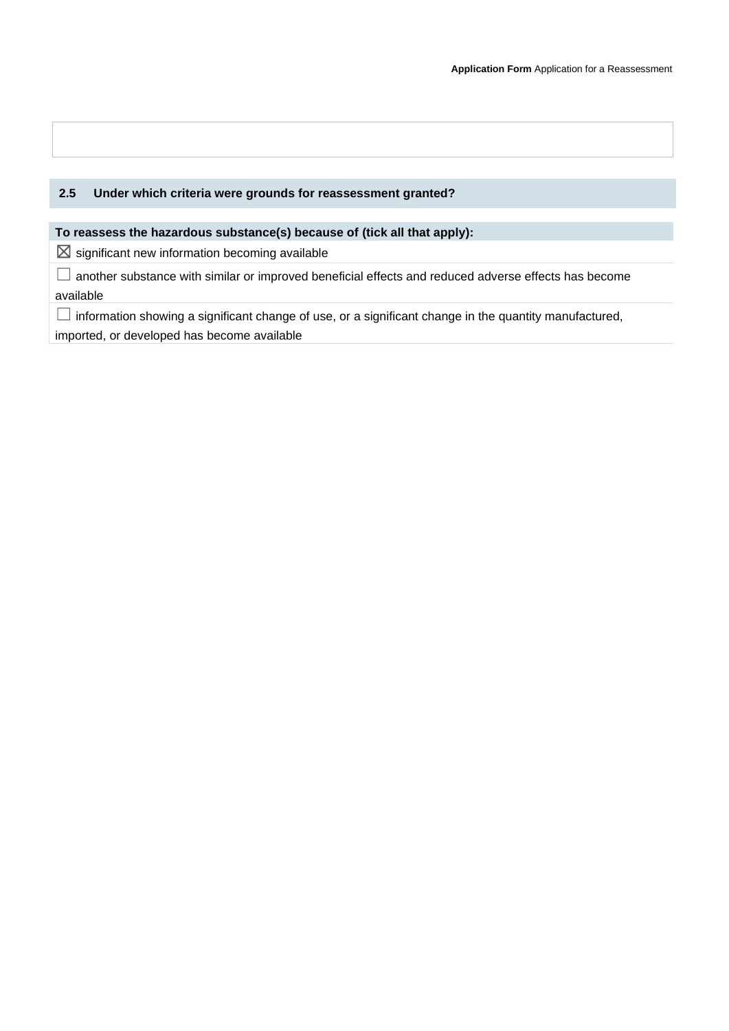## 2.5 Under which criteria were grounds for reassessment granted?

**To reassess the hazardous substance(s) because of (tick all that apply):**

- ☒ significant new information becoming available
- ☐ another substance with similar or improved beneficial effects and reduced adverse effects has become available
- ☐ information showing a significant change of use, or a significant change in the quantity manufactured, imported, or developed has become available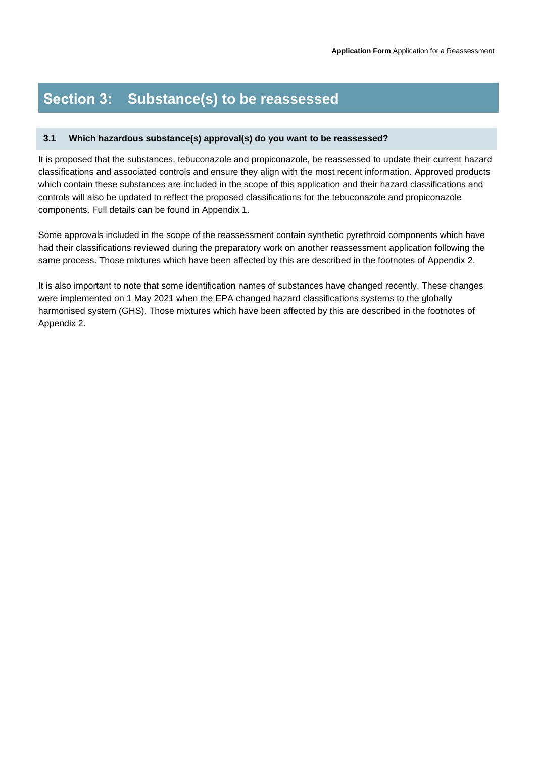# Section 3: Substance(s) to be reassessed

### 3.1 Which hazardous substance(s) approval(s) do you want to be reassessed?

It is proposed that the substances, tebuconazole and propiconazole, be reassessed to update their current hazard classifications and associated controls and ensure they align with the most recent information. Approved products which contain these substances are included in the scope of this application and their hazard classifications and controls will also be updated to reflect the proposed classifications for the tebuconazole and propiconazole components. Full details can be found in Appendix 1.

Some approvals included in the scope of the reassessment contain synthetic pyrethroid components which have had their classifications reviewed during the preparatory work on another reassessment application following the same process. Those mixtures which have been affected by this are described in the footnotes of Appendix 2.

It is also important to note that some identification names of substances have changed recently. These changes were implemented on 1 May 2021 when the EPA changed hazard classifications systems to the globally harmonised system (GHS). Those mixtures which have been affected by this are described in the footnotes of Appendix 2.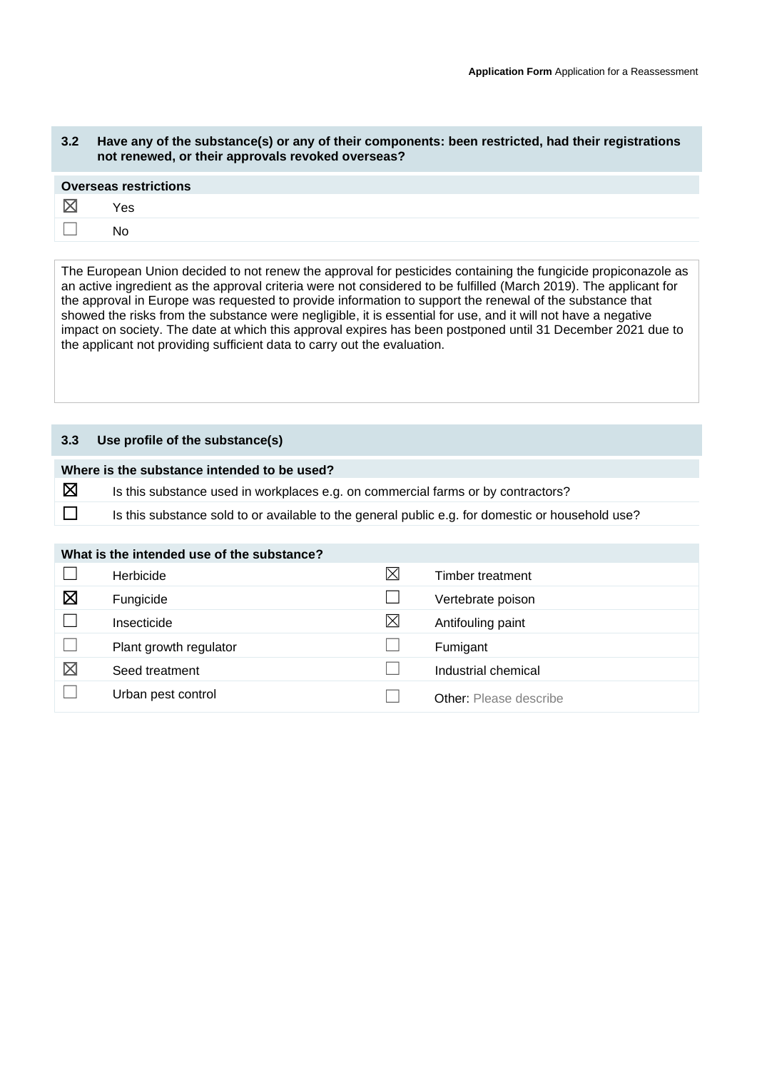## 3.2 Have any of the substance(s) or any of their components: been restricted, had their registrations not renewed, or their approvals revoked overseas?

**Overseas restrictions**

| | |
|---|---|
| ☒ | Yes |
| ☐ | No |

The European Union decided to not renew the approval for pesticides containing the fungicide propiconazole as an active ingredient as the approval criteria were not considered to be fulfilled (March 2019). The applicant for the approval in Europe was requested to provide information to support the renewal of the substance that showed the risks from the substance were negligible, it is essential for use, and it will not have a negative impact on society. The date at which this approval expires has been postponed until 31 December 2021 due to the applicant not providing sufficient data to carry out the evaluation.

## 3.3 Use profile of the substance(s)

**Where is the substance intended to be used?**

| | |
|---|---|
| ☒ | Is this substance used in workplaces e.g. on commercial farms or by contractors? |
| ☐ | Is this substance sold to or available to the general public e.g. for domestic or household use? |

**What is the intended use of the substance?**

| | | | |
|---|---|---|---|
| ☐ | Herbicide | ☒ | Timber treatment |
| ☒ | Fungicide | ☐ | Vertebrate poison |
| ☐ | Insecticide | ☒ | Antifouling paint |
| ☐ | Plant growth regulator | ☐ | Fumigant |
| ☒ | Seed treatment | ☐ | Industrial chemical |
| ☐ | Urban pest control | ☐ | Other: Please describe |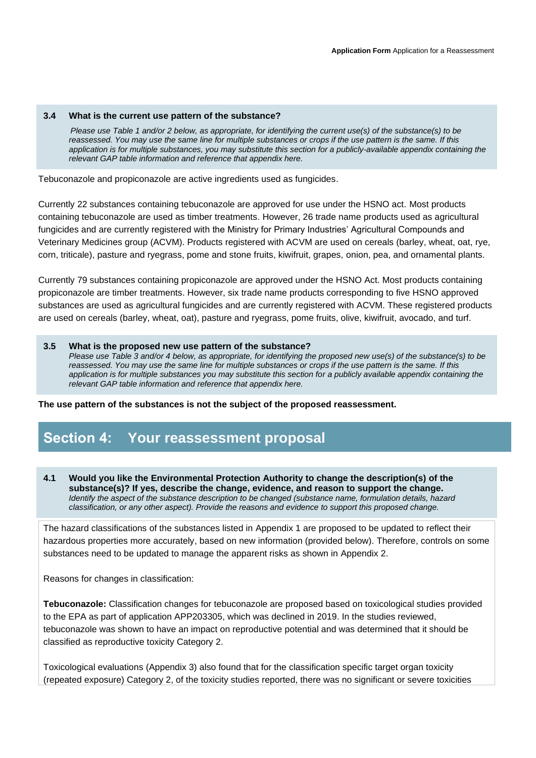**3.4 What is the current use pattern of the substance?**

*Please use Table 1 and/or 2 below, as appropriate, for identifying the current use(s) of the substance(s) to be reassessed. You may use the same line for multiple substances or crops if the use pattern is the same. If this application is for multiple substances, you may substitute this section for a publicly-available appendix containing the relevant GAP table information and reference that appendix here.*

Tebuconazole and propiconazole are active ingredients used as fungicides.

Currently 22 substances containing tebuconazole are approved for use under the HSNO act. Most products containing tebuconazole are used as timber treatments. However, 26 trade name products used as agricultural fungicides and are currently registered with the Ministry for Primary Industries' Agricultural Compounds and Veterinary Medicines group (ACVM). Products registered with ACVM are used on cereals (barley, wheat, oat, rye, corn, triticale), pasture and ryegrass, pome and stone fruits, kiwifruit, grapes, onion, pea, and ornamental plants.

Currently 79 substances containing propiconazole are approved under the HSNO Act. Most products containing propiconazole are timber treatments. However, six trade name products corresponding to five HSNO approved substances are used as agricultural fungicides and are currently registered with ACVM. These registered products are used on cereals (barley, wheat, oat), pasture and ryegrass, pome fruits, olive, kiwifruit, avocado, and turf.

**3.5 What is the proposed new use pattern of the substance?**

*Please use Table 3 and/or 4 below, as appropriate, for identifying the proposed new use(s) of the substance(s) to be reassessed. You may use the same line for multiple substances or crops if the use pattern is the same. If this application is for multiple substances you may substitute this section for a publicly available appendix containing the relevant GAP table information and reference that appendix here.*

**The use pattern of the substances is not the subject of the proposed reassessment.**

## Section 4: Your reassessment proposal

**4.1 Would you like the Environmental Protection Authority to change the description(s) of the substance(s)? If yes, describe the change, evidence, and reason to support the change.**

*Identify the aspect of the substance description to be changed (substance name, formulation details, hazard classification, or any other aspect). Provide the reasons and evidence to support this proposed change.*

The hazard classifications of the substances listed in Appendix 1 are proposed to be updated to reflect their hazardous properties more accurately, based on new information (provided below). Therefore, controls on some substances need to be updated to manage the apparent risks as shown in Appendix 2.

Reasons for changes in classification:

**Tebuconazole:** Classification changes for tebuconazole are proposed based on toxicological studies provided to the EPA as part of application APP203305, which was declined in 2019. In the studies reviewed, tebuconazole was shown to have an impact on reproductive potential and was determined that it should be classified as reproductive toxicity Category 2.

Toxicological evaluations (Appendix 3) also found that for the classification specific target organ toxicity (repeated exposure) Category 2, of the toxicity studies reported, there was no significant or severe toxicities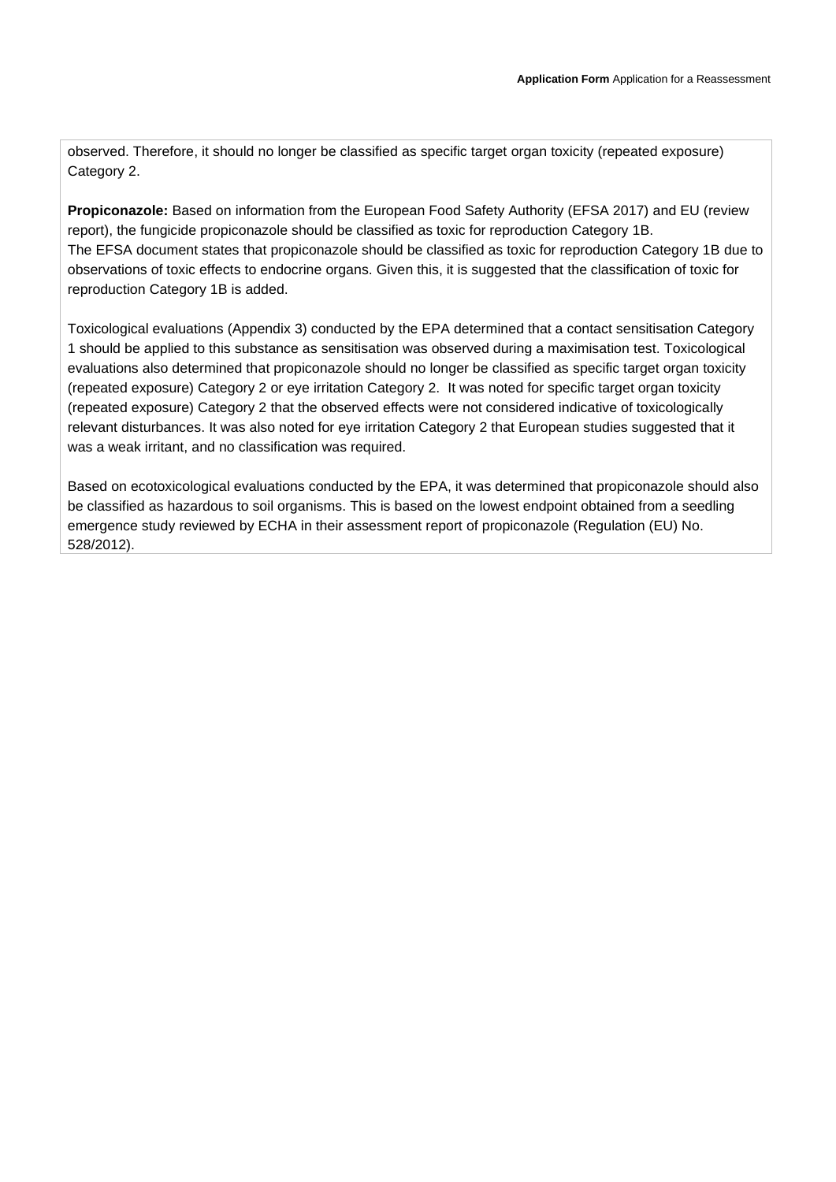observed. Therefore, it should no longer be classified as specific target organ toxicity (repeated exposure) Category 2.

**Propiconazole:** Based on information from the European Food Safety Authority (EFSA 2017) and EU (review report), the fungicide propiconazole should be classified as toxic for reproduction Category 1B.
The EFSA document states that propiconazole should be classified as toxic for reproduction Category 1B due to observations of toxic effects to endocrine organs. Given this, it is suggested that the classification of toxic for reproduction Category 1B is added.

Toxicological evaluations (Appendix 3) conducted by the EPA determined that a contact sensitisation Category 1 should be applied to this substance as sensitisation was observed during a maximisation test. Toxicological evaluations also determined that propiconazole should no longer be classified as specific target organ toxicity (repeated exposure) Category 2 or eye irritation Category 2. It was noted for specific target organ toxicity (repeated exposure) Category 2 that the observed effects were not considered indicative of toxicologically relevant disturbances. It was also noted for eye irritation Category 2 that European studies suggested that it was a weak irritant, and no classification was required.

Based on ecotoxicological evaluations conducted by the EPA, it was determined that propiconazole should also be classified as hazardous to soil organisms. This is based on the lowest endpoint obtained from a seedling emergence study reviewed by ECHA in their assessment report of propiconazole (Regulation (EU) No. 528/2012).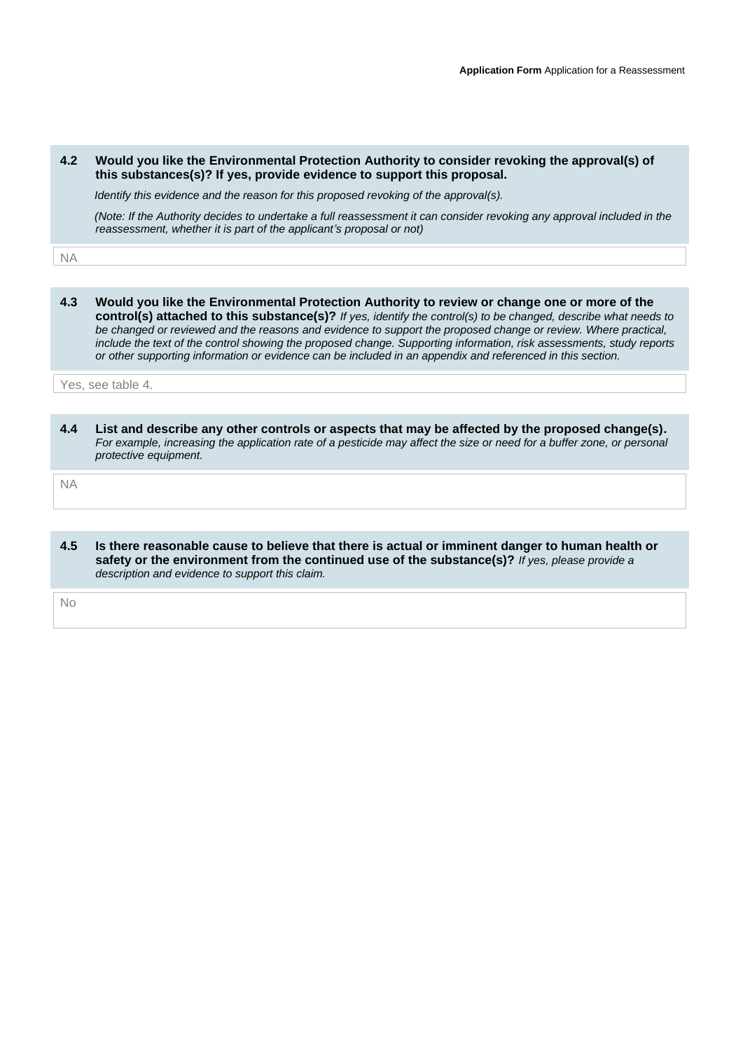**4.2 Would you like the Environmental Protection Authority to consider revoking the approval(s) of this substances(s)? If yes, provide evidence to support this proposal.**

*Identify this evidence and the reason for this proposed revoking of the approval(s).*

*(Note: If the Authority decides to undertake a full reassessment it can consider revoking any approval included in the reassessment, whether it is part of the applicant's proposal or not)*

NA

**4.3 Would you like the Environmental Protection Authority to review or change one or more of the control(s) attached to this substance(s)?** *If yes, identify the control(s) to be changed, describe what needs to be changed or reviewed and the reasons and evidence to support the proposed change or review. Where practical, include the text of the control showing the proposed change. Supporting information, risk assessments, study reports or other supporting information or evidence can be included in an appendix and referenced in this section.*

Yes, see table 4.

**4.4 List and describe any other controls or aspects that may be affected by the proposed change(s).** *For example, increasing the application rate of a pesticide may affect the size or need for a buffer zone, or personal protective equipment.*

NA

**4.5 Is there reasonable cause to believe that there is actual or imminent danger to human health or safety or the environment from the continued use of the substance(s)?** *If yes, please provide a description and evidence to support this claim.*

No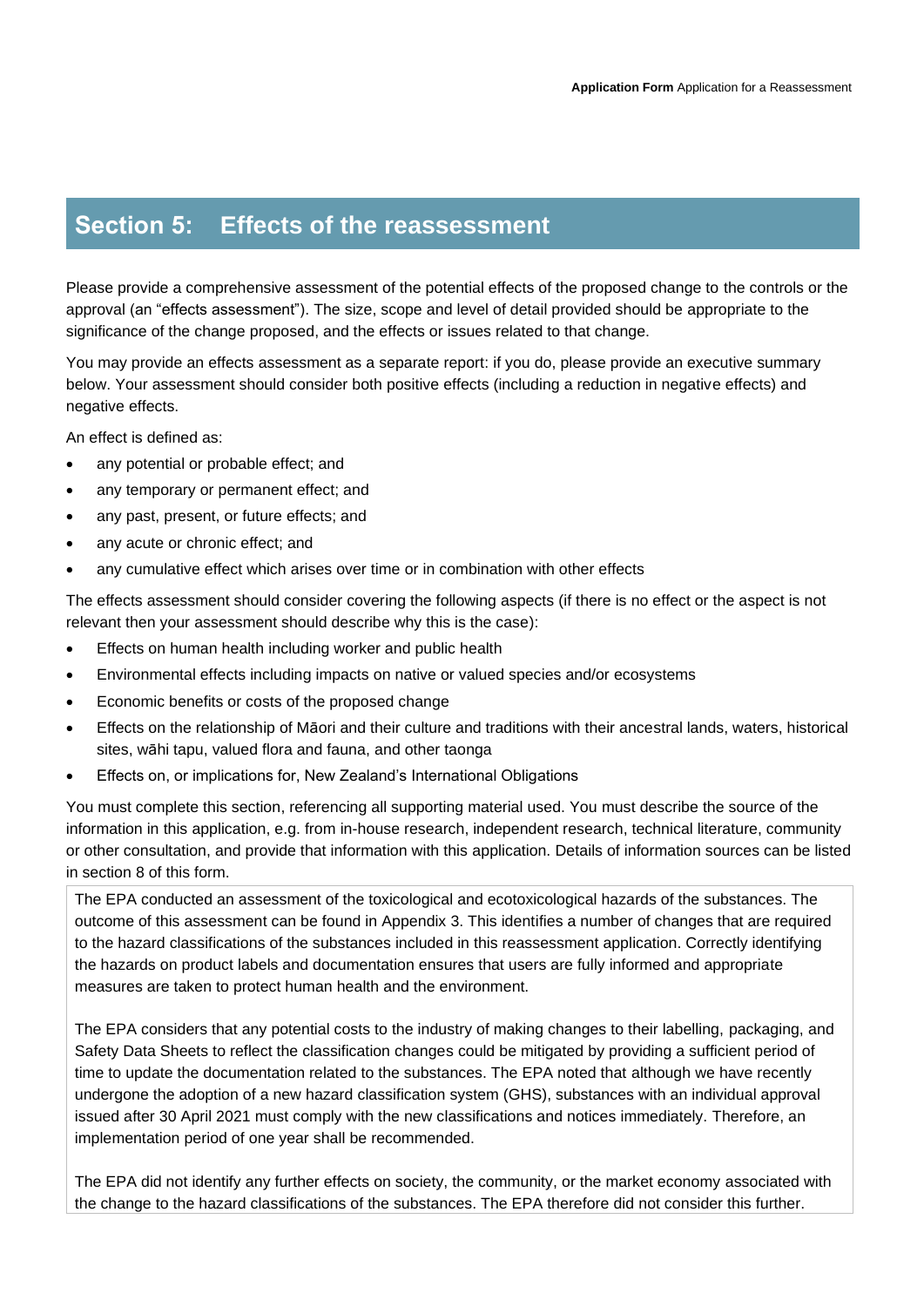# Section 5: Effects of the reassessment

Please provide a comprehensive assessment of the potential effects of the proposed change to the controls or the approval (an "effects assessment"). The size, scope and level of detail provided should be appropriate to the significance of the change proposed, and the effects or issues related to that change.

You may provide an effects assessment as a separate report: if you do, please provide an executive summary below. Your assessment should consider both positive effects (including a reduction in negative effects) and negative effects.

An effect is defined as:

- any potential or probable effect; and
- any temporary or permanent effect; and
- any past, present, or future effects; and
- any acute or chronic effect; and
- any cumulative effect which arises over time or in combination with other effects

The effects assessment should consider covering the following aspects (if there is no effect or the aspect is not relevant then your assessment should describe why this is the case):

- Effects on human health including worker and public health
- Environmental effects including impacts on native or valued species and/or ecosystems
- Economic benefits or costs of the proposed change
- Effects on the relationship of Māori and their culture and traditions with their ancestral lands, waters, historical sites, wāhi tapu, valued flora and fauna, and other taonga
- Effects on, or implications for, New Zealand's International Obligations

You must complete this section, referencing all supporting material used. You must describe the source of the information in this application, e.g. from in-house research, independent research, technical literature, community or other consultation, and provide that information with this application. Details of information sources can be listed in section 8 of this form.

The EPA conducted an assessment of the toxicological and ecotoxicological hazards of the substances. The outcome of this assessment can be found in Appendix 3. This identifies a number of changes that are required to the hazard classifications of the substances included in this reassessment application. Correctly identifying the hazards on product labels and documentation ensures that users are fully informed and appropriate measures are taken to protect human health and the environment.

The EPA considers that any potential costs to the industry of making changes to their labelling, packaging, and Safety Data Sheets to reflect the classification changes could be mitigated by providing a sufficient period of time to update the documentation related to the substances. The EPA noted that although we have recently undergone the adoption of a new hazard classification system (GHS), substances with an individual approval issued after 30 April 2021 must comply with the new classifications and notices immediately. Therefore, an implementation period of one year shall be recommended.

The EPA did not identify any further effects on society, the community, or the market economy associated with the change to the hazard classifications of the substances. The EPA therefore did not consider this further.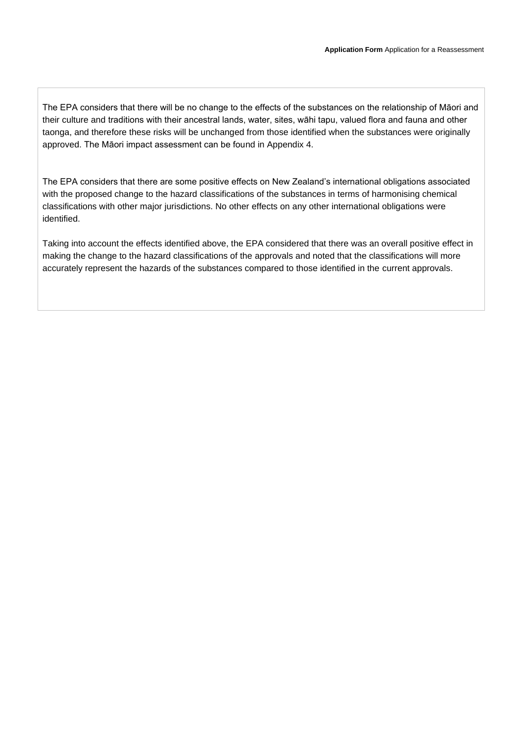The EPA considers that there will be no change to the effects of the substances on the relationship of Māori and their culture and traditions with their ancestral lands, water, sites, wāhi tapu, valued flora and fauna and other taonga, and therefore these risks will be unchanged from those identified when the substances were originally approved. The Māori impact assessment can be found in Appendix 4.

The EPA considers that there are some positive effects on New Zealand's international obligations associated with the proposed change to the hazard classifications of the substances in terms of harmonising chemical classifications with other major jurisdictions. No other effects on any other international obligations were identified.

Taking into account the effects identified above, the EPA considered that there was an overall positive effect in making the change to the hazard classifications of the approvals and noted that the classifications will more accurately represent the hazards of the substances compared to those identified in the current approvals.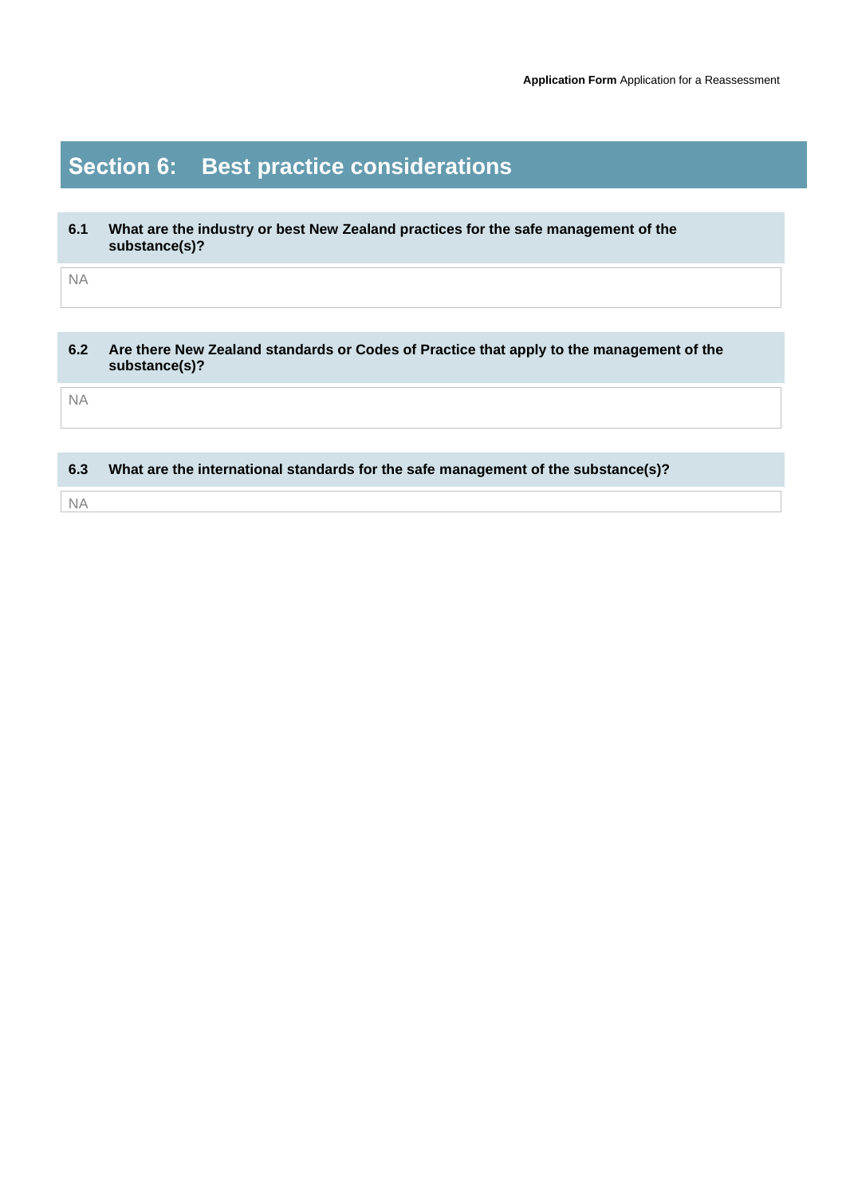# Section 6: Best practice considerations

**6.1 What are the industry or best New Zealand practices for the safe management of the substance(s)?**

NA

**6.2 Are there New Zealand standards or Codes of Practice that apply to the management of the substance(s)?**

NA

**6.3 What are the international standards for the safe management of the substance(s)?**

NA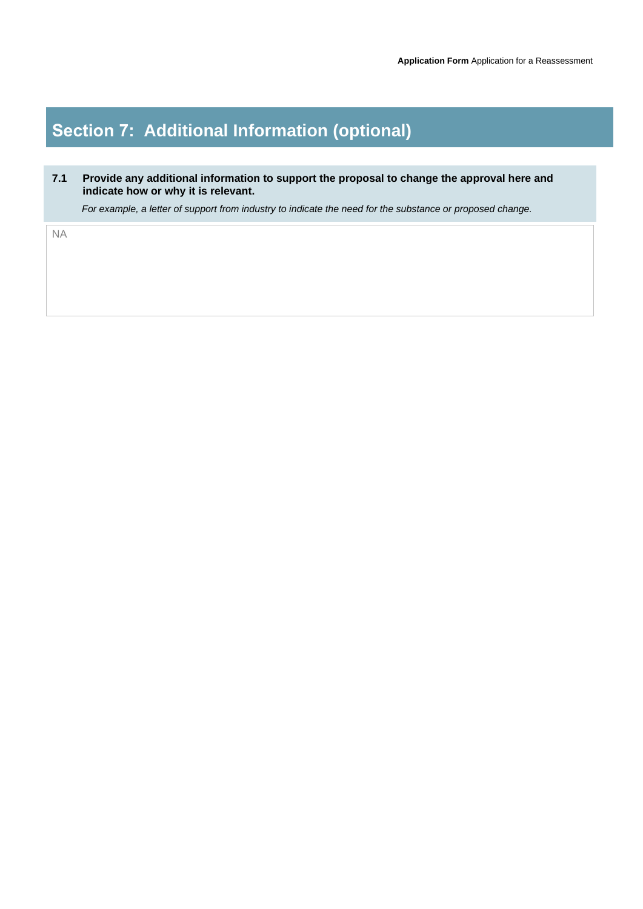## Section 7: Additional Information (optional)

**7.1 Provide any additional information to support the proposal to change the approval here and indicate how or why it is relevant.**

*For example, a letter of support from industry to indicate the need for the substance or proposed change.*

NA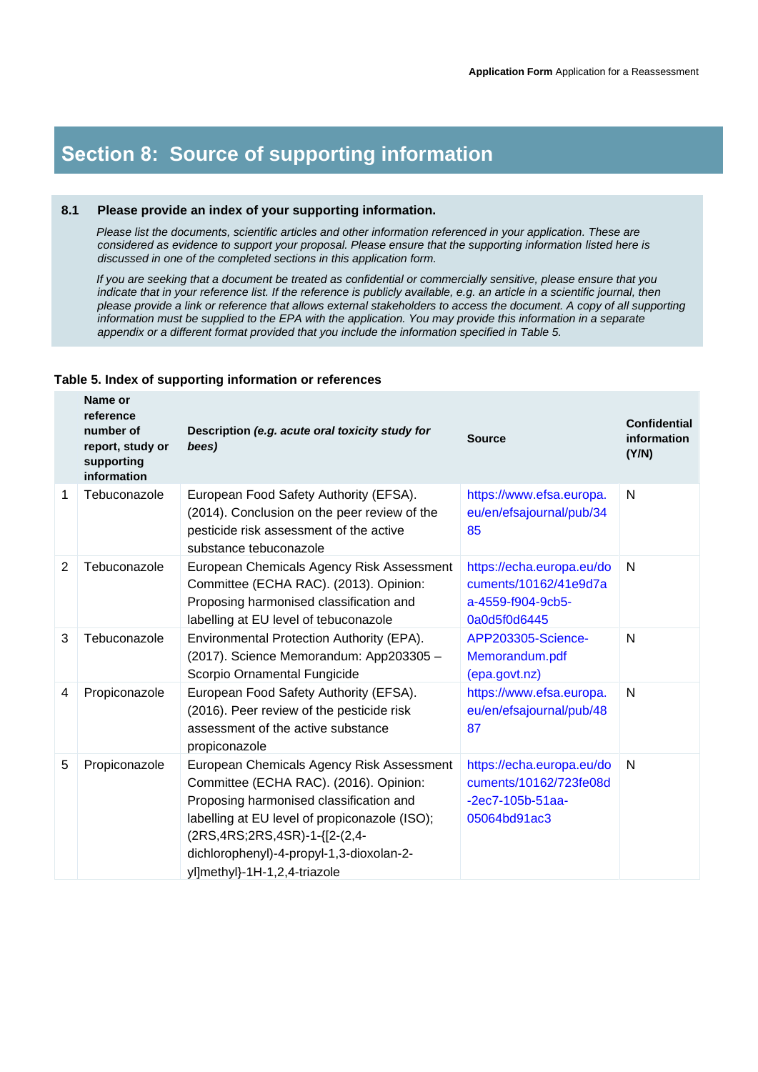# Section 8: Source of supporting information

**8.1 Please provide an index of your supporting information.**

*Please list the documents, scientific articles and other information referenced in your application. These are considered as evidence to support your proposal. Please ensure that the supporting information listed here is discussed in one of the completed sections in this application form.*

*If you are seeking that a document be treated as confidential or commercially sensitive, please ensure that you indicate that in your reference list. If the reference is publicly available, e.g. an article in a scientific journal, then please provide a link or reference that allows external stakeholders to access the document. A copy of all supporting information must be supplied to the EPA with the application. You may provide this information in a separate appendix or a different format provided that you include the information specified in Table 5.*

**Table 5. Index of supporting information or references**

| | Name or reference number of report, study or supporting information | Description *(e.g. acute oral toxicity study for bees)* | Source | Confidential information (Y/N) |
|---|---|---|---|---|
| 1 | Tebuconazole | European Food Safety Authority (EFSA). (2014). Conclusion on the peer review of the pesticide risk assessment of the active substance tebuconazole | https://www.efsa.europa.eu/en/efsajournal/pub/3485 | N |
| 2 | Tebuconazole | European Chemicals Agency Risk Assessment Committee (ECHA RAC). (2013). Opinion: Proposing harmonised classification and labelling at EU level of tebuconazole | https://echa.europa.eu/documents/10162/41e9d7aa-4559-f904-9cb5-0a0d5f0d6445 | N |
| 3 | Tebuconazole | Environmental Protection Authority (EPA). (2017). Science Memorandum: App203305 – Scorpio Ornamental Fungicide | APP203305-Science-Memorandum.pdf (epa.govt.nz) | N |
| 4 | Propiconazole | European Food Safety Authority (EFSA). (2016). Peer review of the pesticide risk assessment of the active substance propiconazole | https://www.efsa.europa.eu/en/efsajournal/pub/4887 | N |
| 5 | Propiconazole | European Chemicals Agency Risk Assessment Committee (ECHA RAC). (2016). Opinion: Proposing harmonised classification and labelling at EU level of propiconazole (ISO); (2RS,4RS;2RS,4SR)-1-{[2-(2,4-dichlorophenyl)-4-propyl-1,3-dioxolan-2-yl]methyl}-1H-1,2,4-triazole | https://echa.europa.eu/documents/10162/723fe08d-2ec7-105b-51aa-05064bd91ac3 | N |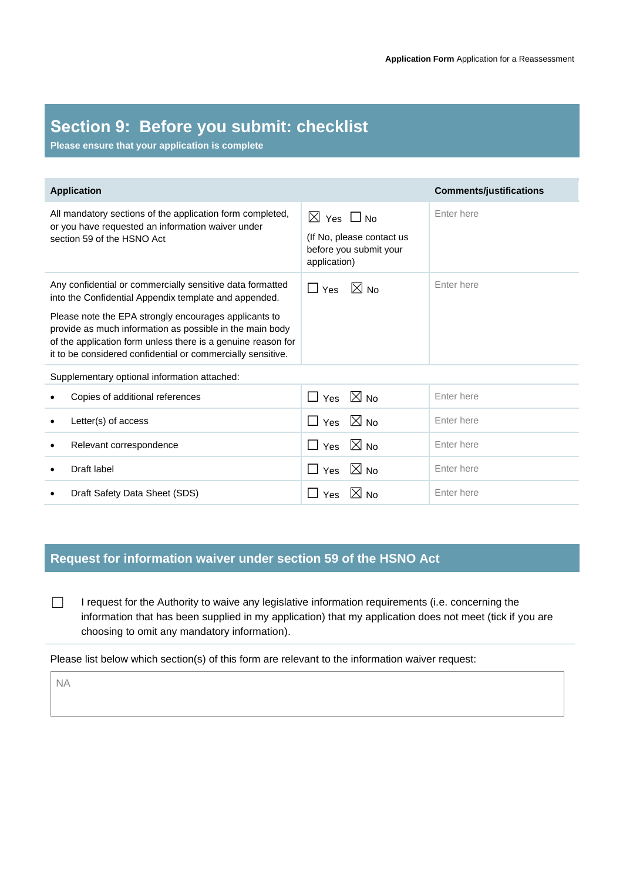## Section 9: Before you submit: checklist

**Please ensure that your application is complete**

| Application | | Comments/justifications |
|---|---|---|
| All mandatory sections of the application form completed, or you have requested an information waiver under section 59 of the HSNO Act | ☒ Yes ☐ No (If No, please contact us before you submit your application) | Enter here |
| Any confidential or commercially sensitive data formatted into the Confidential Appendix template and appended. Please note the EPA strongly encourages applicants to provide as much information as possible in the main body of the application form unless there is a genuine reason for it to be considered confidential or commercially sensitive. | ☐ Yes ☒ No | Enter here |
| Supplementary optional information attached: | | |
| • Copies of additional references | ☐ Yes ☒ No | Enter here |
| • Letter(s) of access | ☐ Yes ☒ No | Enter here |
| • Relevant correspondence | ☐ Yes ☒ No | Enter here |
| • Draft label | ☐ Yes ☒ No | Enter here |
| • Draft Safety Data Sheet (SDS) | ☐ Yes ☒ No | Enter here |

## Request for information waiver under section 59 of the HSNO Act

☐ I request for the Authority to waive any legislative information requirements (i.e. concerning the information that has been supplied in my application) that my application does not meet (tick if you are choosing to omit any mandatory information).

Please list below which section(s) of this form are relevant to the information waiver request:

NA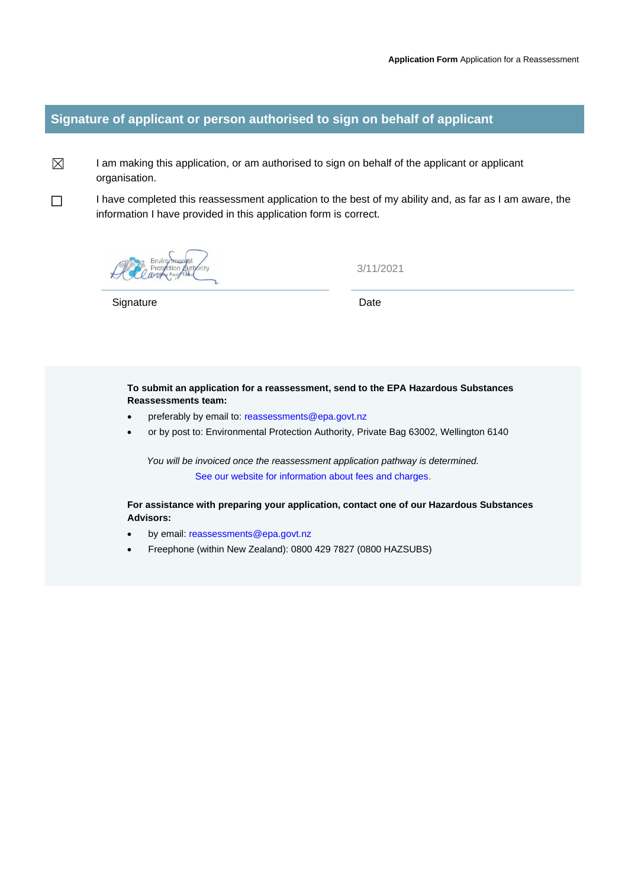## Signature of applicant or person authorised to sign on behalf of applicant

☒ I am making this application, or am authorised to sign on behalf of the applicant or applicant organisation.

☐ I have completed this reassessment application to the best of my ability and, as far as I am aware, the information I have provided in this application form is correct.

| | |
|---|---|
| | 3/11/2021 |
| Signature | Date |

**To submit an application for a reassessment, send to the EPA Hazardous Substances Reassessments team:**

- preferably by email to: reassessments@epa.govt.nz
- or by post to: Environmental Protection Authority, Private Bag 63002, Wellington 6140

*You will be invoiced once the reassessment application pathway is determined.*

See our website for information about fees and charges.

**For assistance with preparing your application, contact one of our Hazardous Substances Advisors:**

- by email: reassessments@epa.govt.nz
- Freephone (within New Zealand): 0800 429 7827 (0800 HAZSUBS)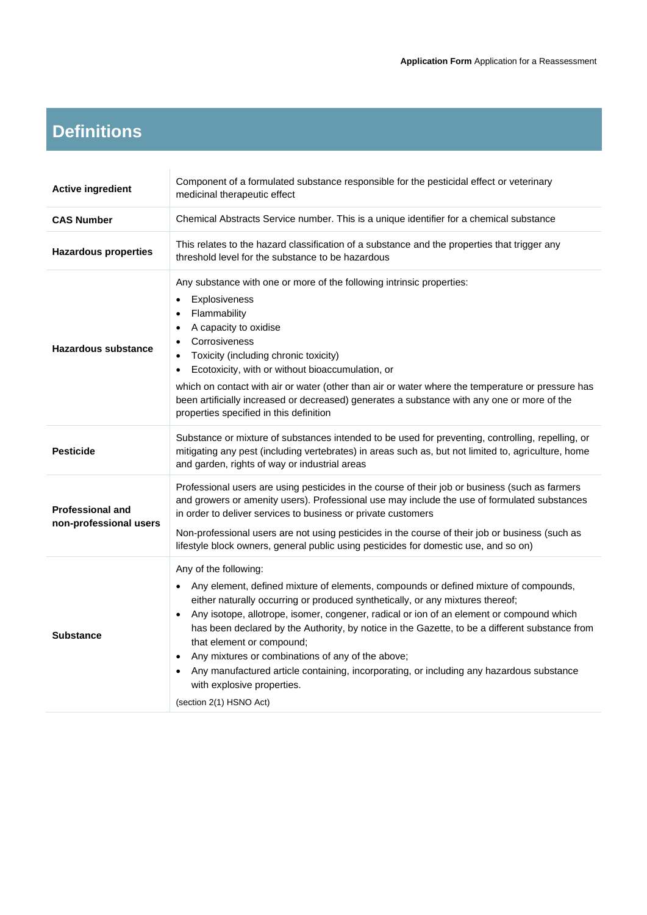# Definitions

| | |
|---|---|
| **Active ingredient** | Component of a formulated substance responsible for the pesticidal effect or veterinary medicinal therapeutic effect |
| **CAS Number** | Chemical Abstracts Service number. This is a unique identifier for a chemical substance |
| **Hazardous properties** | This relates to the hazard classification of a substance and the properties that trigger any threshold level for the substance to be hazardous |
| **Hazardous substance** | Any substance with one or more of the following intrinsic properties:<br>• Explosiveness<br>• Flammability<br>• A capacity to oxidise<br>• Corrosiveness<br>• Toxicity (including chronic toxicity)<br>• Ecotoxicity, with or without bioaccumulation, or<br><br>which on contact with air or water (other than air or water where the temperature or pressure has been artificially increased or decreased) generates a substance with any one or more of the properties specified in this definition |
| **Pesticide** | Substance or mixture of substances intended to be used for preventing, controlling, repelling, or mitigating any pest (including vertebrates) in areas such as, but not limited to, agriculture, home and garden, rights of way or industrial areas |
| **Professional and non-professional users** | Professional users are using pesticides in the course of their job or business (such as farmers and growers or amenity users). Professional use may include the use of formulated substances in order to deliver services to business or private customers<br><br>Non-professional users are not using pesticides in the course of their job or business (such as lifestyle block owners, general public using pesticides for domestic use, and so on) |
| **Substance** | Any of the following:<br>• Any element, defined mixture of elements, compounds or defined mixture of compounds, either naturally occurring or produced synthetically, or any mixtures thereof;<br>• Any isotope, allotrope, isomer, congener, radical or ion of an element or compound which has been declared by the Authority, by notice in the Gazette, to be a different substance from that element or compound;<br>• Any mixtures or combinations of any of the above;<br>• Any manufactured article containing, incorporating, or including any hazardous substance with explosive properties.<br><br>(section 2(1) HSNO Act) |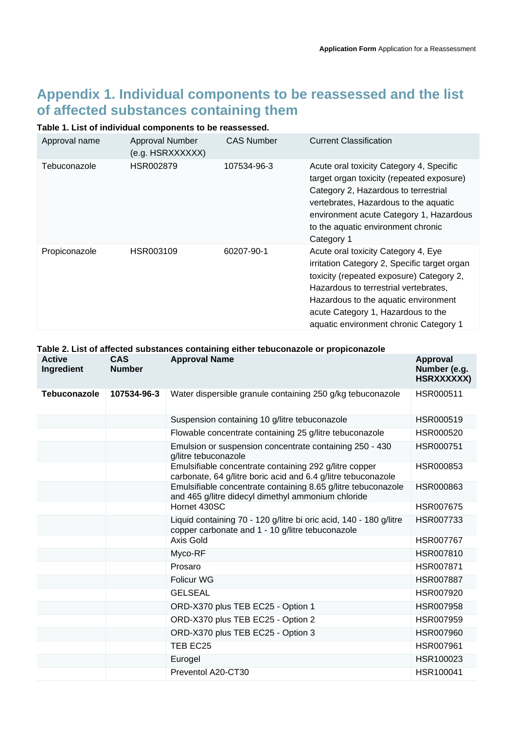## Appendix 1. Individual components to be reassessed and the list of affected substances containing them

**Table 1. List of individual components to be reassessed.**

| Approval name | Approval Number (e.g. HSRXXXXXX) | CAS Number | Current Classification |
|---|---|---|---|
| Tebuconazole | HSR002879 | 107534-96-3 | Acute oral toxicity Category 4, Specific target organ toxicity (repeated exposure) Category 2, Hazardous to terrestrial vertebrates, Hazardous to the aquatic environment acute Category 1, Hazardous to the aquatic environment chronic Category 1 |
| Propiconazole | HSR003109 | 60207-90-1 | Acute oral toxicity Category 4, Eye irritation Category 2, Specific target organ toxicity (repeated exposure) Category 2, Hazardous to terrestrial vertebrates, Hazardous to the aquatic environment acute Category 1, Hazardous to the aquatic environment chronic Category 1 |

**Table 2. List of affected substances containing either tebuconazole or propiconazole**

| Active Ingredient | CAS Number | Approval Name | Approval Number (e.g. HSRXXXXXX) |
|---|---|---|---|
| **Tebuconazole** | **107534-96-3** | Water dispersible granule containing 250 g/kg tebuconazole | HSR000511 |
| | | Suspension containing 10 g/litre tebuconazole | HSR000519 |
| | | Flowable concentrate containing 25 g/litre tebuconazole | HSR000520 |
| | | Emulsion or suspension concentrate containing 250 - 430 g/litre tebuconazole | HSR000751 |
| | | Emulsifiable concentrate containing 292 g/litre copper carbonate, 64 g/litre boric acid and 6.4 g/litre tebuconazole | HSR000853 |
| | | Emulsifiable concentrate containing 8.65 g/litre tebuconazole and 465 g/litre didecyl dimethyl ammonium chloride | HSR000863 |
| | | Hornet 430SC | HSR007675 |
| | | Liquid containing 70 - 120 g/litre bi oric acid, 140 - 180 g/litre copper carbonate and 1 - 10 g/litre tebuconazole | HSR007733 |
| | | Axis Gold | HSR007767 |
| | | Myco-RF | HSR007810 |
| | | Prosaro | HSR007871 |
| | | Folicur WG | HSR007887 |
| | | GELSEAL | HSR007920 |
| | | ORD-X370 plus TEB EC25 - Option 1 | HSR007958 |
| | | ORD-X370 plus TEB EC25 - Option 2 | HSR007959 |
| | | ORD-X370 plus TEB EC25 - Option 3 | HSR007960 |
| | | TEB EC25 | HSR007961 |
| | | Eurogel | HSR100023 |
| | | Preventol A20-CT30 | HSR100041 |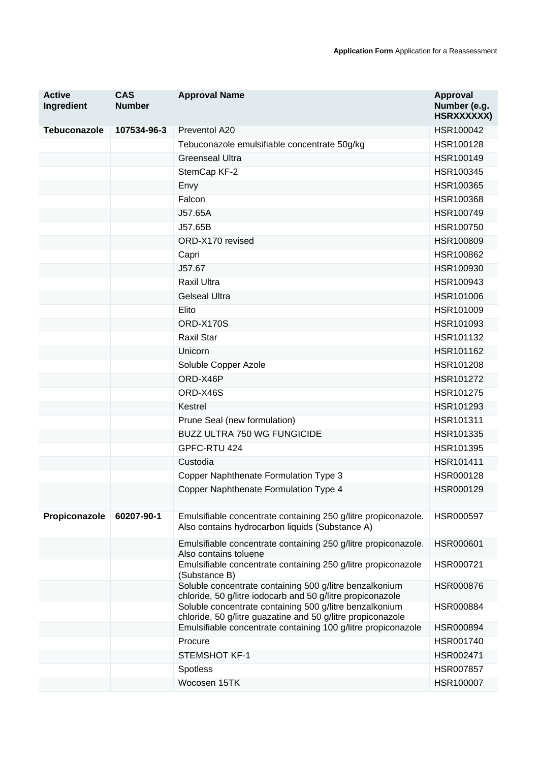| Active Ingredient | CAS Number | Approval Name | Approval Number (e.g. HSRXXXXXX) |
|---|---|---|---|
| **Tebuconazole** | **107534-96-3** | Preventol A20 | HSR100042 |
| | | Tebuconazole emulsifiable concentrate 50g/kg | HSR100128 |
| | | Greenseal Ultra | HSR100149 |
| | | StemCap KF-2 | HSR100345 |
| | | Envy | HSR100365 |
| | | Falcon | HSR100368 |
| | | J57.65A | HSR100749 |
| | | J57.65B | HSR100750 |
| | | ORD-X170 revised | HSR100809 |
| | | Capri | HSR100862 |
| | | J57.67 | HSR100930 |
| | | Raxil Ultra | HSR100943 |
| | | Gelseal Ultra | HSR101006 |
| | | Elito | HSR101009 |
| | | ORD-X170S | HSR101093 |
| | | Raxil Star | HSR101132 |
| | | Unicorn | HSR101162 |
| | | Soluble Copper Azole | HSR101208 |
| | | ORD-X46P | HSR101272 |
| | | ORD-X46S | HSR101275 |
| | | Kestrel | HSR101293 |
| | | Prune Seal (new formulation) | HSR101311 |
| | | BUZZ ULTRA 750 WG FUNGICIDE | HSR101335 |
| | | GPFC-RTU 424 | HSR101395 |
| | | Custodia | HSR101411 |
| | | Copper Naphthenate Formulation Type 3 | HSR000128 |
| | | Copper Naphthenate Formulation Type 4 | HSR000129 |
| **Propiconazole** | **60207-90-1** | Emulsifiable concentrate containing 250 g/litre propiconazole. Also contains hydrocarbon liquids (Substance A) | HSR000597 |
| | | Emulsifiable concentrate containing 250 g/litre propiconazole. Also contains toluene | HSR000601 |
| | | Emulsifiable concentrate containing 250 g/litre propiconazole (Substance B) | HSR000721 |
| | | Soluble concentrate containing 500 g/litre benzalkonium chloride, 50 g/litre iodocarb and 50 g/litre propiconazole | HSR000876 |
| | | Soluble concentrate containing 500 g/litre benzalkonium chloride, 50 g/litre guazatine and 50 g/litre propiconazole | HSR000884 |
| | | Emulsifiable concentrate containing 100 g/litre propiconazole | HSR000894 |
| | | Procure | HSR001740 |
| | | STEMSHOT KF-1 | HSR002471 |
| | | Spotless | HSR007857 |
| | | Wocosen 15TK | HSR100007 |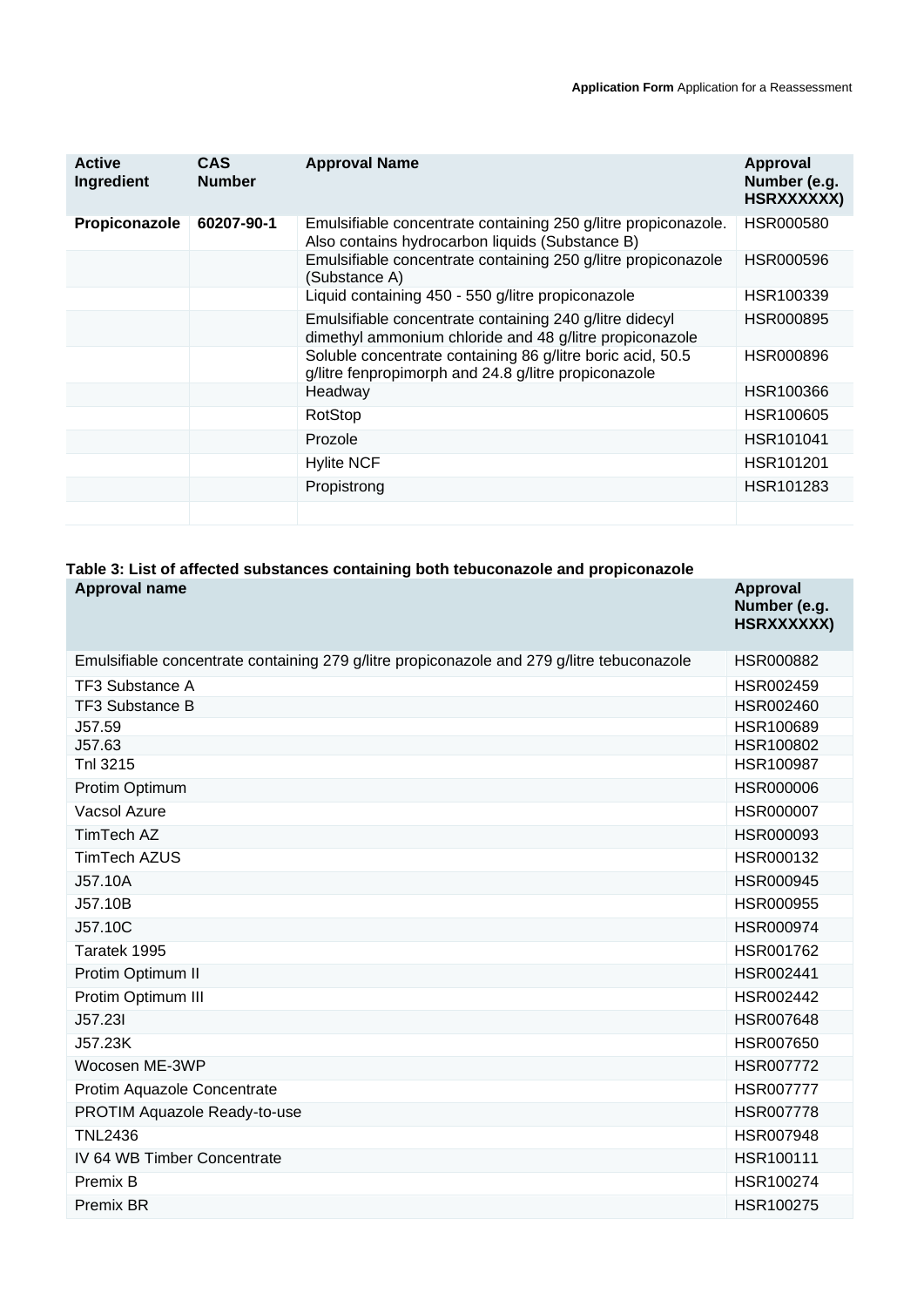| Active Ingredient | CAS Number | Approval Name | Approval Number (e.g. HSRXXXXXX) |
|---|---|---|---|
| **Propiconazole** | **60207-90-1** | Emulsifiable concentrate containing 250 g/litre propiconazole. Also contains hydrocarbon liquids (Substance B) | HSR000580 |
| | | Emulsifiable concentrate containing 250 g/litre propiconazole (Substance A) | HSR000596 |
| | | Liquid containing 450 - 550 g/litre propiconazole | HSR100339 |
| | | Emulsifiable concentrate containing 240 g/litre didecyl dimethyl ammonium chloride and 48 g/litre propiconazole | HSR000895 |
| | | Soluble concentrate containing 86 g/litre boric acid, 50.5 g/litre fenpropimorph and 24.8 g/litre propiconazole | HSR000896 |
| | | Headway | HSR100366 |
| | | RotStop | HSR100605 |
| | | Prozole | HSR101041 |
| | | Hylite NCF | HSR101201 |
| | | Propistrong | HSR101283 |
| | | | |

**Table 3: List of affected substances containing both tebuconazole and propiconazole**

| Approval name | Approval Number (e.g. HSRXXXXXX) |
|---|---|
| Emulsifiable concentrate containing 279 g/litre propiconazole and 279 g/litre tebuconazole | HSR000882 |
| TF3 Substance A | HSR002459 |
| TF3 Substance B | HSR002460 |
| J57.59 | HSR100689 |
| J57.63 | HSR100802 |
| Tnl 3215 | HSR100987 |
| Protim Optimum | HSR000006 |
| Vacsol Azure | HSR000007 |
| TimTech AZ | HSR000093 |
| TimTech AZUS | HSR000132 |
| J57.10A | HSR000945 |
| J57.10B | HSR000955 |
| J57.10C | HSR000974 |
| Taratek 1995 | HSR001762 |
| Protim Optimum II | HSR002441 |
| Protim Optimum III | HSR002442 |
| J57.23I | HSR007648 |
| J57.23K | HSR007650 |
| Wocosen ME-3WP | HSR007772 |
| Protim Aquazole Concentrate | HSR007777 |
| PROTIM Aquazole Ready-to-use | HSR007778 |
| TNL2436 | HSR007948 |
| IV 64 WB Timber Concentrate | HSR100111 |
| Premix B | HSR100274 |
| Premix BR | HSR100275 |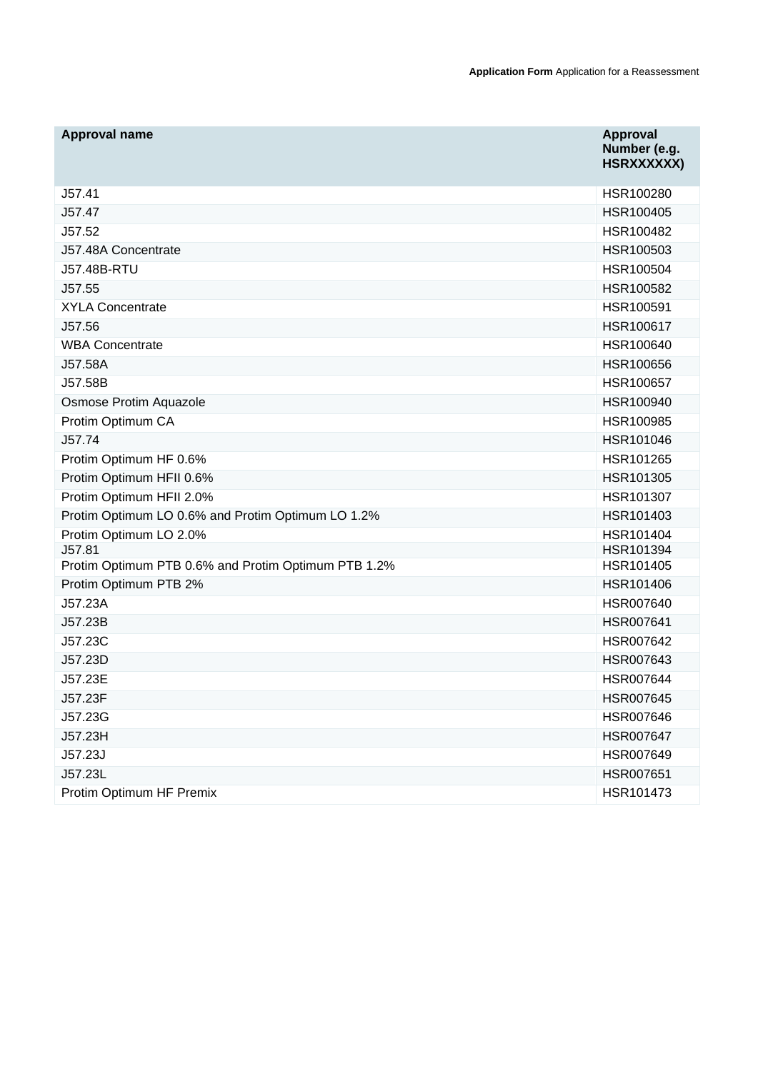| Approval name | Approval Number (e.g. HSRXXXXXX) |
|---|---|
| J57.41 | HSR100280 |
| J57.47 | HSR100405 |
| J57.52 | HSR100482 |
| J57.48A Concentrate | HSR100503 |
| J57.48B-RTU | HSR100504 |
| J57.55 | HSR100582 |
| XYLA Concentrate | HSR100591 |
| J57.56 | HSR100617 |
| WBA Concentrate | HSR100640 |
| J57.58A | HSR100656 |
| J57.58B | HSR100657 |
| Osmose Protim Aquazole | HSR100940 |
| Protim Optimum CA | HSR100985 |
| J57.74 | HSR101046 |
| Protim Optimum HF 0.6% | HSR101265 |
| Protim Optimum HFII 0.6% | HSR101305 |
| Protim Optimum HFII 2.0% | HSR101307 |
| Protim Optimum LO 0.6% and Protim Optimum LO 1.2% | HSR101403 |
| Protim Optimum LO 2.0% | HSR101404 |
| J57.81 | HSR101394 |
| Protim Optimum PTB 0.6% and Protim Optimum PTB 1.2% | HSR101405 |
| Protim Optimum PTB 2% | HSR101406 |
| J57.23A | HSR007640 |
| J57.23B | HSR007641 |
| J57.23C | HSR007642 |
| J57.23D | HSR007643 |
| J57.23E | HSR007644 |
| J57.23F | HSR007645 |
| J57.23G | HSR007646 |
| J57.23H | HSR007647 |
| J57.23J | HSR007649 |
| J57.23L | HSR007651 |
| Protim Optimum HF Premix | HSR101473 |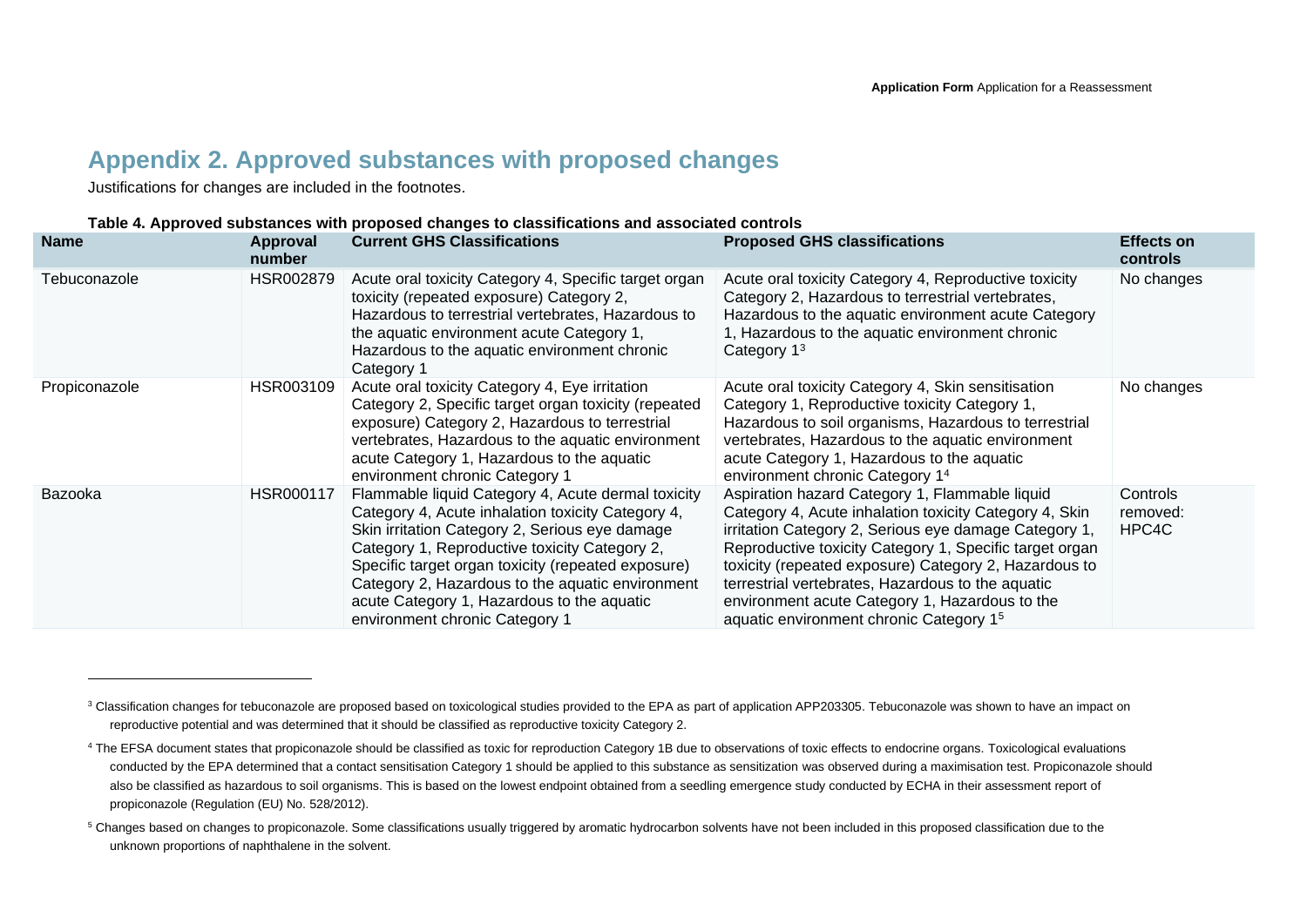## Appendix 2. Approved substances with proposed changes

Justifications for changes are included in the footnotes.

**Table 4. Approved substances with proposed changes to classifications and associated controls**

| Name | Approval number | Current GHS Classifications | Proposed GHS classifications | Effects on controls |
| --- | --- | --- | --- | --- |
| Tebuconazole | HSR002879 | Acute oral toxicity Category 4, Specific target organ toxicity (repeated exposure) Category 2, Hazardous to terrestrial vertebrates, Hazardous to the aquatic environment acute Category 1, Hazardous to the aquatic environment chronic Category 1 | Acute oral toxicity Category 4, Reproductive toxicity Category 2, Hazardous to terrestrial vertebrates, Hazardous to the aquatic environment acute Category 1, Hazardous to the aquatic environment chronic Category 1[3] | No changes |
| Propiconazole | HSR003109 | Acute oral toxicity Category 4, Eye irritation Category 2, Specific target organ toxicity (repeated exposure) Category 2, Hazardous to terrestrial vertebrates, Hazardous to the aquatic environment acute Category 1, Hazardous to the aquatic environment chronic Category 1 | Acute oral toxicity Category 4, Skin sensitisation Category 1, Reproductive toxicity Category 1, Hazardous to soil organisms, Hazardous to terrestrial vertebrates, Hazardous to the aquatic environment acute Category 1, Hazardous to the aquatic environment chronic Category 1[4] | No changes |
| Bazooka | HSR000117 | Flammable liquid Category 4, Acute dermal toxicity Category 4, Acute inhalation toxicity Category 4, Skin irritation Category 2, Serious eye damage Category 1, Reproductive toxicity Category 2, Specific target organ toxicity (repeated exposure) Category 2, Hazardous to the aquatic environment acute Category 1, Hazardous to the aquatic environment chronic Category 1 | Aspiration hazard Category 1, Flammable liquid Category 4, Acute inhalation toxicity Category 4, Skin irritation Category 2, Serious eye damage Category 1, Reproductive toxicity Category 1, Specific target organ toxicity (repeated exposure) Category 2, Hazardous to terrestrial vertebrates, Hazardous to the aquatic environment acute Category 1, Hazardous to the aquatic environment chronic Category 1[5] | Controls removed: HPC4C |

[3] Classification changes for tebuconazole are proposed based on toxicological studies provided to the EPA as part of application APP203305. Tebuconazole was shown to have an impact on reproductive potential and was determined that it should be classified as reproductive toxicity Category 2.

[4] The EFSA document states that propiconazole should be classified as toxic for reproduction Category 1B due to observations of toxic effects to endocrine organs. Toxicological evaluations conducted by the EPA determined that a contact sensitisation Category 1 should be applied to this substance as sensitization was observed during a maximisation test. Propiconazole should also be classified as hazardous to soil organisms. This is based on the lowest endpoint obtained from a seedling emergence study conducted by ECHA in their assessment report of propiconazole (Regulation (EU) No. 528/2012).

[5] Changes based on changes to propiconazole. Some classifications usually triggered by aromatic hydrocarbon solvents have not been included in this proposed classification due to the unknown proportions of naphthalene in the solvent.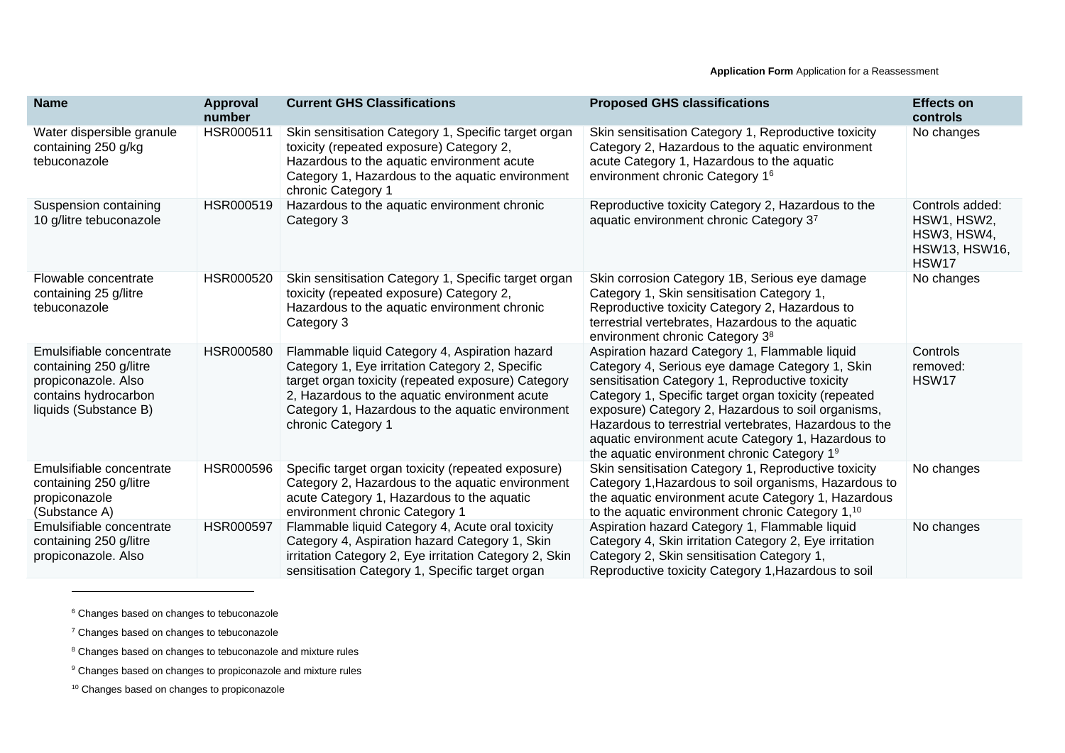| Name | Approval number | Current GHS Classifications | Proposed GHS classifications | Effects on controls |
| --- | --- | --- | --- | --- |
| Water dispersible granule containing 250 g/kg tebuconazole | HSR000511 | Skin sensitisation Category 1, Specific target organ toxicity (repeated exposure) Category 2, Hazardous to the aquatic environment acute Category 1, Hazardous to the aquatic environment chronic Category 1 | Skin sensitisation Category 1, Reproductive toxicity Category 2, Hazardous to the aquatic environment acute Category 1, Hazardous to the aquatic environment chronic Category 1[6] | No changes |
| Suspension containing 10 g/litre tebuconazole | HSR000519 | Hazardous to the aquatic environment chronic Category 3 | Reproductive toxicity Category 2, Hazardous to the aquatic environment chronic Category 3[7] | Controls added: HSW1, HSW2, HSW3, HSW4, HSW13, HSW16, HSW17 |
| Flowable concentrate containing 25 g/litre tebuconazole | HSR000520 | Skin sensitisation Category 1, Specific target organ toxicity (repeated exposure) Category 2, Hazardous to the aquatic environment chronic Category 3 | Skin corrosion Category 1B, Serious eye damage Category 1, Skin sensitisation Category 1, Reproductive toxicity Category 2, Hazardous to terrestrial vertebrates, Hazardous to the aquatic environment chronic Category 3[8] | No changes |
| Emulsifiable concentrate containing 250 g/litre propiconazole. Also contains hydrocarbon liquids (Substance B) | HSR000580 | Flammable liquid Category 4, Aspiration hazard Category 1, Eye irritation Category 2, Specific target organ toxicity (repeated exposure) Category 2, Hazardous to the aquatic environment acute Category 1, Hazardous to the aquatic environment chronic Category 1 | Aspiration hazard Category 1, Flammable liquid Category 4, Serious eye damage Category 1, Skin sensitisation Category 1, Reproductive toxicity Category 1, Specific target organ toxicity (repeated exposure) Category 2, Hazardous to soil organisms, Hazardous to terrestrial vertebrates, Hazardous to the aquatic environment acute Category 1, Hazardous to the aquatic environment chronic Category 1[9] | Controls removed: HSW17 |
| Emulsifiable concentrate containing 250 g/litre propiconazole (Substance A) | HSR000596 | Specific target organ toxicity (repeated exposure) Category 2, Hazardous to the aquatic environment acute Category 1, Hazardous to the aquatic environment chronic Category 1 | Skin sensitisation Category 1, Reproductive toxicity Category 1,Hazardous to soil organisms, Hazardous to the aquatic environment acute Category 1, Hazardous to the aquatic environment chronic Category 1,[10] | No changes |
| Emulsifiable concentrate containing 250 g/litre propiconazole. Also | HSR000597 | Flammable liquid Category 4, Acute oral toxicity Category 4, Aspiration hazard Category 1, Skin irritation Category 2, Eye irritation Category 2, Skin sensitisation Category 1, Specific target organ | Aspiration hazard Category 1, Flammable liquid Category 4, Skin irritation Category 2, Eye irritation Category 2, Skin sensitisation Category 1, Reproductive toxicity Category 1,Hazardous to soil | No changes |

[6] Changes based on changes to tebuconazole

[7] Changes based on changes to tebuconazole

[8] Changes based on changes to tebuconazole and mixture rules

[9] Changes based on changes to propiconazole and mixture rules

[10] Changes based on changes to propiconazole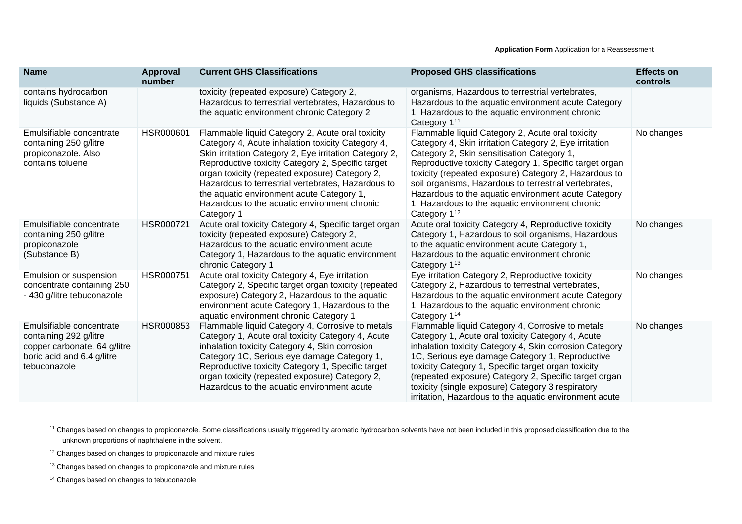| Name | Approval number | Current GHS Classifications | Proposed GHS classifications | Effects on controls |
|---|---|---|---|---|
| contains hydrocarbon liquids (Substance A) | | toxicity (repeated exposure) Category 2, Hazardous to terrestrial vertebrates, Hazardous to the aquatic environment chronic Category 2 | organisms, Hazardous to terrestrial vertebrates, Hazardous to the aquatic environment acute Category 1, Hazardous to the aquatic environment chronic Category 1[11] | |
| Emulsifiable concentrate containing 250 g/litre propiconazole. Also contains toluene | HSR000601 | Flammable liquid Category 2, Acute oral toxicity Category 4, Acute inhalation toxicity Category 4, Skin irritation Category 2, Eye irritation Category 2, Reproductive toxicity Category 2, Specific target organ toxicity (repeated exposure) Category 2, Hazardous to terrestrial vertebrates, Hazardous to the aquatic environment acute Category 1, Hazardous to the aquatic environment chronic Category 1 | Flammable liquid Category 2, Acute oral toxicity Category 4, Skin irritation Category 2, Eye irritation Category 2, Skin sensitisation Category 1, Reproductive toxicity Category 1, Specific target organ toxicity (repeated exposure) Category 2, Hazardous to soil organisms, Hazardous to terrestrial vertebrates, Hazardous to the aquatic environment acute Category 1, Hazardous to the aquatic environment chronic Category 1[12] | No changes |
| Emulsifiable concentrate containing 250 g/litre propiconazole (Substance B) | HSR000721 | Acute oral toxicity Category 4, Specific target organ toxicity (repeated exposure) Category 2, Hazardous to the aquatic environment acute Category 1, Hazardous to the aquatic environment chronic Category 1 | Acute oral toxicity Category 4, Reproductive toxicity Category 1, Hazardous to soil organisms, Hazardous to the aquatic environment acute Category 1, Hazardous to the aquatic environment chronic Category 1[13] | No changes |
| Emulsion or suspension concentrate containing 250 - 430 g/litre tebuconazole | HSR000751 | Acute oral toxicity Category 4, Eye irritation Category 2, Specific target organ toxicity (repeated exposure) Category 2, Hazardous to the aquatic environment acute Category 1, Hazardous to the aquatic environment chronic Category 1 | Eye irritation Category 2, Reproductive toxicity Category 2, Hazardous to terrestrial vertebrates, Hazardous to the aquatic environment acute Category 1, Hazardous to the aquatic environment chronic Category 1[14] | No changes |
| Emulsifiable concentrate containing 292 g/litre copper carbonate, 64 g/litre boric acid and 6.4 g/litre tebuconazole | HSR000853 | Flammable liquid Category 4, Corrosive to metals Category 1, Acute oral toxicity Category 4, Acute inhalation toxicity Category 4, Skin corrosion Category 1C, Serious eye damage Category 1, Reproductive toxicity Category 1, Specific target organ toxicity (repeated exposure) Category 2, Hazardous to the aquatic environment acute | Flammable liquid Category 4, Corrosive to metals Category 1, Acute oral toxicity Category 4, Acute inhalation toxicity Category 4, Skin corrosion Category 1C, Serious eye damage Category 1, Reproductive toxicity Category 1, Specific target organ toxicity (repeated exposure) Category 2, Specific target organ toxicity (single exposure) Category 3 respiratory irritation, Hazardous to the aquatic environment acute | No changes |

[11] Changes based on changes to propiconazole. Some classifications usually triggered by aromatic hydrocarbon solvents have not been included in this proposed classification due to the unknown proportions of naphthalene in the solvent.

[12] Changes based on changes to propiconazole and mixture rules

[13] Changes based on changes to propiconazole and mixture rules

[14] Changes based on changes to tebuconazole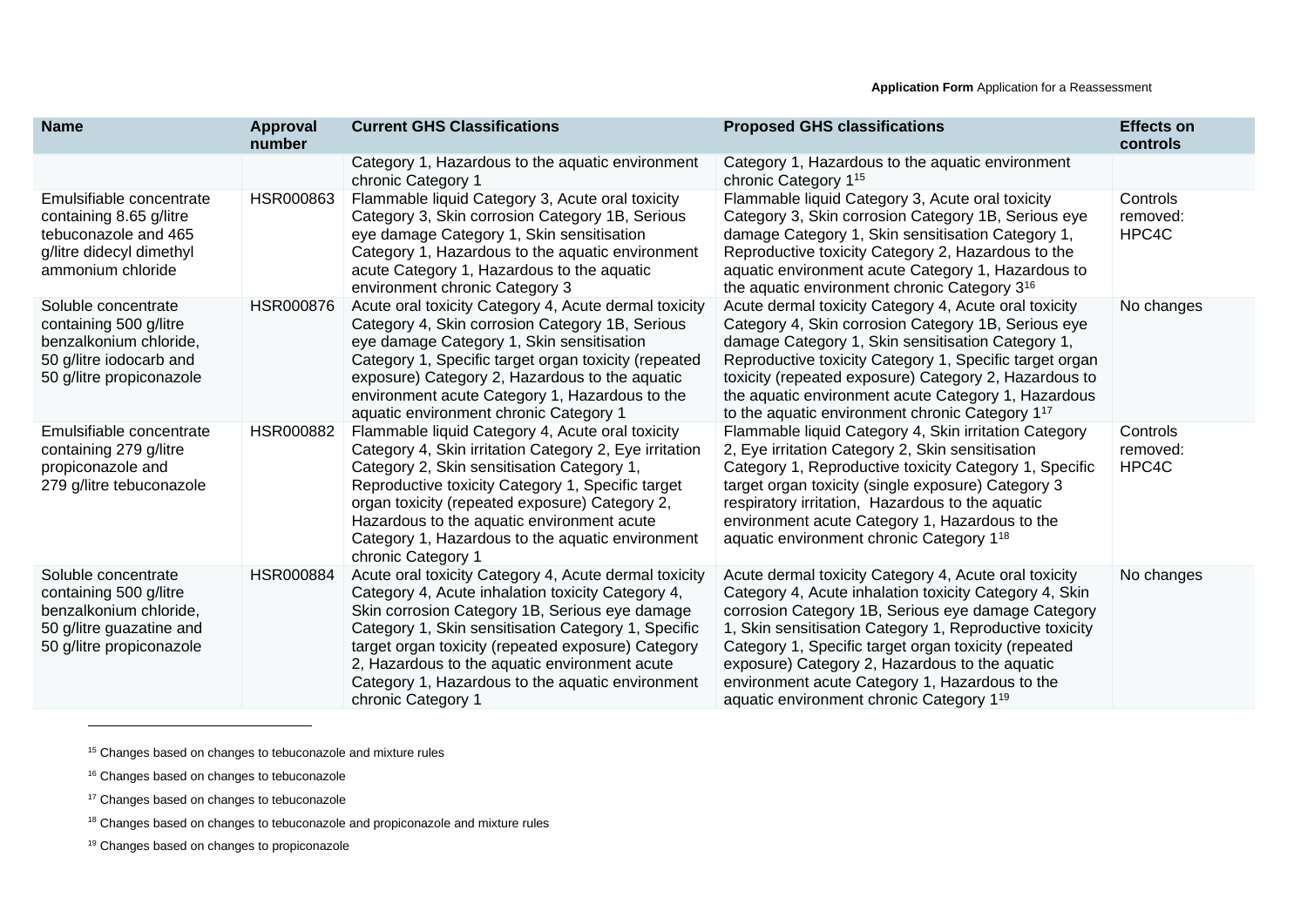| Name | Approval number | Current GHS Classifications | Proposed GHS classifications | Effects on controls |
|---|---|---|---|---|
| | | Category 1, Hazardous to the aquatic environment chronic Category 1 | Category 1, Hazardous to the aquatic environment chronic Category 1[15] | |
| Emulsifiable concentrate containing 8.65 g/litre tebuconazole and 465 g/litre didecyl dimethyl ammonium chloride | HSR000863 | Flammable liquid Category 3, Acute oral toxicity Category 3, Skin corrosion Category 1B, Serious eye damage Category 1, Skin sensitisation Category 1, Hazardous to the aquatic environment acute Category 1, Hazardous to the aquatic environment chronic Category 3 | Flammable liquid Category 3, Acute oral toxicity Category 3, Skin corrosion Category 1B, Serious eye damage Category 1, Skin sensitisation Category 1, Reproductive toxicity Category 2, Hazardous to the aquatic environment acute Category 1, Hazardous to the aquatic environment chronic Category 3[16] | Controls removed: HPC4C |
| Soluble concentrate containing 500 g/litre benzalkonium chloride, 50 g/litre iodocarb and 50 g/litre propiconazole | HSR000876 | Acute oral toxicity Category 4, Acute dermal toxicity Category 4, Skin corrosion Category 1B, Serious eye damage Category 1, Skin sensitisation Category 1, Specific target organ toxicity (repeated exposure) Category 2, Hazardous to the aquatic environment acute Category 1, Hazardous to the aquatic environment chronic Category 1 | Acute dermal toxicity Category 4, Acute oral toxicity Category 4, Skin corrosion Category 1B, Serious eye damage Category 1, Skin sensitisation Category 1, Reproductive toxicity Category 1, Specific target organ toxicity (repeated exposure) Category 2, Hazardous to the aquatic environment acute Category 1, Hazardous to the aquatic environment chronic Category 1[17] | No changes |
| Emulsifiable concentrate containing 279 g/litre propiconazole and 279 g/litre tebuconazole | HSR000882 | Flammable liquid Category 4, Acute oral toxicity Category 4, Skin irritation Category 2, Eye irritation Category 2, Skin sensitisation Category 1, Reproductive toxicity Category 1, Specific target organ toxicity (repeated exposure) Category 2, Hazardous to the aquatic environment acute Category 1, Hazardous to the aquatic environment chronic Category 1 | Flammable liquid Category 4, Skin irritation Category 2, Eye irritation Category 2, Skin sensitisation Category 1, Reproductive toxicity Category 1, Specific target organ toxicity (single exposure) Category 3 respiratory irritation, Hazardous to the aquatic environment acute Category 1, Hazardous to the aquatic environment chronic Category 1[18] | Controls removed: HPC4C |
| Soluble concentrate containing 500 g/litre benzalkonium chloride, 50 g/litre guazatine and 50 g/litre propiconazole | HSR000884 | Acute oral toxicity Category 4, Acute dermal toxicity Category 4, Acute inhalation toxicity Category 4, Skin corrosion Category 1B, Serious eye damage Category 1, Skin sensitisation Category 1, Specific target organ toxicity (repeated exposure) Category 2, Hazardous to the aquatic environment acute Category 1, Hazardous to the aquatic environment chronic Category 1 | Acute dermal toxicity Category 4, Acute oral toxicity Category 4, Acute inhalation toxicity Category 4, Skin corrosion Category 1B, Serious eye damage Category 1, Skin sensitisation Category 1, Reproductive toxicity Category 1, Specific target organ toxicity (repeated exposure) Category 2, Hazardous to the aquatic environment acute Category 1, Hazardous to the aquatic environment chronic Category 1[19] | No changes |

[15] Changes based on changes to tebuconazole and mixture rules

[16] Changes based on changes to tebuconazole

[17] Changes based on changes to tebuconazole

[18] Changes based on changes to tebuconazole and propiconazole and mixture rules

[19] Changes based on changes to propiconazole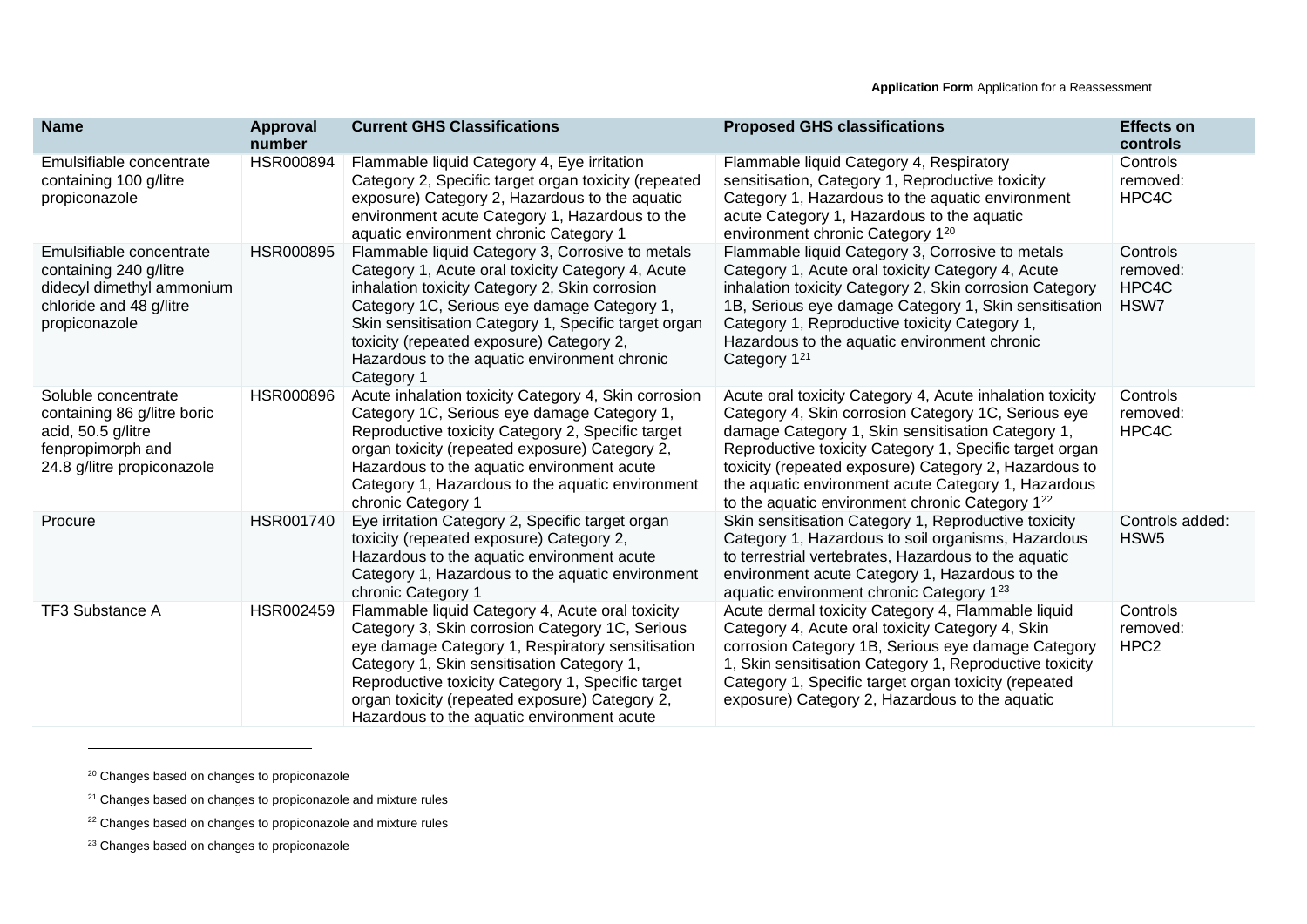| Name | Approval number | Current GHS Classifications | Proposed GHS classifications | Effects on controls |
|---|---|---|---|---|
| Emulsifiable concentrate containing 100 g/litre propiconazole | HSR000894 | Flammable liquid Category 4, Eye irritation Category 2, Specific target organ toxicity (repeated exposure) Category 2, Hazardous to the aquatic environment acute Category 1, Hazardous to the aquatic environment chronic Category 1 | Flammable liquid Category 4, Respiratory sensitisation, Category 1, Reproductive toxicity Category 1, Hazardous to the aquatic environment acute Category 1, Hazardous to the aquatic environment chronic Category 1[20] | Controls removed: HPC4C |
| Emulsifiable concentrate containing 240 g/litre didecyl dimethyl ammonium chloride and 48 g/litre propiconazole | HSR000895 | Flammable liquid Category 3, Corrosive to metals Category 1, Acute oral toxicity Category 4, Acute inhalation toxicity Category 2, Skin corrosion Category 1C, Serious eye damage Category 1, Skin sensitisation Category 1, Specific target organ toxicity (repeated exposure) Category 2, Hazardous to the aquatic environment chronic Category 1 | Flammable liquid Category 3, Corrosive to metals Category 1, Acute oral toxicity Category 4, Acute inhalation toxicity Category 2, Skin corrosion Category 1B, Serious eye damage Category 1, Skin sensitisation Category 1, Reproductive toxicity Category 1, Hazardous to the aquatic environment chronic Category 1[21] | Controls removed: HPC4C HSW7 |
| Soluble concentrate containing 86 g/litre boric acid, 50.5 g/litre fenpropimorph and 24.8 g/litre propiconazole | HSR000896 | Acute inhalation toxicity Category 4, Skin corrosion Category 1C, Serious eye damage Category 1, Reproductive toxicity Category 2, Specific target organ toxicity (repeated exposure) Category 2, Hazardous to the aquatic environment acute Category 1, Hazardous to the aquatic environment chronic Category 1 | Acute oral toxicity Category 4, Acute inhalation toxicity Category 4, Skin corrosion Category 1C, Serious eye damage Category 1, Skin sensitisation Category 1, Reproductive toxicity Category 1, Specific target organ toxicity (repeated exposure) Category 2, Hazardous to the aquatic environment acute Category 1, Hazardous to the aquatic environment chronic Category 1[22] | Controls removed: HPC4C |
| Procure | HSR001740 | Eye irritation Category 2, Specific target organ toxicity (repeated exposure) Category 2, Hazardous to the aquatic environment acute Category 1, Hazardous to the aquatic environment chronic Category 1 | Skin sensitisation Category 1, Reproductive toxicity Category 1, Hazardous to soil organisms, Hazardous to terrestrial vertebrates, Hazardous to the aquatic environment acute Category 1, Hazardous to the aquatic environment chronic Category 1[23] | Controls added: HSW5 |
| TF3 Substance A | HSR002459 | Flammable liquid Category 4, Acute oral toxicity Category 3, Skin corrosion Category 1C, Serious eye damage Category 1, Respiratory sensitisation Category 1, Skin sensitisation Category 1, Reproductive toxicity Category 1, Specific target organ toxicity (repeated exposure) Category 2, Hazardous to the aquatic environment acute | Acute dermal toxicity Category 4, Flammable liquid Category 4, Acute oral toxicity Category 4, Skin corrosion Category 1B, Serious eye damage Category 1, Skin sensitisation Category 1, Reproductive toxicity Category 1, Specific target organ toxicity (repeated exposure) Category 2, Hazardous to the aquatic | Controls removed: HPC2 |

[20] Changes based on changes to propiconazole

[21] Changes based on changes to propiconazole and mixture rules

[22] Changes based on changes to propiconazole and mixture rules

[23] Changes based on changes to propiconazole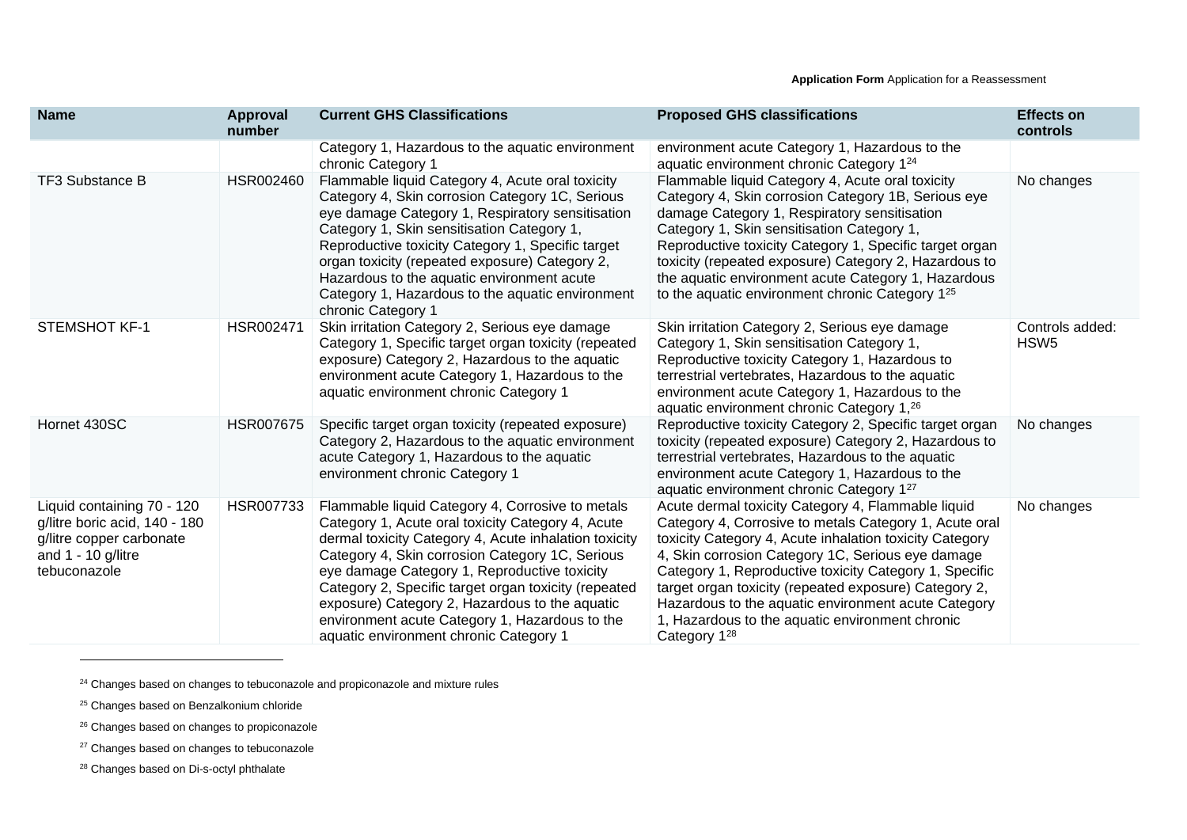| Name | Approval number | Current GHS Classifications | Proposed GHS classifications | Effects on controls |
|---|---|---|---|---|
| | | Category 1, Hazardous to the aquatic environment chronic Category 1 | environment acute Category 1, Hazardous to the aquatic environment chronic Category 1[24] | |
| TF3 Substance B | HSR002460 | Flammable liquid Category 4, Acute oral toxicity Category 4, Skin corrosion Category 1C, Serious eye damage Category 1, Respiratory sensitisation Category 1, Skin sensitisation Category 1, Reproductive toxicity Category 1, Specific target organ toxicity (repeated exposure) Category 2, Hazardous to the aquatic environment acute Category 1, Hazardous to the aquatic environment chronic Category 1 | Flammable liquid Category 4, Acute oral toxicity Category 4, Skin corrosion Category 1B, Serious eye damage Category 1, Respiratory sensitisation Category 1, Skin sensitisation Category 1, Reproductive toxicity Category 1, Specific target organ toxicity (repeated exposure) Category 2, Hazardous to the aquatic environment acute Category 1, Hazardous to the aquatic environment chronic Category 1[25] | No changes |
| STEMSHOT KF-1 | HSR002471 | Skin irritation Category 2, Serious eye damage Category 1, Specific target organ toxicity (repeated exposure) Category 2, Hazardous to the aquatic environment acute Category 1, Hazardous to the aquatic environment chronic Category 1 | Skin irritation Category 2, Serious eye damage Category 1, Skin sensitisation Category 1, Reproductive toxicity Category 1, Hazardous to terrestrial vertebrates, Hazardous to the aquatic environment acute Category 1, Hazardous to the aquatic environment chronic Category 1,[26] | Controls added: HSW5 |
| Hornet 430SC | HSR007675 | Specific target organ toxicity (repeated exposure) Category 2, Hazardous to the aquatic environment acute Category 1, Hazardous to the aquatic environment chronic Category 1 | Reproductive toxicity Category 2, Specific target organ toxicity (repeated exposure) Category 2, Hazardous to terrestrial vertebrates, Hazardous to the aquatic environment acute Category 1, Hazardous to the aquatic environment chronic Category 1[27] | No changes |
| Liquid containing 70 - 120 g/litre boric acid, 140 - 180 g/litre copper carbonate and 1 - 10 g/litre tebuconazole | HSR007733 | Flammable liquid Category 4, Corrosive to metals Category 1, Acute oral toxicity Category 4, Acute dermal toxicity Category 4, Acute inhalation toxicity Category 4, Skin corrosion Category 1C, Serious eye damage Category 1, Reproductive toxicity Category 2, Specific target organ toxicity (repeated exposure) Category 2, Hazardous to the aquatic environment acute Category 1, Hazardous to the aquatic environment chronic Category 1 | Acute dermal toxicity Category 4, Flammable liquid Category 4, Corrosive to metals Category 1, Acute oral toxicity Category 4, Acute inhalation toxicity Category 4, Skin corrosion Category 1C, Serious eye damage Category 1, Reproductive toxicity Category 1, Specific target organ toxicity (repeated exposure) Category 2, Hazardous to the aquatic environment acute Category 1, Hazardous to the aquatic environment chronic Category 1[28] | No changes |

[24] Changes based on changes to tebuconazole and propiconazole and mixture rules

[25] Changes based on Benzalkonium chloride

[26] Changes based on changes to propiconazole

[27] Changes based on changes to tebuconazole

[28] Changes based on Di-s-octyl phthalate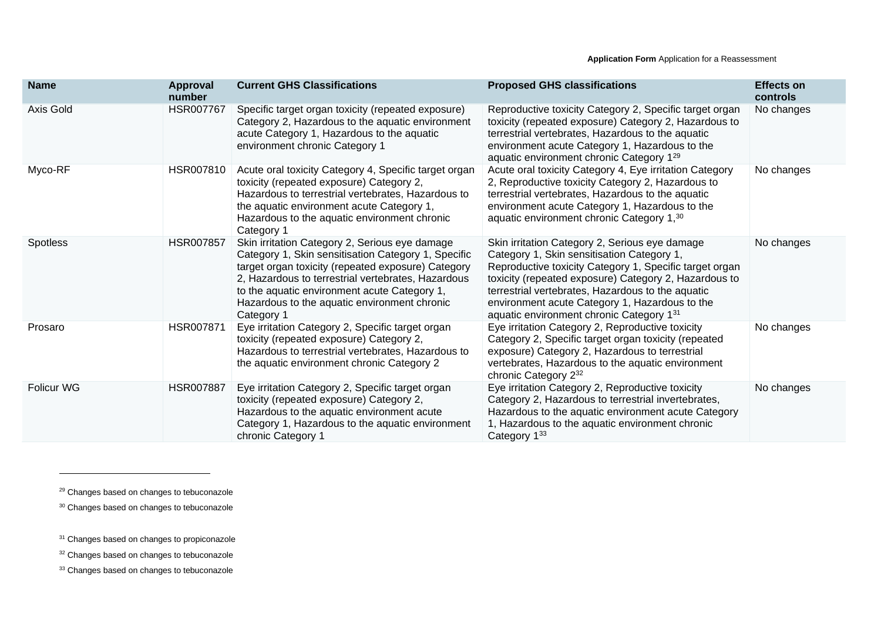| Name | Approval number | Current GHS Classifications | Proposed GHS classifications | Effects on controls |
|---|---|---|---|---|
| Axis Gold | HSR007767 | Specific target organ toxicity (repeated exposure) Category 2, Hazardous to the aquatic environment acute Category 1, Hazardous to the aquatic environment chronic Category 1 | Reproductive toxicity Category 2, Specific target organ toxicity (repeated exposure) Category 2, Hazardous to terrestrial vertebrates, Hazardous to the aquatic environment acute Category 1, Hazardous to the aquatic environment chronic Category 1[29] | No changes |
| Myco-RF | HSR007810 | Acute oral toxicity Category 4, Specific target organ toxicity (repeated exposure) Category 2, Hazardous to terrestrial vertebrates, Hazardous to the aquatic environment acute Category 1, Hazardous to the aquatic environment chronic Category 1 | Acute oral toxicity Category 4, Eye irritation Category 2, Reproductive toxicity Category 2, Hazardous to terrestrial vertebrates, Hazardous to the aquatic environment acute Category 1, Hazardous to the aquatic environment chronic Category 1,[30] | No changes |
| Spotless | HSR007857 | Skin irritation Category 2, Serious eye damage Category 1, Skin sensitisation Category 1, Specific target organ toxicity (repeated exposure) Category 2, Hazardous to terrestrial vertebrates, Hazardous to the aquatic environment acute Category 1, Hazardous to the aquatic environment chronic Category 1 | Skin irritation Category 2, Serious eye damage Category 1, Skin sensitisation Category 1, Reproductive toxicity Category 1, Specific target organ toxicity (repeated exposure) Category 2, Hazardous to terrestrial vertebrates, Hazardous to the aquatic environment acute Category 1, Hazardous to the aquatic environment chronic Category 1[31] | No changes |
| Prosaro | HSR007871 | Eye irritation Category 2, Specific target organ toxicity (repeated exposure) Category 2, Hazardous to terrestrial vertebrates, Hazardous to the aquatic environment chronic Category 2 | Eye irritation Category 2, Reproductive toxicity Category 2, Specific target organ toxicity (repeated exposure) Category 2, Hazardous to terrestrial vertebrates, Hazardous to the aquatic environment chronic Category 2[32] | No changes |
| Folicur WG | HSR007887 | Eye irritation Category 2, Specific target organ toxicity (repeated exposure) Category 2, Hazardous to the aquatic environment acute Category 1, Hazardous to the aquatic environment chronic Category 1 | Eye irritation Category 2, Reproductive toxicity Category 2, Hazardous to terrestrial invertebrates, Hazardous to the aquatic environment acute Category 1, Hazardous to the aquatic environment chronic Category 1[33] | No changes |

[29] Changes based on changes to tebuconazole

[30] Changes based on changes to tebuconazole

[31] Changes based on changes to propiconazole

[32] Changes based on changes to tebuconazole

[33] Changes based on changes to tebuconazole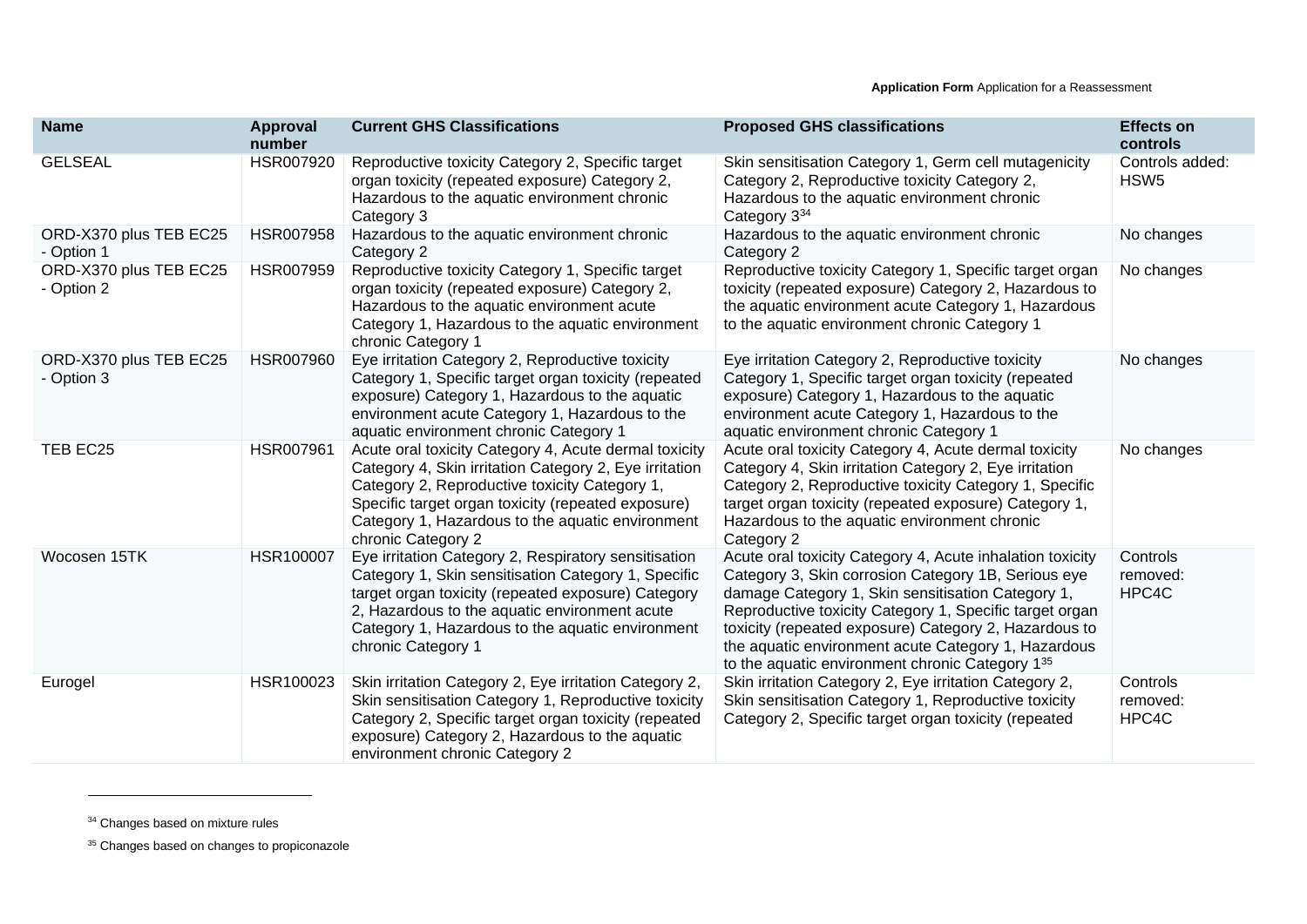| Name | Approval number | Current GHS Classifications | Proposed GHS classifications | Effects on controls |
|---|---|---|---|---|
| GELSEAL | HSR007920 | Reproductive toxicity Category 2, Specific target organ toxicity (repeated exposure) Category 2, Hazardous to the aquatic environment chronic Category 3 | Skin sensitisation Category 1, Germ cell mutagenicity Category 2, Reproductive toxicity Category 2, Hazardous to the aquatic environment chronic Category 3[34] | Controls added: HSW5 |
| ORD-X370 plus TEB EC25 - Option 1 | HSR007958 | Hazardous to the aquatic environment chronic Category 2 | Hazardous to the aquatic environment chronic Category 2 | No changes |
| ORD-X370 plus TEB EC25 - Option 2 | HSR007959 | Reproductive toxicity Category 1, Specific target organ toxicity (repeated exposure) Category 2, Hazardous to the aquatic environment acute Category 1, Hazardous to the aquatic environment chronic Category 1 | Reproductive toxicity Category 1, Specific target organ toxicity (repeated exposure) Category 2, Hazardous to the aquatic environment acute Category 1, Hazardous to the aquatic environment chronic Category 1 | No changes |
| ORD-X370 plus TEB EC25 - Option 3 | HSR007960 | Eye irritation Category 2, Reproductive toxicity Category 1, Specific target organ toxicity (repeated exposure) Category 1, Hazardous to the aquatic environment acute Category 1, Hazardous to the aquatic environment chronic Category 1 | Eye irritation Category 2, Reproductive toxicity Category 1, Specific target organ toxicity (repeated exposure) Category 1, Hazardous to the aquatic environment acute Category 1, Hazardous to the aquatic environment chronic Category 1 | No changes |
| TEB EC25 | HSR007961 | Acute oral toxicity Category 4, Acute dermal toxicity Category 4, Skin irritation Category 2, Eye irritation Category 2, Reproductive toxicity Category 1, Specific target organ toxicity (repeated exposure) Category 1, Hazardous to the aquatic environment chronic Category 2 | Acute oral toxicity Category 4, Acute dermal toxicity Category 4, Skin irritation Category 2, Eye irritation Category 2, Reproductive toxicity Category 1, Specific target organ toxicity (repeated exposure) Category 1, Hazardous to the aquatic environment chronic Category 2 | No changes |
| Wocosen 15TK | HSR100007 | Eye irritation Category 2, Respiratory sensitisation Category 1, Skin sensitisation Category 1, Specific target organ toxicity (repeated exposure) Category 2, Hazardous to the aquatic environment acute Category 1, Hazardous to the aquatic environment chronic Category 1 | Acute oral toxicity Category 4, Acute inhalation toxicity Category 3, Skin corrosion Category 1B, Serious eye damage Category 1, Skin sensitisation Category 1, Reproductive toxicity Category 1, Specific target organ toxicity (repeated exposure) Category 2, Hazardous to the aquatic environment acute Category 1, Hazardous to the aquatic environment chronic Category 1[35] | Controls removed: HPC4C |
| Eurogel | HSR100023 | Skin irritation Category 2, Eye irritation Category 2, Skin sensitisation Category 1, Reproductive toxicity Category 2, Specific target organ toxicity (repeated exposure) Category 2, Hazardous to the aquatic environment chronic Category 2 | Skin irritation Category 2, Eye irritation Category 2, Skin sensitisation Category 1, Reproductive toxicity Category 2, Specific target organ toxicity (repeated | Controls removed: HPC4C |

[34] Changes based on mixture rules

[35] Changes based on changes to propiconazole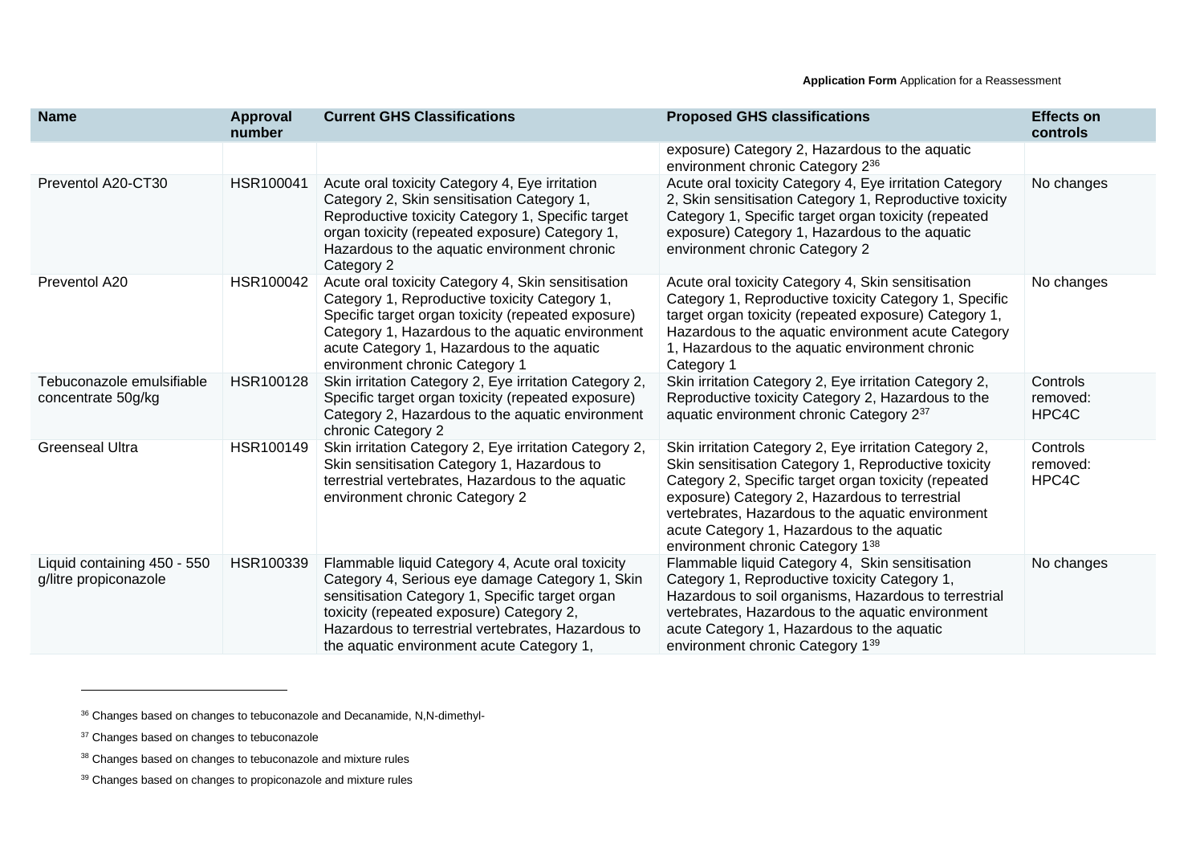| Name | Approval number | Current GHS Classifications | Proposed GHS classifications | Effects on controls |
|---|---|---|---|---|
| | | | exposure) Category 2, Hazardous to the aquatic environment chronic Category 2[36] | |
| Preventol A20-CT30 | HSR100041 | Acute oral toxicity Category 4, Eye irritation Category 2, Skin sensitisation Category 1, Reproductive toxicity Category 1, Specific target organ toxicity (repeated exposure) Category 1, Hazardous to the aquatic environment chronic Category 2 | Acute oral toxicity Category 4, Eye irritation Category 2, Skin sensitisation Category 1, Reproductive toxicity Category 1, Specific target organ toxicity (repeated exposure) Category 1, Hazardous to the aquatic environment chronic Category 2 | No changes |
| Preventol A20 | HSR100042 | Acute oral toxicity Category 4, Skin sensitisation Category 1, Reproductive toxicity Category 1, Specific target organ toxicity (repeated exposure) Category 1, Hazardous to the aquatic environment acute Category 1, Hazardous to the aquatic environment chronic Category 1 | Acute oral toxicity Category 4, Skin sensitisation Category 1, Reproductive toxicity Category 1, Specific target organ toxicity (repeated exposure) Category 1, Hazardous to the aquatic environment acute Category 1, Hazardous to the aquatic environment chronic Category 1 | No changes |
| Tebuconazole emulsifiable concentrate 50g/kg | HSR100128 | Skin irritation Category 2, Eye irritation Category 2, Specific target organ toxicity (repeated exposure) Category 2, Hazardous to the aquatic environment chronic Category 2 | Skin irritation Category 2, Eye irritation Category 2, Reproductive toxicity Category 2, Hazardous to the aquatic environment chronic Category 2[37] | Controls removed: HPC4C |
| Greenseal Ultra | HSR100149 | Skin irritation Category 2, Eye irritation Category 2, Skin sensitisation Category 1, Hazardous to terrestrial vertebrates, Hazardous to the aquatic environment chronic Category 2 | Skin irritation Category 2, Eye irritation Category 2, Skin sensitisation Category 1, Reproductive toxicity Category 2, Specific target organ toxicity (repeated exposure) Category 2, Hazardous to terrestrial vertebrates, Hazardous to the aquatic environment acute Category 1, Hazardous to the aquatic environment chronic Category 1[38] | Controls removed: HPC4C |
| Liquid containing 450 - 550 g/litre propiconazole | HSR100339 | Flammable liquid Category 4, Acute oral toxicity Category 4, Serious eye damage Category 1, Skin sensitisation Category 1, Specific target organ toxicity (repeated exposure) Category 2, Hazardous to terrestrial vertebrates, Hazardous to the aquatic environment acute Category 1, | Flammable liquid Category 4, Skin sensitisation Category 1, Reproductive toxicity Category 1, Hazardous to soil organisms, Hazardous to terrestrial vertebrates, Hazardous to the aquatic environment acute Category 1, Hazardous to the aquatic environment chronic Category 1[39] | No changes |

[36] Changes based on changes to tebuconazole and Decanamide, N,N-dimethyl-

[37] Changes based on changes to tebuconazole

[38] Changes based on changes to tebuconazole and mixture rules

[39] Changes based on changes to propiconazole and mixture rules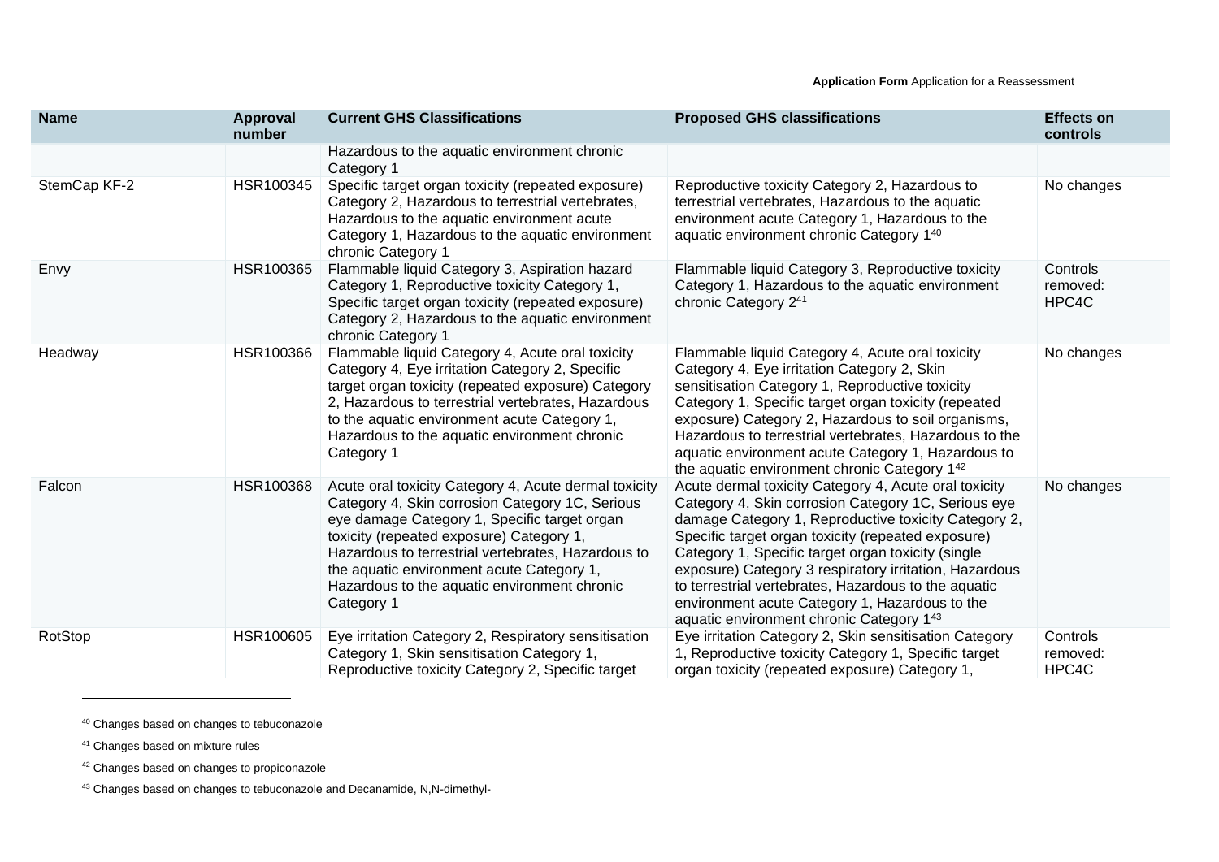| Name | Approval number | Current GHS Classifications | Proposed GHS classifications | Effects on controls |
|---|---|---|---|---|
| | | Hazardous to the aquatic environment chronic Category 1 | | |
| StemCap KF-2 | HSR100345 | Specific target organ toxicity (repeated exposure) Category 2, Hazardous to terrestrial vertebrates, Hazardous to the aquatic environment acute Category 1, Hazardous to the aquatic environment chronic Category 1 | Reproductive toxicity Category 2, Hazardous to terrestrial vertebrates, Hazardous to the aquatic environment acute Category 1, Hazardous to the aquatic environment chronic Category 1[40] | No changes |
| Envy | HSR100365 | Flammable liquid Category 3, Aspiration hazard Category 1, Reproductive toxicity Category 1, Specific target organ toxicity (repeated exposure) Category 2, Hazardous to the aquatic environment chronic Category 1 | Flammable liquid Category 3, Reproductive toxicity Category 1, Hazardous to the aquatic environment chronic Category 2[41] | Controls removed: HPC4C |
| Headway | HSR100366 | Flammable liquid Category 4, Acute oral toxicity Category 4, Eye irritation Category 2, Specific target organ toxicity (repeated exposure) Category 2, Hazardous to terrestrial vertebrates, Hazardous to the aquatic environment acute Category 1, Hazardous to the aquatic environment chronic Category 1 | Flammable liquid Category 4, Acute oral toxicity Category 4, Eye irritation Category 2, Skin sensitisation Category 1, Reproductive toxicity Category 1, Specific target organ toxicity (repeated exposure) Category 2, Hazardous to soil organisms, Hazardous to terrestrial vertebrates, Hazardous to the aquatic environment acute Category 1, Hazardous to the aquatic environment chronic Category 1[42] | No changes |
| Falcon | HSR100368 | Acute oral toxicity Category 4, Acute dermal toxicity Category 4, Skin corrosion Category 1C, Serious eye damage Category 1, Specific target organ toxicity (repeated exposure) Category 1, Hazardous to terrestrial vertebrates, Hazardous to the aquatic environment acute Category 1, Hazardous to the aquatic environment chronic Category 1 | Acute dermal toxicity Category 4, Acute oral toxicity Category 4, Skin corrosion Category 1C, Serious eye damage Category 1, Reproductive toxicity Category 2, Specific target organ toxicity (repeated exposure) Category 1, Specific target organ toxicity (single exposure) Category 3 respiratory irritation, Hazardous to terrestrial vertebrates, Hazardous to the aquatic environment acute Category 1, Hazardous to the aquatic environment chronic Category 1[43] | No changes |
| RotStop | HSR100605 | Eye irritation Category 2, Respiratory sensitisation Category 1, Skin sensitisation Category 1, Reproductive toxicity Category 2, Specific target | Eye irritation Category 2, Skin sensitisation Category 1, Reproductive toxicity Category 1, Specific target organ toxicity (repeated exposure) Category 1, | Controls removed: HPC4C |

[40] Changes based on changes to tebuconazole

[41] Changes based on mixture rules

[42] Changes based on changes to propiconazole

[43] Changes based on changes to tebuconazole and Decanamide, N,N-dimethyl-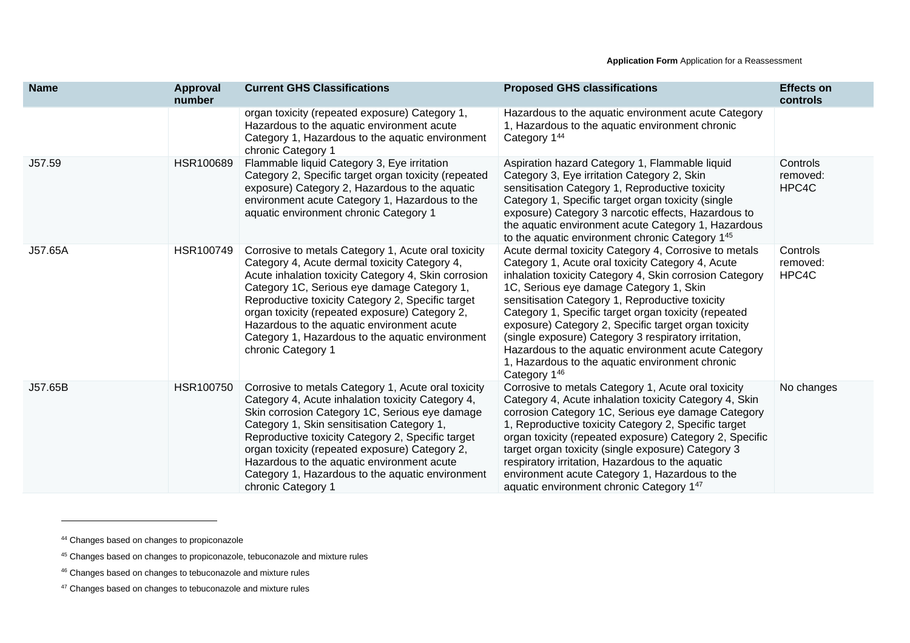| Name | Approval number | Current GHS Classifications | Proposed GHS classifications | Effects on controls |
|---|---|---|---|---|
| | | organ toxicity (repeated exposure) Category 1, Hazardous to the aquatic environment acute Category 1, Hazardous to the aquatic environment chronic Category 1 | Hazardous to the aquatic environment acute Category 1, Hazardous to the aquatic environment chronic Category 1[44] | |
| J57.59 | HSR100689 | Flammable liquid Category 3, Eye irritation Category 2, Specific target organ toxicity (repeated exposure) Category 2, Hazardous to the aquatic environment acute Category 1, Hazardous to the aquatic environment chronic Category 1 | Aspiration hazard Category 1, Flammable liquid Category 3, Eye irritation Category 2, Skin sensitisation Category 1, Reproductive toxicity Category 1, Specific target organ toxicity (single exposure) Category 3 narcotic effects, Hazardous to the aquatic environment acute Category 1, Hazardous to the aquatic environment chronic Category 1[45] | Controls removed: HPC4C |
| J57.65A | HSR100749 | Corrosive to metals Category 1, Acute oral toxicity Category 4, Acute dermal toxicity Category 4, Acute inhalation toxicity Category 4, Skin corrosion Category 1C, Serious eye damage Category 1, Reproductive toxicity Category 2, Specific target organ toxicity (repeated exposure) Category 2, Hazardous to the aquatic environment acute Category 1, Hazardous to the aquatic environment chronic Category 1 | Acute dermal toxicity Category 4, Corrosive to metals Category 1, Acute oral toxicity Category 4, Acute inhalation toxicity Category 4, Skin corrosion Category 1C, Serious eye damage Category 1, Skin sensitisation Category 1, Reproductive toxicity Category 1, Specific target organ toxicity (repeated exposure) Category 2, Specific target organ toxicity (single exposure) Category 3 respiratory irritation, Hazardous to the aquatic environment acute Category 1, Hazardous to the aquatic environment chronic Category 1[46] | Controls removed: HPC4C |
| J57.65B | HSR100750 | Corrosive to metals Category 1, Acute oral toxicity Category 4, Acute inhalation toxicity Category 4, Skin corrosion Category 1C, Serious eye damage Category 1, Skin sensitisation Category 1, Reproductive toxicity Category 2, Specific target organ toxicity (repeated exposure) Category 2, Hazardous to the aquatic environment acute Category 1, Hazardous to the aquatic environment chronic Category 1 | Corrosive to metals Category 1, Acute oral toxicity Category 4, Acute inhalation toxicity Category 4, Skin corrosion Category 1C, Serious eye damage Category 1, Reproductive toxicity Category 2, Specific target organ toxicity (repeated exposure) Category 2, Specific target organ toxicity (single exposure) Category 3 respiratory irritation, Hazardous to the aquatic environment acute Category 1, Hazardous to the aquatic environment chronic Category 1[47] | No changes |

[44] Changes based on changes to propiconazole

[45] Changes based on changes to propiconazole, tebuconazole and mixture rules

[46] Changes based on changes to tebuconazole and mixture rules

[47] Changes based on changes to tebuconazole and mixture rules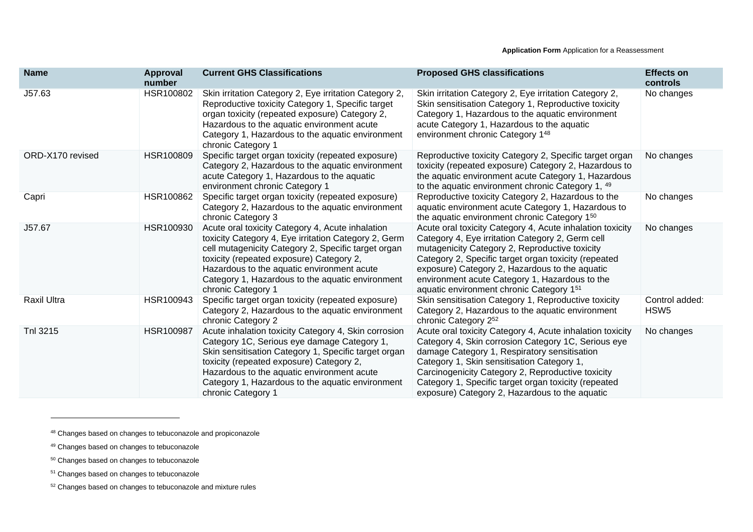| Name | Approval number | Current GHS Classifications | Proposed GHS classifications | Effects on controls |
|---|---|---|---|---|
| J57.63 | HSR100802 | Skin irritation Category 2, Eye irritation Category 2, Reproductive toxicity Category 1, Specific target organ toxicity (repeated exposure) Category 2, Hazardous to the aquatic environment acute Category 1, Hazardous to the aquatic environment chronic Category 1 | Skin irritation Category 2, Eye irritation Category 2, Skin sensitisation Category 1, Reproductive toxicity Category 1, Hazardous to the aquatic environment acute Category 1, Hazardous to the aquatic environment chronic Category 1[48] | No changes |
| ORD-X170 revised | HSR100809 | Specific target organ toxicity (repeated exposure) Category 2, Hazardous to the aquatic environment acute Category 1, Hazardous to the aquatic environment chronic Category 1 | Reproductive toxicity Category 2, Specific target organ toxicity (repeated exposure) Category 2, Hazardous to the aquatic environment acute Category 1, Hazardous to the aquatic environment chronic Category 1, [49] | No changes |
| Capri | HSR100862 | Specific target organ toxicity (repeated exposure) Category 2, Hazardous to the aquatic environment chronic Category 3 | Reproductive toxicity Category 2, Hazardous to the aquatic environment acute Category 1, Hazardous to the aquatic environment chronic Category 1[50] | No changes |
| J57.67 | HSR100930 | Acute oral toxicity Category 4, Acute inhalation toxicity Category 4, Eye irritation Category 2, Germ cell mutagenicity Category 2, Specific target organ toxicity (repeated exposure) Category 2, Hazardous to the aquatic environment acute Category 1, Hazardous to the aquatic environment chronic Category 1 | Acute oral toxicity Category 4, Acute inhalation toxicity Category 4, Eye irritation Category 2, Germ cell mutagenicity Category 2, Reproductive toxicity Category 2, Specific target organ toxicity (repeated exposure) Category 2, Hazardous to the aquatic environment acute Category 1, Hazardous to the aquatic environment chronic Category 1[51] | No changes |
| Raxil Ultra | HSR100943 | Specific target organ toxicity (repeated exposure) Category 2, Hazardous to the aquatic environment chronic Category 2 | Skin sensitisation Category 1, Reproductive toxicity Category 2, Hazardous to the aquatic environment chronic Category 2[52] | Control added: HSW5 |
| Tnl 3215 | HSR100987 | Acute inhalation toxicity Category 4, Skin corrosion Category 1C, Serious eye damage Category 1, Skin sensitisation Category 1, Specific target organ toxicity (repeated exposure) Category 2, Hazardous to the aquatic environment acute Category 1, Hazardous to the aquatic environment chronic Category 1 | Acute oral toxicity Category 4, Acute inhalation toxicity Category 4, Skin corrosion Category 1C, Serious eye damage Category 1, Respiratory sensitisation Category 1, Skin sensitisation Category 1, Carcinogenicity Category 2, Reproductive toxicity Category 1, Specific target organ toxicity (repeated exposure) Category 2, Hazardous to the aquatic | No changes |

[48] Changes based on changes to tebuconazole and propiconazole

[49] Changes based on changes to tebuconazole

[50] Changes based on changes to tebuconazole

[51] Changes based on changes to tebuconazole

[52] Changes based on changes to tebuconazole and mixture rules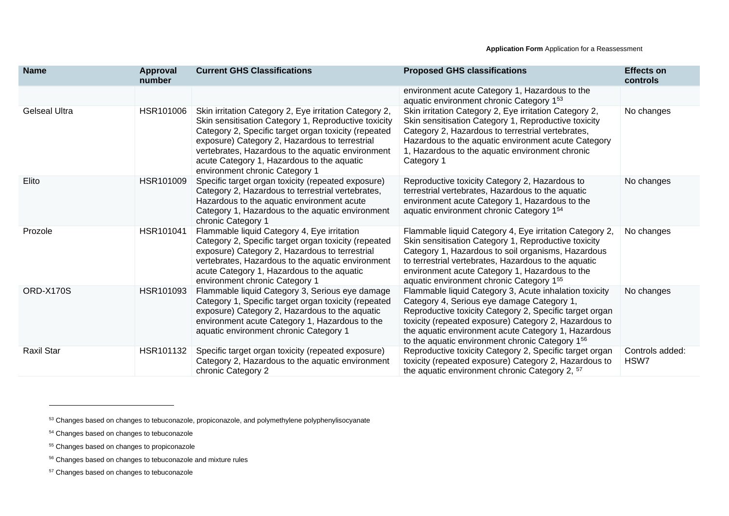| Name | Approval number | Current GHS Classifications | Proposed GHS classifications | Effects on controls |
|---|---|---|---|---|
| | | | environment acute Category 1, Hazardous to the aquatic environment chronic Category 1[53] | |
| Gelseal Ultra | HSR101006 | Skin irritation Category 2, Eye irritation Category 2, Skin sensitisation Category 1, Reproductive toxicity Category 2, Specific target organ toxicity (repeated exposure) Category 2, Hazardous to terrestrial vertebrates, Hazardous to the aquatic environment acute Category 1, Hazardous to the aquatic environment chronic Category 1 | Skin irritation Category 2, Eye irritation Category 2, Skin sensitisation Category 1, Reproductive toxicity Category 2, Hazardous to terrestrial vertebrates, Hazardous to the aquatic environment acute Category 1, Hazardous to the aquatic environment chronic Category 1 | No changes |
| Elito | HSR101009 | Specific target organ toxicity (repeated exposure) Category 2, Hazardous to terrestrial vertebrates, Hazardous to the aquatic environment acute Category 1, Hazardous to the aquatic environment chronic Category 1 | Reproductive toxicity Category 2, Hazardous to terrestrial vertebrates, Hazardous to the aquatic environment acute Category 1, Hazardous to the aquatic environment chronic Category 1[54] | No changes |
| Prozole | HSR101041 | Flammable liquid Category 4, Eye irritation Category 2, Specific target organ toxicity (repeated exposure) Category 2, Hazardous to terrestrial vertebrates, Hazardous to the aquatic environment acute Category 1, Hazardous to the aquatic environment chronic Category 1 | Flammable liquid Category 4, Eye irritation Category 2, Skin sensitisation Category 1, Reproductive toxicity Category 1, Hazardous to soil organisms, Hazardous to terrestrial vertebrates, Hazardous to the aquatic environment acute Category 1, Hazardous to the aquatic environment chronic Category 1[55] | No changes |
| ORD-X170S | HSR101093 | Flammable liquid Category 3, Serious eye damage Category 1, Specific target organ toxicity (repeated exposure) Category 2, Hazardous to the aquatic environment acute Category 1, Hazardous to the aquatic environment chronic Category 1 | Flammable liquid Category 3, Acute inhalation toxicity Category 4, Serious eye damage Category 1, Reproductive toxicity Category 2, Specific target organ toxicity (repeated exposure) Category 2, Hazardous to the aquatic environment acute Category 1, Hazardous to the aquatic environment chronic Category 1[56] | No changes |
| Raxil Star | HSR101132 | Specific target organ toxicity (repeated exposure) Category 2, Hazardous to the aquatic environment chronic Category 2 | Reproductive toxicity Category 2, Specific target organ toxicity (repeated exposure) Category 2, Hazardous to the aquatic environment chronic Category 2, [57] | Controls added: HSW7 |

[53] Changes based on changes to tebuconazole, propiconazole, and polymethylene polyphenylisocyanate

[54] Changes based on changes to tebuconazole

[55] Changes based on changes to propiconazole

[56] Changes based on changes to tebuconazole and mixture rules

[57] Changes based on changes to tebuconazole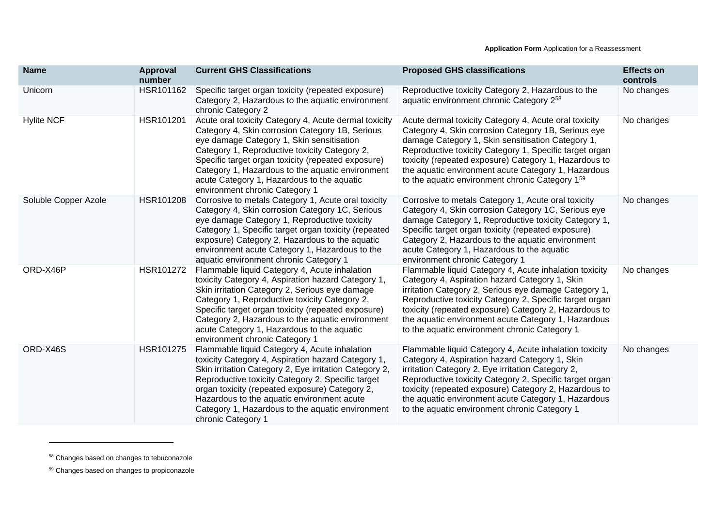| Name | Approval number | Current GHS Classifications | Proposed GHS classifications | Effects on controls |
| --- | --- | --- | --- | --- |
| Unicorn | HSR101162 | Specific target organ toxicity (repeated exposure) Category 2, Hazardous to the aquatic environment chronic Category 2 | Reproductive toxicity Category 2, Hazardous to the aquatic environment chronic Category 2[58] | No changes |
| Hylite NCF | HSR101201 | Acute oral toxicity Category 4, Acute dermal toxicity Category 4, Skin corrosion Category 1B, Serious eye damage Category 1, Skin sensitisation Category 1, Reproductive toxicity Category 2, Specific target organ toxicity (repeated exposure) Category 1, Hazardous to the aquatic environment acute Category 1, Hazardous to the aquatic environment chronic Category 1 | Acute dermal toxicity Category 4, Acute oral toxicity Category 4, Skin corrosion Category 1B, Serious eye damage Category 1, Skin sensitisation Category 1, Reproductive toxicity Category 1, Specific target organ toxicity (repeated exposure) Category 1, Hazardous to the aquatic environment acute Category 1, Hazardous to the aquatic environment chronic Category 1[59] | No changes |
| Soluble Copper Azole | HSR101208 | Corrosive to metals Category 1, Acute oral toxicity Category 4, Skin corrosion Category 1C, Serious eye damage Category 1, Reproductive toxicity Category 1, Specific target organ toxicity (repeated exposure) Category 2, Hazardous to the aquatic environment acute Category 1, Hazardous to the aquatic environment chronic Category 1 | Corrosive to metals Category 1, Acute oral toxicity Category 4, Skin corrosion Category 1C, Serious eye damage Category 1, Reproductive toxicity Category 1, Specific target organ toxicity (repeated exposure) Category 2, Hazardous to the aquatic environment acute Category 1, Hazardous to the aquatic environment chronic Category 1 | No changes |
| ORD-X46P | HSR101272 | Flammable liquid Category 4, Acute inhalation toxicity Category 4, Aspiration hazard Category 1, Skin irritation Category 2, Serious eye damage Category 1, Reproductive toxicity Category 2, Specific target organ toxicity (repeated exposure) Category 2, Hazardous to the aquatic environment acute Category 1, Hazardous to the aquatic environment chronic Category 1 | Flammable liquid Category 4, Acute inhalation toxicity Category 4, Aspiration hazard Category 1, Skin irritation Category 2, Serious eye damage Category 1, Reproductive toxicity Category 2, Specific target organ toxicity (repeated exposure) Category 2, Hazardous to the aquatic environment acute Category 1, Hazardous to the aquatic environment chronic Category 1 | No changes |
| ORD-X46S | HSR101275 | Flammable liquid Category 4, Acute inhalation toxicity Category 4, Aspiration hazard Category 1, Skin irritation Category 2, Eye irritation Category 2, Reproductive toxicity Category 2, Specific target organ toxicity (repeated exposure) Category 2, Hazardous to the aquatic environment acute Category 1, Hazardous to the aquatic environment chronic Category 1 | Flammable liquid Category 4, Acute inhalation toxicity Category 4, Aspiration hazard Category 1, Skin irritation Category 2, Eye irritation Category 2, Reproductive toxicity Category 2, Specific target organ toxicity (repeated exposure) Category 2, Hazardous to the aquatic environment acute Category 1, Hazardous to the aquatic environment chronic Category 1 | No changes |

[58] Changes based on changes to tebuconazole

[59] Changes based on changes to propiconazole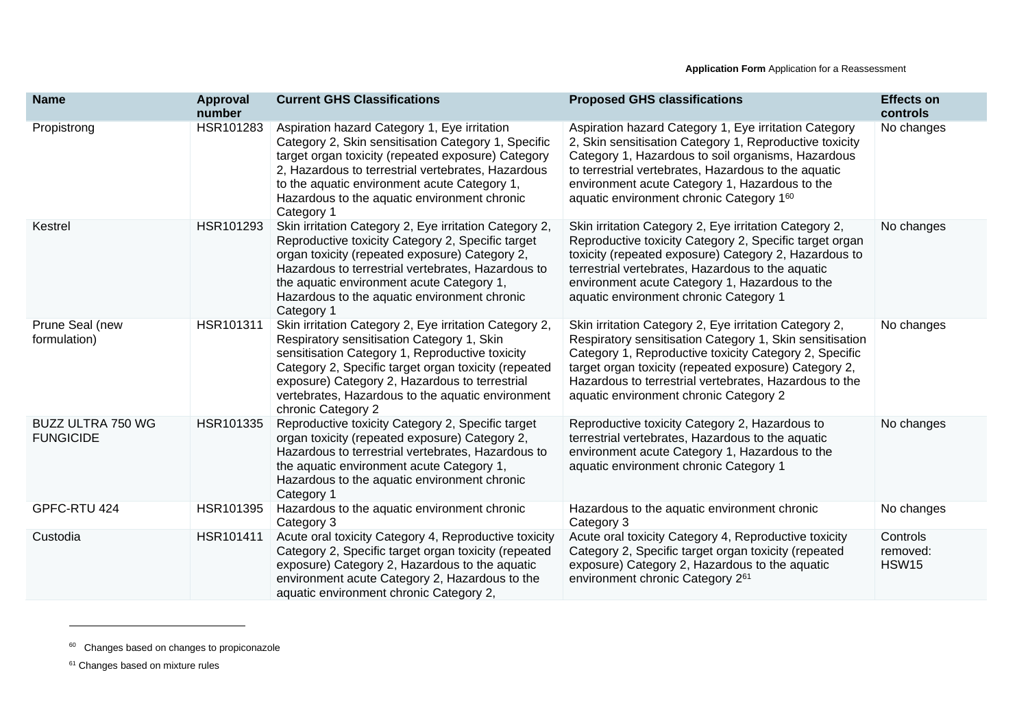| Name | Approval number | Current GHS Classifications | Proposed GHS classifications | Effects on controls |
| --- | --- | --- | --- | --- |
| Propistrong | HSR101283 | Aspiration hazard Category 1, Eye irritation Category 2, Skin sensitisation Category 1, Specific target organ toxicity (repeated exposure) Category 2, Hazardous to terrestrial vertebrates, Hazardous to the aquatic environment acute Category 1, Hazardous to the aquatic environment chronic Category 1 | Aspiration hazard Category 1, Eye irritation Category 2, Skin sensitisation Category 1, Reproductive toxicity Category 1, Hazardous to soil organisms, Hazardous to terrestrial vertebrates, Hazardous to the aquatic environment acute Category 1, Hazardous to the aquatic environment chronic Category 1[60] | No changes |
| Kestrel | HSR101293 | Skin irritation Category 2, Eye irritation Category 2, Reproductive toxicity Category 2, Specific target organ toxicity (repeated exposure) Category 2, Hazardous to terrestrial vertebrates, Hazardous to the aquatic environment acute Category 1, Hazardous to the aquatic environment chronic Category 1 | Skin irritation Category 2, Eye irritation Category 2, Reproductive toxicity Category 2, Specific target organ toxicity (repeated exposure) Category 2, Hazardous to terrestrial vertebrates, Hazardous to the aquatic environment acute Category 1, Hazardous to the aquatic environment chronic Category 1 | No changes |
| Prune Seal (new formulation) | HSR101311 | Skin irritation Category 2, Eye irritation Category 2, Respiratory sensitisation Category 1, Skin sensitisation Category 1, Reproductive toxicity Category 2, Specific target organ toxicity (repeated exposure) Category 2, Hazardous to terrestrial vertebrates, Hazardous to the aquatic environment chronic Category 2 | Skin irritation Category 2, Eye irritation Category 2, Respiratory sensitisation Category 1, Skin sensitisation Category 1, Reproductive toxicity Category 2, Specific target organ toxicity (repeated exposure) Category 2, Hazardous to terrestrial vertebrates, Hazardous to the aquatic environment chronic Category 2 | No changes |
| BUZZ ULTRA 750 WG FUNGICIDE | HSR101335 | Reproductive toxicity Category 2, Specific target organ toxicity (repeated exposure) Category 2, Hazardous to terrestrial vertebrates, Hazardous to the aquatic environment acute Category 1, Hazardous to the aquatic environment chronic Category 1 | Reproductive toxicity Category 2, Hazardous to terrestrial vertebrates, Hazardous to the aquatic environment acute Category 1, Hazardous to the aquatic environment chronic Category 1 | No changes |
| GPFC-RTU 424 | HSR101395 | Hazardous to the aquatic environment chronic Category 3 | Hazardous to the aquatic environment chronic Category 3 | No changes |
| Custodia | HSR101411 | Acute oral toxicity Category 4, Reproductive toxicity Category 2, Specific target organ toxicity (repeated exposure) Category 2, Hazardous to the aquatic environment acute Category 2, Hazardous to the aquatic environment chronic Category 2, | Acute oral toxicity Category 4, Reproductive toxicity Category 2, Specific target organ toxicity (repeated exposure) Category 2, Hazardous to the aquatic environment chronic Category 2[61] | Controls removed: HSW15 |

[60] Changes based on changes to propiconazole

[61] Changes based on mixture rules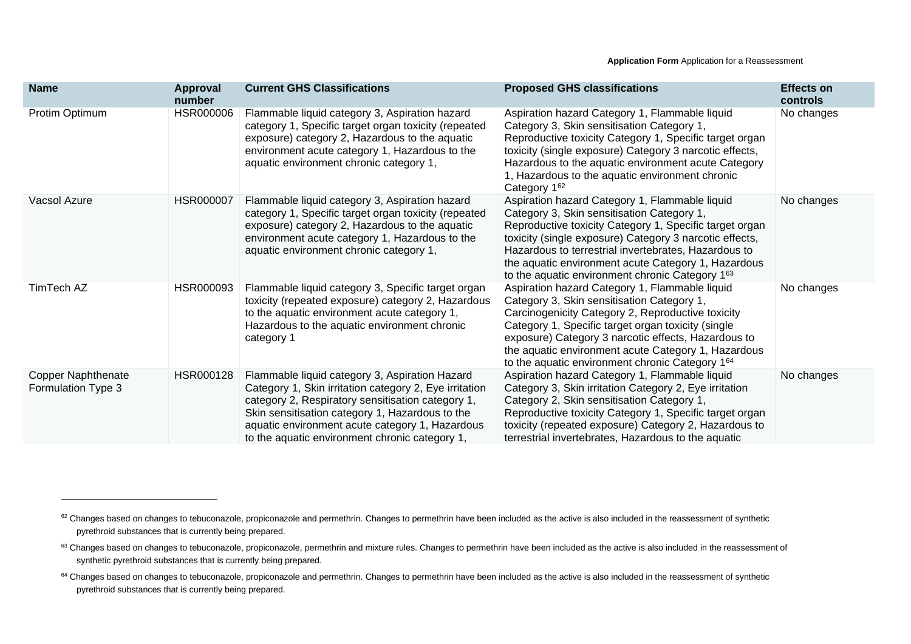| Name | Approval number | Current GHS Classifications | Proposed GHS classifications | Effects on controls |
|---|---|---|---|---|
| Protim Optimum | HSR000006 | Flammable liquid category 3, Aspiration hazard category 1, Specific target organ toxicity (repeated exposure) category 2, Hazardous to the aquatic environment acute category 1, Hazardous to the aquatic environment chronic category 1, | Aspiration hazard Category 1, Flammable liquid Category 3, Skin sensitisation Category 1, Reproductive toxicity Category 1, Specific target organ toxicity (single exposure) Category 3 narcotic effects, Hazardous to the aquatic environment acute Category 1, Hazardous to the aquatic environment chronic Category 1[62] | No changes |
| Vacsol Azure | HSR000007 | Flammable liquid category 3, Aspiration hazard category 1, Specific target organ toxicity (repeated exposure) category 2, Hazardous to the aquatic environment acute category 1, Hazardous to the aquatic environment chronic category 1, | Aspiration hazard Category 1, Flammable liquid Category 3, Skin sensitisation Category 1, Reproductive toxicity Category 1, Specific target organ toxicity (single exposure) Category 3 narcotic effects, Hazardous to terrestrial invertebrates, Hazardous to the aquatic environment acute Category 1, Hazardous to the aquatic environment chronic Category 1[63] | No changes |
| TimTech AZ | HSR000093 | Flammable liquid category 3, Specific target organ toxicity (repeated exposure) category 2, Hazardous to the aquatic environment acute category 1, Hazardous to the aquatic environment chronic category 1 | Aspiration hazard Category 1, Flammable liquid Category 3, Skin sensitisation Category 1, Carcinogenicity Category 2, Reproductive toxicity Category 1, Specific target organ toxicity (single exposure) Category 3 narcotic effects, Hazardous to the aquatic environment acute Category 1, Hazardous to the aquatic environment chronic Category 1[64] | No changes |
| Copper Naphthenate Formulation Type 3 | HSR000128 | Flammable liquid category 3, Aspiration Hazard Category 1, Skin irritation category 2, Eye irritation category 2, Respiratory sensitisation category 1, Skin sensitisation category 1, Hazardous to the aquatic environment acute category 1, Hazardous to the aquatic environment chronic category 1, | Aspiration hazard Category 1, Flammable liquid Category 3, Skin irritation Category 2, Eye irritation Category 2, Skin sensitisation Category 1, Reproductive toxicity Category 1, Specific target organ toxicity (repeated exposure) Category 2, Hazardous to terrestrial invertebrates, Hazardous to the aquatic | No changes |

[62] Changes based on changes to tebuconazole, propiconazole and permethrin. Changes to permethrin have been included as the active is also included in the reassessment of synthetic pyrethroid substances that is currently being prepared.

[63] Changes based on changes to tebuconazole, propiconazole, permethrin and mixture rules. Changes to permethrin have been included as the active is also included in the reassessment of synthetic pyrethroid substances that is currently being prepared.

[64] Changes based on changes to tebuconazole, propiconazole and permethrin. Changes to permethrin have been included as the active is also included in the reassessment of synthetic pyrethroid substances that is currently being prepared.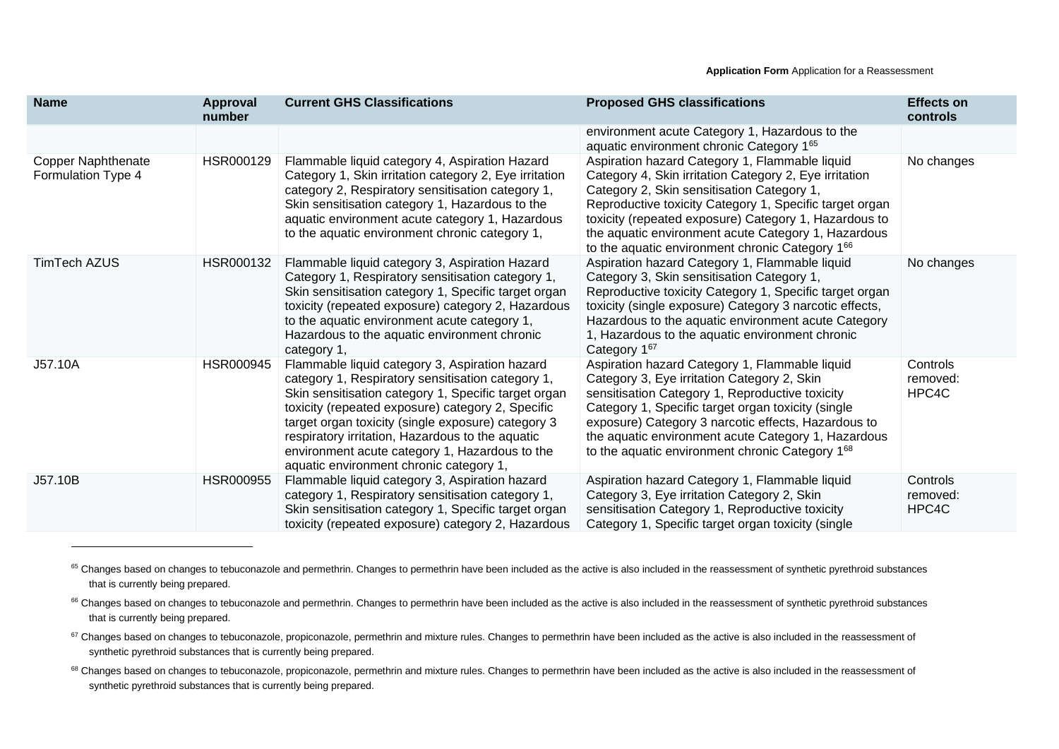| Name | Approval number | Current GHS Classifications | Proposed GHS classifications | Effects on controls |
|---|---|---|---|---|
| | | | environment acute Category 1, Hazardous to the aquatic environment chronic Category 1[65] | |
| Copper Naphthenate Formulation Type 4 | HSR000129 | Flammable liquid category 4, Aspiration Hazard Category 1, Skin irritation category 2, Eye irritation category 2, Respiratory sensitisation category 1, Skin sensitisation category 1, Hazardous to the aquatic environment acute category 1, Hazardous to the aquatic environment chronic category 1, | Aspiration hazard Category 1, Flammable liquid Category 4, Skin irritation Category 2, Eye irritation Category 2, Skin sensitisation Category 1, Reproductive toxicity Category 1, Specific target organ toxicity (repeated exposure) Category 1, Hazardous to the aquatic environment acute Category 1, Hazardous to the aquatic environment chronic Category 1[66] | No changes |
| TimTech AZUS | HSR000132 | Flammable liquid category 3, Aspiration Hazard Category 1, Respiratory sensitisation category 1, Skin sensitisation category 1, Specific target organ toxicity (repeated exposure) category 2, Hazardous to the aquatic environment acute category 1, Hazardous to the aquatic environment chronic category 1, | Aspiration hazard Category 1, Flammable liquid Category 3, Skin sensitisation Category 1, Reproductive toxicity Category 1, Specific target organ toxicity (single exposure) Category 3 narcotic effects, Hazardous to the aquatic environment acute Category 1, Hazardous to the aquatic environment chronic Category 1[67] | No changes |
| J57.10A | HSR000945 | Flammable liquid category 3, Aspiration hazard category 1, Respiratory sensitisation category 1, Skin sensitisation category 1, Specific target organ toxicity (repeated exposure) category 2, Specific target organ toxicity (single exposure) category 3 respiratory irritation, Hazardous to the aquatic environment acute category 1, Hazardous to the aquatic environment chronic category 1, | Aspiration hazard Category 1, Flammable liquid Category 3, Eye irritation Category 2, Skin sensitisation Category 1, Reproductive toxicity Category 1, Specific target organ toxicity (single exposure) Category 3 narcotic effects, Hazardous to the aquatic environment acute Category 1, Hazardous to the aquatic environment chronic Category 1[68] | Controls removed: HPC4C |
| J57.10B | HSR000955 | Flammable liquid category 3, Aspiration hazard category 1, Respiratory sensitisation category 1, Skin sensitisation category 1, Specific target organ toxicity (repeated exposure) category 2, Hazardous | Aspiration hazard Category 1, Flammable liquid Category 3, Eye irritation Category 2, Skin sensitisation Category 1, Reproductive toxicity Category 1, Specific target organ toxicity (single | Controls removed: HPC4C |

[65] Changes based on changes to tebuconazole and permethrin. Changes to permethrin have been included as the active is also included in the reassessment of synthetic pyrethroid substances that is currently being prepared.

[66] Changes based on changes to tebuconazole and permethrin. Changes to permethrin have been included as the active is also included in the reassessment of synthetic pyrethroid substances that is currently being prepared.

[67] Changes based on changes to tebuconazole, propiconazole, permethrin and mixture rules. Changes to permethrin have been included as the active is also included in the reassessment of synthetic pyrethroid substances that is currently being prepared.

[68] Changes based on changes to tebuconazole, propiconazole, permethrin and mixture rules. Changes to permethrin have been included as the active is also included in the reassessment of synthetic pyrethroid substances that is currently being prepared.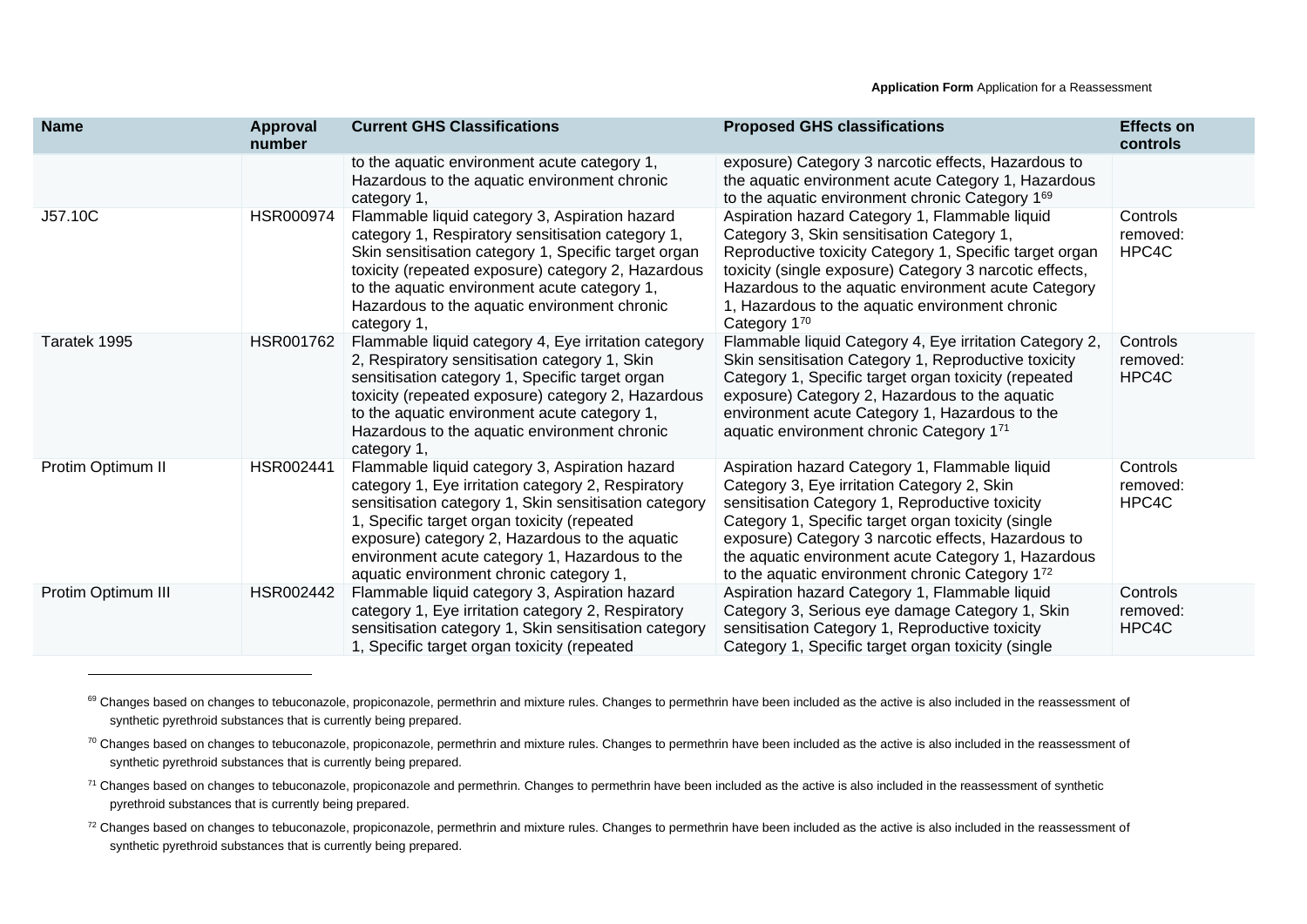| Name | Approval number | Current GHS Classifications | Proposed GHS classifications | Effects on controls |
|---|---|---|---|---|
| | | to the aquatic environment acute category 1, Hazardous to the aquatic environment chronic category 1, | exposure) Category 3 narcotic effects, Hazardous to the aquatic environment acute Category 1, Hazardous to the aquatic environment chronic Category 1[69] | |
| J57.10C | HSR000974 | Flammable liquid category 3, Aspiration hazard category 1, Respiratory sensitisation category 1, Skin sensitisation category 1, Specific target organ toxicity (repeated exposure) category 2, Hazardous to the aquatic environment acute category 1, Hazardous to the aquatic environment chronic category 1, | Aspiration hazard Category 1, Flammable liquid Category 3, Skin sensitisation Category 1, Reproductive toxicity Category 1, Specific target organ toxicity (single exposure) Category 3 narcotic effects, Hazardous to the aquatic environment acute Category 1, Hazardous to the aquatic environment chronic Category 1[70] | Controls removed: HPC4C |
| Taratek 1995 | HSR001762 | Flammable liquid category 4, Eye irritation category 2, Respiratory sensitisation category 1, Skin sensitisation category 1, Specific target organ toxicity (repeated exposure) category 2, Hazardous to the aquatic environment acute category 1, Hazardous to the aquatic environment chronic category 1, | Flammable liquid Category 4, Eye irritation Category 2, Skin sensitisation Category 1, Reproductive toxicity Category 1, Specific target organ toxicity (repeated exposure) Category 2, Hazardous to the aquatic environment acute Category 1, Hazardous to the aquatic environment chronic Category 1[71] | Controls removed: HPC4C |
| Protim Optimum II | HSR002441 | Flammable liquid category 3, Aspiration hazard category 1, Eye irritation category 2, Respiratory sensitisation category 1, Skin sensitisation category 1, Specific target organ toxicity (repeated exposure) category 2, Hazardous to the aquatic environment acute category 1, Hazardous to the aquatic environment chronic category 1, | Aspiration hazard Category 1, Flammable liquid Category 3, Eye irritation Category 2, Skin sensitisation Category 1, Reproductive toxicity Category 1, Specific target organ toxicity (single exposure) Category 3 narcotic effects, Hazardous to the aquatic environment acute Category 1, Hazardous to the aquatic environment chronic Category 1[72] | Controls removed: HPC4C |
| Protim Optimum III | HSR002442 | Flammable liquid category 3, Aspiration hazard category 1, Eye irritation category 2, Respiratory sensitisation category 1, Skin sensitisation category 1, Specific target organ toxicity (repeated | Aspiration hazard Category 1, Flammable liquid Category 3, Serious eye damage Category 1, Skin sensitisation Category 1, Reproductive toxicity Category 1, Specific target organ toxicity (single | Controls removed: HPC4C |

[69] Changes based on changes to tebuconazole, propiconazole, permethrin and mixture rules. Changes to permethrin have been included as the active is also included in the reassessment of synthetic pyrethroid substances that is currently being prepared.

[70] Changes based on changes to tebuconazole, propiconazole, permethrin and mixture rules. Changes to permethrin have been included as the active is also included in the reassessment of synthetic pyrethroid substances that is currently being prepared.

[71] Changes based on changes to tebuconazole, propiconazole and permethrin. Changes to permethrin have been included as the active is also included in the reassessment of synthetic pyrethroid substances that is currently being prepared.

[72] Changes based on changes to tebuconazole, propiconazole, permethrin and mixture rules. Changes to permethrin have been included as the active is also included in the reassessment of synthetic pyrethroid substances that is currently being prepared.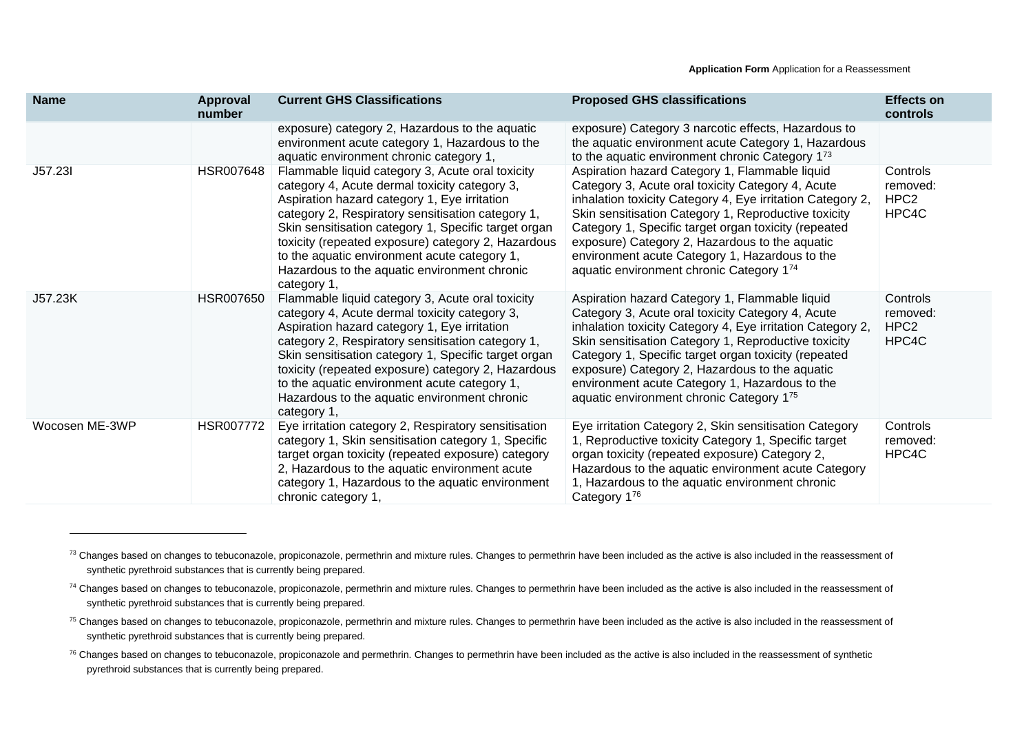| Name | Approval number | Current GHS Classifications | Proposed GHS classifications | Effects on controls |
|---|---|---|---|---|
| | | exposure) category 2, Hazardous to the aquatic environment acute category 1, Hazardous to the aquatic environment chronic category 1, | exposure) Category 3 narcotic effects, Hazardous to the aquatic environment acute Category 1, Hazardous to the aquatic environment chronic Category 1[73] | |
| J57.23I | HSR007648 | Flammable liquid category 3, Acute oral toxicity category 4, Acute dermal toxicity category 3, Aspiration hazard category 1, Eye irritation category 2, Respiratory sensitisation category 1, Skin sensitisation category 1, Specific target organ toxicity (repeated exposure) category 2, Hazardous to the aquatic environment acute category 1, Hazardous to the aquatic environment chronic category 1, | Aspiration hazard Category 1, Flammable liquid Category 3, Acute oral toxicity Category 4, Acute inhalation toxicity Category 4, Eye irritation Category 2, Skin sensitisation Category 1, Reproductive toxicity Category 1, Specific target organ toxicity (repeated exposure) Category 2, Hazardous to the aquatic environment acute Category 1, Hazardous to the aquatic environment chronic Category 1[74] | Controls removed: HPC2 HPC4C |
| J57.23K | HSR007650 | Flammable liquid category 3, Acute oral toxicity category 4, Acute dermal toxicity category 3, Aspiration hazard category 1, Eye irritation category 2, Respiratory sensitisation category 1, Skin sensitisation category 1, Specific target organ toxicity (repeated exposure) category 2, Hazardous to the aquatic environment acute category 1, Hazardous to the aquatic environment chronic category 1, | Aspiration hazard Category 1, Flammable liquid Category 3, Acute oral toxicity Category 4, Acute inhalation toxicity Category 4, Eye irritation Category 2, Skin sensitisation Category 1, Reproductive toxicity Category 1, Specific target organ toxicity (repeated exposure) Category 2, Hazardous to the aquatic environment acute Category 1, Hazardous to the aquatic environment chronic Category 1[75] | Controls removed: HPC2 HPC4C |
| Wocosen ME-3WP | HSR007772 | Eye irritation category 2, Respiratory sensitisation category 1, Skin sensitisation category 1, Specific target organ toxicity (repeated exposure) category 2, Hazardous to the aquatic environment acute category 1, Hazardous to the aquatic environment chronic category 1, | Eye irritation Category 2, Skin sensitisation Category 1, Reproductive toxicity Category 1, Specific target organ toxicity (repeated exposure) Category 2, Hazardous to the aquatic environment acute Category 1, Hazardous to the aquatic environment chronic Category 1[76] | Controls removed: HPC4C |

[73] Changes based on changes to tebuconazole, propiconazole, permethrin and mixture rules. Changes to permethrin have been included as the active is also included in the reassessment of synthetic pyrethroid substances that is currently being prepared.

[74] Changes based on changes to tebuconazole, propiconazole, permethrin and mixture rules. Changes to permethrin have been included as the active is also included in the reassessment of synthetic pyrethroid substances that is currently being prepared.

[75] Changes based on changes to tebuconazole, propiconazole, permethrin and mixture rules. Changes to permethrin have been included as the active is also included in the reassessment of synthetic pyrethroid substances that is currently being prepared.

[76] Changes based on changes to tebuconazole, propiconazole and permethrin. Changes to permethrin have been included as the active is also included in the reassessment of synthetic pyrethroid substances that is currently being prepared.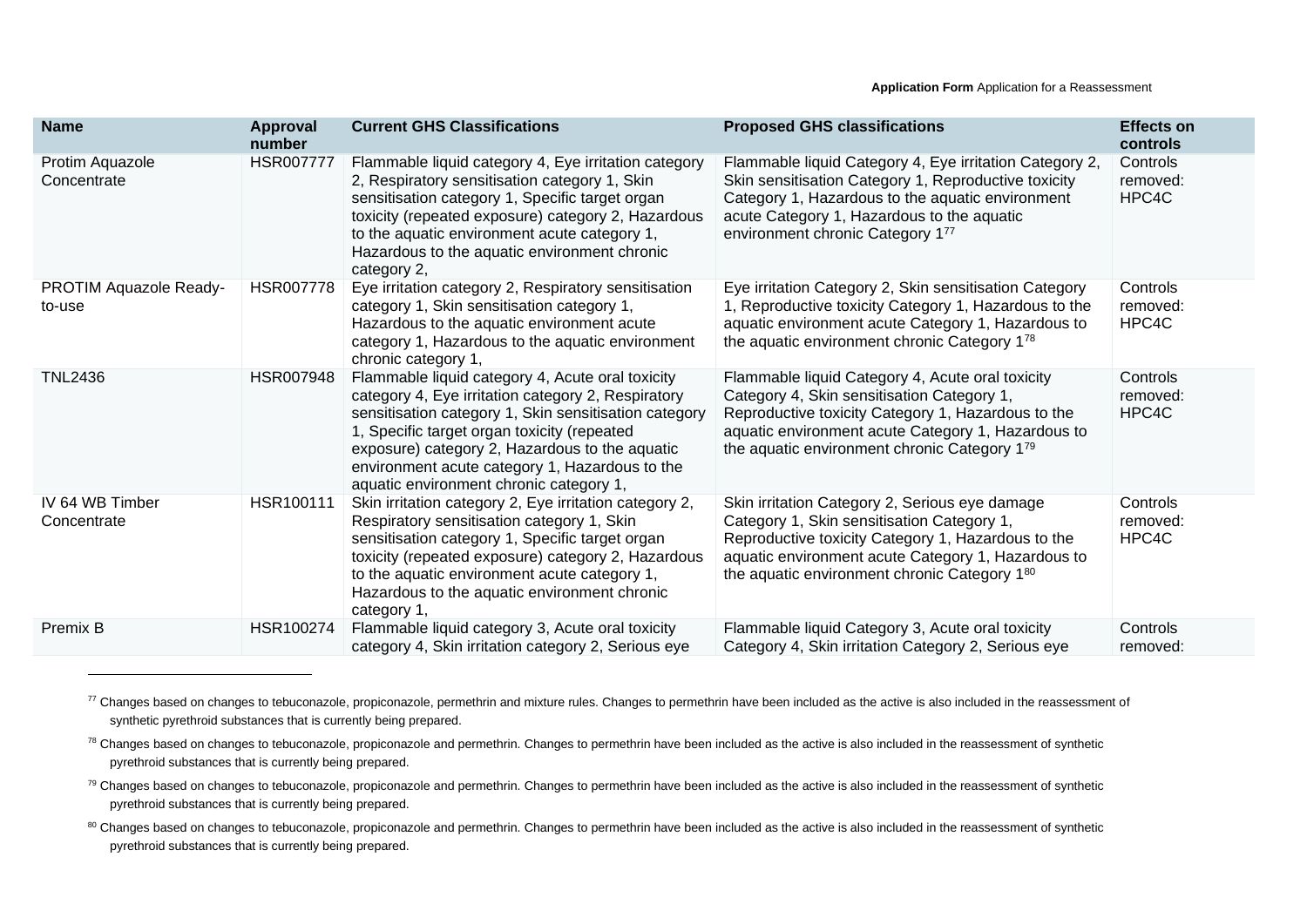| Name | Approval number | Current GHS Classifications | Proposed GHS classifications | Effects on controls |
| --- | --- | --- | --- | --- |
| Protim Aquazole Concentrate | HSR007777 | Flammable liquid category 4, Eye irritation category 2, Respiratory sensitisation category 1, Skin sensitisation category 1, Specific target organ toxicity (repeated exposure) category 2, Hazardous to the aquatic environment acute category 1, Hazardous to the aquatic environment chronic category 2, | Flammable liquid Category 4, Eye irritation Category 2, Skin sensitisation Category 1, Reproductive toxicity Category 1, Hazardous to the aquatic environment acute Category 1, Hazardous to the aquatic environment chronic Category 1[77] | Controls removed: HPC4C |
| PROTIM Aquazole Ready-to-use | HSR007778 | Eye irritation category 2, Respiratory sensitisation category 1, Skin sensitisation category 1, Hazardous to the aquatic environment acute category 1, Hazardous to the aquatic environment chronic category 1, | Eye irritation Category 2, Skin sensitisation Category 1, Reproductive toxicity Category 1, Hazardous to the aquatic environment acute Category 1, Hazardous to the aquatic environment chronic Category 1[78] | Controls removed: HPC4C |
| TNL2436 | HSR007948 | Flammable liquid category 4, Acute oral toxicity category 4, Eye irritation category 2, Respiratory sensitisation category 1, Skin sensitisation category 1, Specific target organ toxicity (repeated exposure) category 2, Hazardous to the aquatic environment acute category 1, Hazardous to the aquatic environment chronic category 1, | Flammable liquid Category 4, Acute oral toxicity Category 4, Skin sensitisation Category 1, Reproductive toxicity Category 1, Hazardous to the aquatic environment acute Category 1, Hazardous to the aquatic environment chronic Category 1[79] | Controls removed: HPC4C |
| IV 64 WB Timber Concentrate | HSR100111 | Skin irritation category 2, Eye irritation category 2, Respiratory sensitisation category 1, Skin sensitisation category 1, Specific target organ toxicity (repeated exposure) category 2, Hazardous to the aquatic environment acute category 1, Hazardous to the aquatic environment chronic category 1, | Skin irritation Category 2, Serious eye damage Category 1, Skin sensitisation Category 1, Reproductive toxicity Category 1, Hazardous to the aquatic environment acute Category 1, Hazardous to the aquatic environment chronic Category 1[80] | Controls removed: HPC4C |
| Premix B | HSR100274 | Flammable liquid category 3, Acute oral toxicity category 4, Skin irritation category 2, Serious eye | Flammable liquid Category 3, Acute oral toxicity Category 4, Skin irritation Category 2, Serious eye | Controls removed: |

[77] Changes based on changes to tebuconazole, propiconazole, permethrin and mixture rules. Changes to permethrin have been included as the active is also included in the reassessment of synthetic pyrethroid substances that is currently being prepared.

[78] Changes based on changes to tebuconazole, propiconazole and permethrin. Changes to permethrin have been included as the active is also included in the reassessment of synthetic pyrethroid substances that is currently being prepared.

[79] Changes based on changes to tebuconazole, propiconazole and permethrin. Changes to permethrin have been included as the active is also included in the reassessment of synthetic pyrethroid substances that is currently being prepared.

[80] Changes based on changes to tebuconazole, propiconazole and permethrin. Changes to permethrin have been included as the active is also included in the reassessment of synthetic pyrethroid substances that is currently being prepared.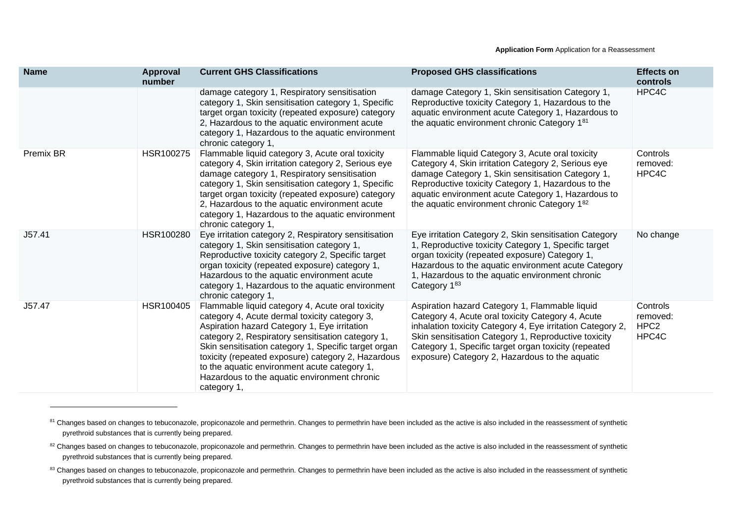| Name | Approval number | Current GHS Classifications | Proposed GHS classifications | Effects on controls |
| --- | --- | --- | --- | --- |
| | | damage category 1, Respiratory sensitisation category 1, Skin sensitisation category 1, Specific target organ toxicity (repeated exposure) category 2, Hazardous to the aquatic environment acute category 1, Hazardous to the aquatic environment chronic category 1, | damage Category 1, Skin sensitisation Category 1, Reproductive toxicity Category 1, Hazardous to the aquatic environment acute Category 1, Hazardous to the aquatic environment chronic Category 1[81] | HPC4C |
| Premix BR | HSR100275 | Flammable liquid category 3, Acute oral toxicity category 4, Skin irritation category 2, Serious eye damage category 1, Respiratory sensitisation category 1, Skin sensitisation category 1, Specific target organ toxicity (repeated exposure) category 2, Hazardous to the aquatic environment acute category 1, Hazardous to the aquatic environment chronic category 1, | Flammable liquid Category 3, Acute oral toxicity Category 4, Skin irritation Category 2, Serious eye damage Category 1, Skin sensitisation Category 1, Reproductive toxicity Category 1, Hazardous to the aquatic environment acute Category 1, Hazardous to the aquatic environment chronic Category 1[82] | Controls removed: HPC4C |
| J57.41 | HSR100280 | Eye irritation category 2, Respiratory sensitisation category 1, Skin sensitisation category 1, Reproductive toxicity category 2, Specific target organ toxicity (repeated exposure) category 1, Hazardous to the aquatic environment acute category 1, Hazardous to the aquatic environment chronic category 1, | Eye irritation Category 2, Skin sensitisation Category 1, Reproductive toxicity Category 1, Specific target organ toxicity (repeated exposure) Category 1, Hazardous to the aquatic environment acute Category 1, Hazardous to the aquatic environment chronic Category 1[83] | No change |
| J57.47 | HSR100405 | Flammable liquid category 4, Acute oral toxicity category 4, Acute dermal toxicity category 3, Aspiration hazard Category 1, Eye irritation category 2, Respiratory sensitisation category 1, Skin sensitisation category 1, Specific target organ toxicity (repeated exposure) category 2, Hazardous to the aquatic environment acute category 1, Hazardous to the aquatic environment chronic category 1, | Aspiration hazard Category 1, Flammable liquid Category 4, Acute oral toxicity Category 4, Acute inhalation toxicity Category 4, Eye irritation Category 2, Skin sensitisation Category 1, Reproductive toxicity Category 1, Specific target organ toxicity (repeated exposure) Category 2, Hazardous to the aquatic | Controls removed: HPC2 HPC4C |

[81] Changes based on changes to tebuconazole, propiconazole and permethrin. Changes to permethrin have been included as the active is also included in the reassessment of synthetic pyrethroid substances that is currently being prepared.

[82] Changes based on changes to tebuconazole, propiconazole and permethrin. Changes to permethrin have been included as the active is also included in the reassessment of synthetic pyrethroid substances that is currently being prepared.

[83] Changes based on changes to tebuconazole, propiconazole and permethrin. Changes to permethrin have been included as the active is also included in the reassessment of synthetic pyrethroid substances that is currently being prepared.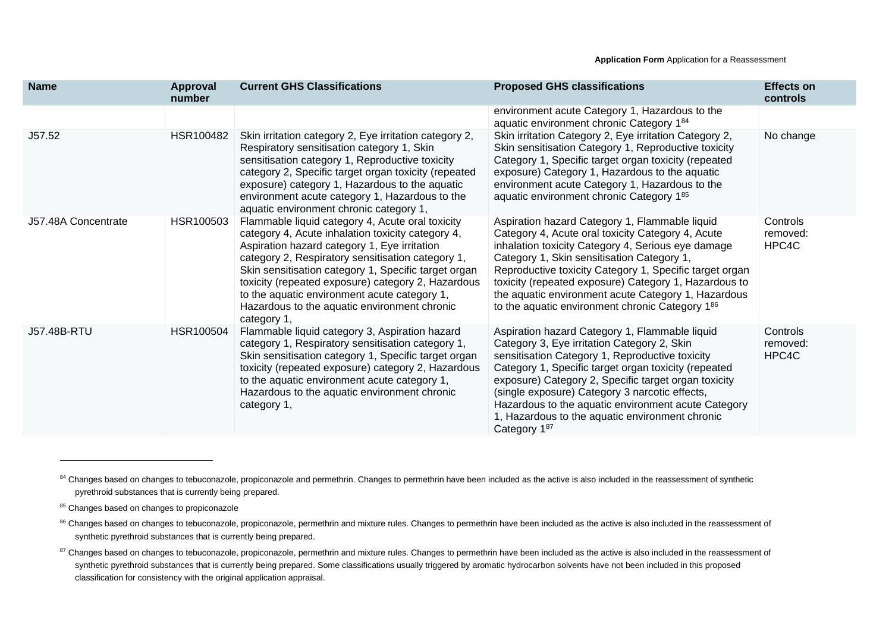| Name | Approval number | Current GHS Classifications | Proposed GHS classifications | Effects on controls |
|---|---|---|---|---|
| | | | environment acute Category 1, Hazardous to the aquatic environment chronic Category 1[84] | |
| J57.52 | HSR100482 | Skin irritation category 2, Eye irritation category 2, Respiratory sensitisation category 1, Skin sensitisation category 1, Reproductive toxicity category 2, Specific target organ toxicity (repeated exposure) category 1, Hazardous to the aquatic environment acute category 1, Hazardous to the aquatic environment chronic category 1, | Skin irritation Category 2, Eye irritation Category 2, Skin sensitisation Category 1, Reproductive toxicity Category 1, Specific target organ toxicity (repeated exposure) Category 1, Hazardous to the aquatic environment acute Category 1, Hazardous to the aquatic environment chronic Category 1[85] | No change |
| J57.48A Concentrate | HSR100503 | Flammable liquid category 4, Acute oral toxicity category 4, Acute inhalation toxicity category 4, Aspiration hazard category 1, Eye irritation category 2, Respiratory sensitisation category 1, Skin sensitisation category 1, Specific target organ toxicity (repeated exposure) category 2, Hazardous to the aquatic environment acute category 1, Hazardous to the aquatic environment chronic category 1, | Aspiration hazard Category 1, Flammable liquid Category 4, Acute oral toxicity Category 4, Acute inhalation toxicity Category 4, Serious eye damage Category 1, Skin sensitisation Category 1, Reproductive toxicity Category 1, Specific target organ toxicity (repeated exposure) Category 1, Hazardous to the aquatic environment acute Category 1, Hazardous to the aquatic environment chronic Category 1[86] | Controls removed: HPC4C |
| J57.48B-RTU | HSR100504 | Flammable liquid category 3, Aspiration hazard category 1, Respiratory sensitisation category 1, Skin sensitisation category 1, Specific target organ toxicity (repeated exposure) category 2, Hazardous to the aquatic environment acute category 1, Hazardous to the aquatic environment chronic category 1, | Aspiration hazard Category 1, Flammable liquid Category 3, Eye irritation Category 2, Skin sensitisation Category 1, Reproductive toxicity Category 1, Specific target organ toxicity (repeated exposure) Category 2, Specific target organ toxicity (single exposure) Category 3 narcotic effects, Hazardous to the aquatic environment acute Category 1, Hazardous to the aquatic environment chronic Category 1[87] | Controls removed: HPC4C |

[84] Changes based on changes to tebuconazole, propiconazole and permethrin. Changes to permethrin have been included as the active is also included in the reassessment of synthetic pyrethroid substances that is currently being prepared.

[85] Changes based on changes to propiconazole

[86] Changes based on changes to tebuconazole, propiconazole, permethrin and mixture rules. Changes to permethrin have been included as the active is also included in the reassessment of synthetic pyrethroid substances that is currently being prepared.

[87] Changes based on changes to tebuconazole, propiconazole, permethrin and mixture rules. Changes to permethrin have been included as the active is also included in the reassessment of synthetic pyrethroid substances that is currently being prepared. Some classifications usually triggered by aromatic hydrocarbon solvents have not been included in this proposed classification for consistency with the original application appraisal.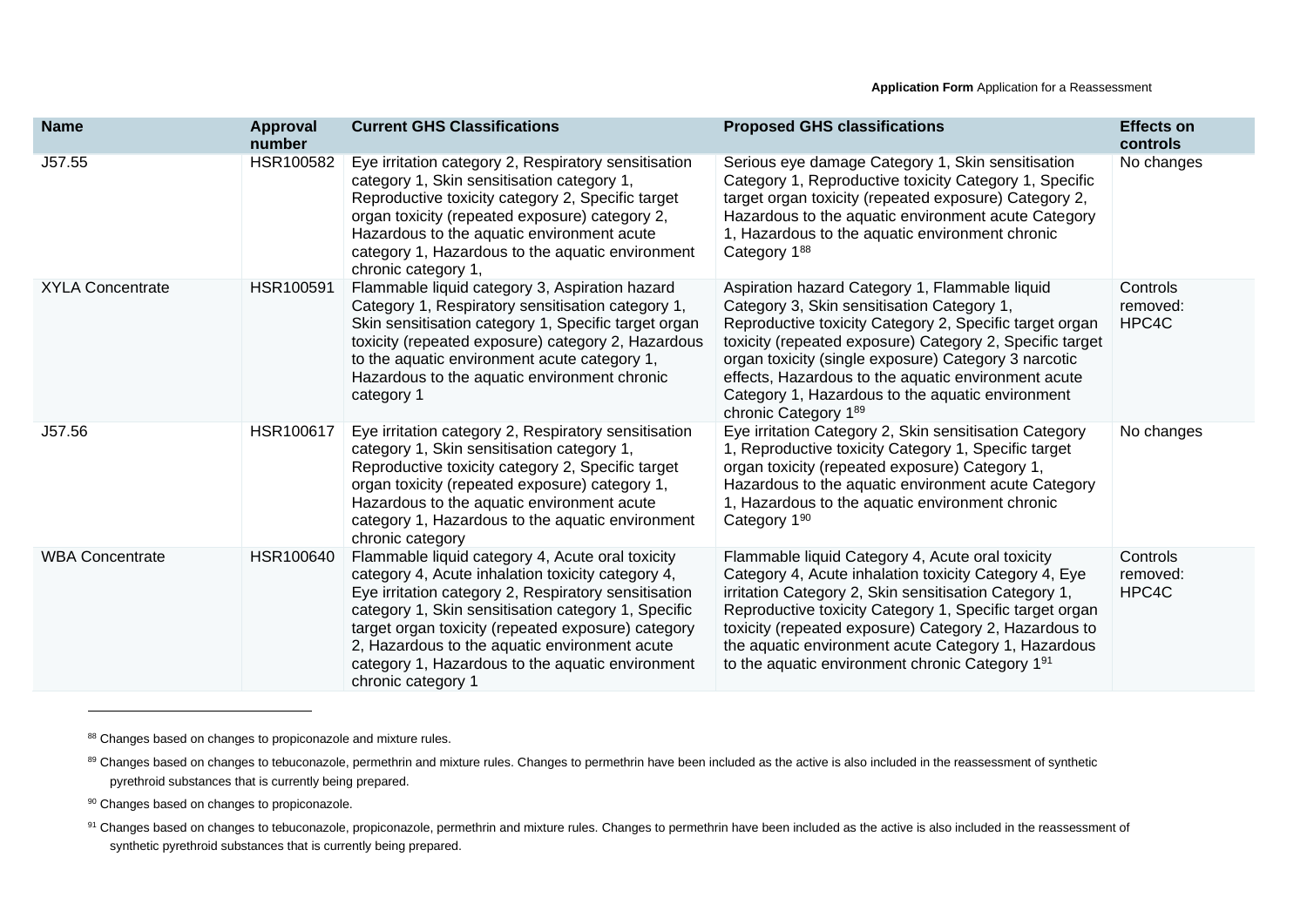| Name | Approval number | Current GHS Classifications | Proposed GHS classifications | Effects on controls |
|---|---|---|---|---|
| J57.55 | HSR100582 | Eye irritation category 2, Respiratory sensitisation category 1, Skin sensitisation category 1, Reproductive toxicity category 2, Specific target organ toxicity (repeated exposure) category 2, Hazardous to the aquatic environment acute category 1, Hazardous to the aquatic environment chronic category 1, | Serious eye damage Category 1, Skin sensitisation Category 1, Reproductive toxicity Category 1, Specific target organ toxicity (repeated exposure) Category 2, Hazardous to the aquatic environment acute Category 1, Hazardous to the aquatic environment chronic Category 1[88] | No changes |
| XYLA Concentrate | HSR100591 | Flammable liquid category 3, Aspiration hazard Category 1, Respiratory sensitisation category 1, Skin sensitisation category 1, Specific target organ toxicity (repeated exposure) category 2, Hazardous to the aquatic environment acute category 1, Hazardous to the aquatic environment chronic category 1 | Aspiration hazard Category 1, Flammable liquid Category 3, Skin sensitisation Category 1, Reproductive toxicity Category 2, Specific target organ toxicity (repeated exposure) Category 2, Specific target organ toxicity (single exposure) Category 3 narcotic effects, Hazardous to the aquatic environment acute Category 1, Hazardous to the aquatic environment chronic Category 1[89] | Controls removed: HPC4C |
| J57.56 | HSR100617 | Eye irritation category 2, Respiratory sensitisation category 1, Skin sensitisation category 1, Reproductive toxicity category 2, Specific target organ toxicity (repeated exposure) category 1, Hazardous to the aquatic environment acute category 1, Hazardous to the aquatic environment chronic category | Eye irritation Category 2, Skin sensitisation Category 1, Reproductive toxicity Category 1, Specific target organ toxicity (repeated exposure) Category 1, Hazardous to the aquatic environment acute Category 1, Hazardous to the aquatic environment chronic Category 1[90] | No changes |
| WBA Concentrate | HSR100640 | Flammable liquid category 4, Acute oral toxicity category 4, Acute inhalation toxicity category 4, Eye irritation category 2, Respiratory sensitisation category 1, Skin sensitisation category 1, Specific target organ toxicity (repeated exposure) category 2, Hazardous to the aquatic environment acute category 1, Hazardous to the aquatic environment chronic category 1 | Flammable liquid Category 4, Acute oral toxicity Category 4, Acute inhalation toxicity Category 4, Eye irritation Category 2, Skin sensitisation Category 1, Reproductive toxicity Category 1, Specific target organ toxicity (repeated exposure) Category 2, Hazardous to the aquatic environment acute Category 1, Hazardous to the aquatic environment chronic Category 1[91] | Controls removed: HPC4C |

[88] Changes based on changes to propiconazole and mixture rules.

[89] Changes based on changes to tebuconazole, permethrin and mixture rules. Changes to permethrin have been included as the active is also included in the reassessment of synthetic pyrethroid substances that is currently being prepared.

[90] Changes based on changes to propiconazole.

[91] Changes based on changes to tebuconazole, propiconazole, permethrin and mixture rules. Changes to permethrin have been included as the active is also included in the reassessment of synthetic pyrethroid substances that is currently being prepared.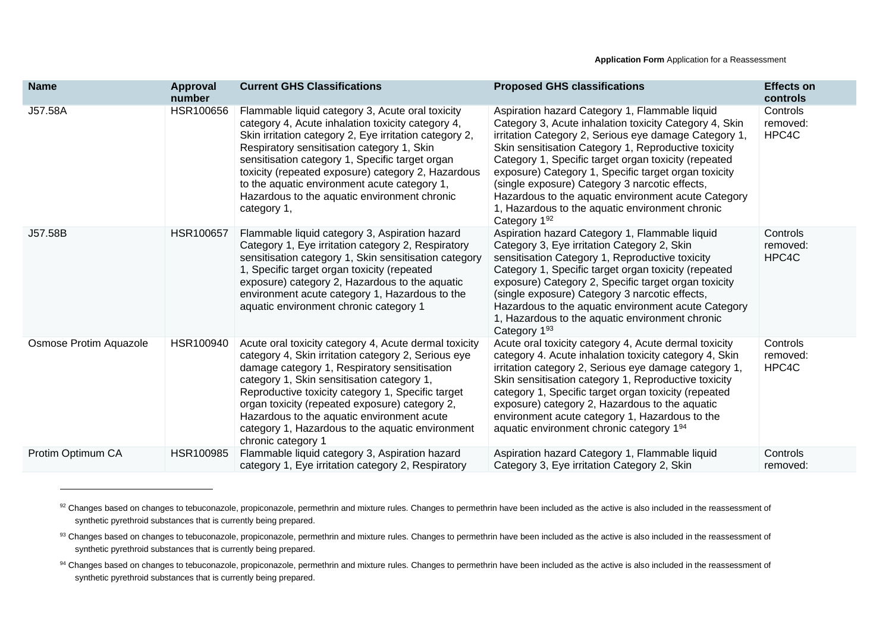| Name | Approval number | Current GHS Classifications | Proposed GHS classifications | Effects on controls |
| --- | --- | --- | --- | --- |
| J57.58A | HSR100656 | Flammable liquid category 3, Acute oral toxicity category 4, Acute inhalation toxicity category 4, Skin irritation category 2, Eye irritation category 2, Respiratory sensitisation category 1, Skin sensitisation category 1, Specific target organ toxicity (repeated exposure) category 2, Hazardous to the aquatic environment acute category 1, Hazardous to the aquatic environment chronic category 1, | Aspiration hazard Category 1, Flammable liquid Category 3, Acute inhalation toxicity Category 4, Skin irritation Category 2, Serious eye damage Category 1, Skin sensitisation Category 1, Reproductive toxicity Category 1, Specific target organ toxicity (repeated exposure) Category 1, Specific target organ toxicity (single exposure) Category 3 narcotic effects, Hazardous to the aquatic environment acute Category 1, Hazardous to the aquatic environment chronic Category 1[92] | Controls removed: HPC4C |
| J57.58B | HSR100657 | Flammable liquid category 3, Aspiration hazard Category 1, Eye irritation category 2, Respiratory sensitisation category 1, Skin sensitisation category 1, Specific target organ toxicity (repeated exposure) category 2, Hazardous to the aquatic environment acute category 1, Hazardous to the aquatic environment chronic category 1 | Aspiration hazard Category 1, Flammable liquid Category 3, Eye irritation Category 2, Skin sensitisation Category 1, Reproductive toxicity Category 1, Specific target organ toxicity (repeated exposure) Category 2, Specific target organ toxicity (single exposure) Category 3 narcotic effects, Hazardous to the aquatic environment acute Category 1, Hazardous to the aquatic environment chronic Category 1[93] | Controls removed: HPC4C |
| Osmose Protim Aquazole | HSR100940 | Acute oral toxicity category 4, Acute dermal toxicity category 4, Skin irritation category 2, Serious eye damage category 1, Respiratory sensitisation category 1, Skin sensitisation category 1, Reproductive toxicity category 1, Specific target organ toxicity (repeated exposure) category 2, Hazardous to the aquatic environment acute category 1, Hazardous to the aquatic environment chronic category 1 | Acute oral toxicity category 4, Acute dermal toxicity category 4. Acute inhalation toxicity category 4, Skin irritation category 2, Serious eye damage category 1, Skin sensitisation category 1, Reproductive toxicity category 1, Specific target organ toxicity (repeated exposure) category 2, Hazardous to the aquatic environment acute category 1, Hazardous to the aquatic environment chronic category 1[94] | Controls removed: HPC4C |
| Protim Optimum CA | HSR100985 | Flammable liquid category 3, Aspiration hazard category 1, Eye irritation category 2, Respiratory | Aspiration hazard Category 1, Flammable liquid Category 3, Eye irritation Category 2, Skin | Controls removed: |

[92] Changes based on changes to tebuconazole, propiconazole, permethrin and mixture rules. Changes to permethrin have been included as the active is also included in the reassessment of synthetic pyrethroid substances that is currently being prepared.

[93] Changes based on changes to tebuconazole, propiconazole, permethrin and mixture rules. Changes to permethrin have been included as the active is also included in the reassessment of synthetic pyrethroid substances that is currently being prepared.

[94] Changes based on changes to tebuconazole, propiconazole, permethrin and mixture rules. Changes to permethrin have been included as the active is also included in the reassessment of synthetic pyrethroid substances that is currently being prepared.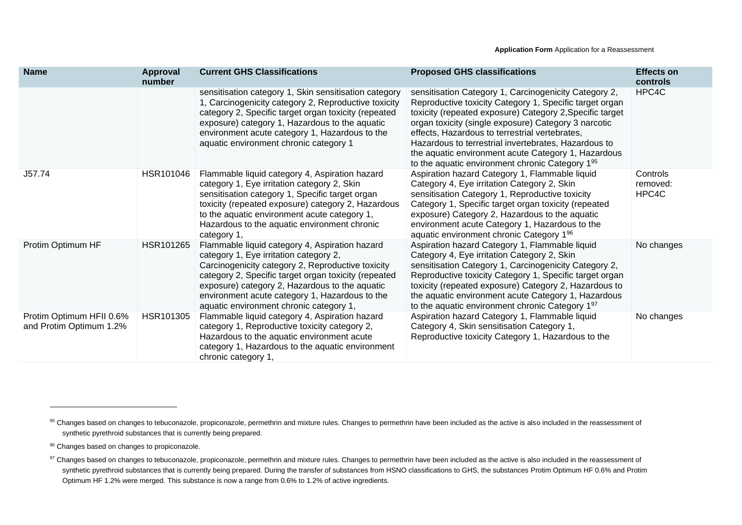| Name | Approval number | Current GHS Classifications | Proposed GHS classifications | Effects on controls |
| --- | --- | --- | --- | --- |
| | | sensitisation category 1, Skin sensitisation category 1, Carcinogenicity category 2, Reproductive toxicity category 2, Specific target organ toxicity (repeated exposure) category 1, Hazardous to the aquatic environment acute category 1, Hazardous to the aquatic environment chronic category 1 | sensitisation Category 1, Carcinogenicity Category 2, Reproductive toxicity Category 1, Specific target organ toxicity (repeated exposure) Category 2,Specific target organ toxicity (single exposure) Category 3 narcotic effects, Hazardous to terrestrial vertebrates, Hazardous to terrestrial invertebrates, Hazardous to the aquatic environment acute Category 1, Hazardous to the aquatic environment chronic Category 1[95] | HPC4C |
| J57.74 | HSR101046 | Flammable liquid category 4, Aspiration hazard category 1, Eye irritation category 2, Skin sensitisation category 1, Specific target organ toxicity (repeated exposure) category 2, Hazardous to the aquatic environment acute category 1, Hazardous to the aquatic environment chronic category 1, | Aspiration hazard Category 1, Flammable liquid Category 4, Eye irritation Category 2, Skin sensitisation Category 1, Reproductive toxicity Category 1, Specific target organ toxicity (repeated exposure) Category 2, Hazardous to the aquatic environment acute Category 1, Hazardous to the aquatic environment chronic Category 1[96] | Controls removed: HPC4C |
| Protim Optimum HF | HSR101265 | Flammable liquid category 4, Aspiration hazard category 1, Eye irritation category 2, Carcinogenicity category 2, Reproductive toxicity category 2, Specific target organ toxicity (repeated exposure) category 2, Hazardous to the aquatic environment acute category 1, Hazardous to the aquatic environment chronic category 1, | Aspiration hazard Category 1, Flammable liquid Category 4, Eye irritation Category 2, Skin sensitisation Category 1, Carcinogenicity Category 2, Reproductive toxicity Category 1, Specific target organ toxicity (repeated exposure) Category 2, Hazardous to the aquatic environment acute Category 1, Hazardous to the aquatic environment chronic Category 1[97] | No changes |
| Protim Optimum HFII 0.6% and Protim Optimum 1.2% | HSR101305 | Flammable liquid category 4, Aspiration hazard category 1, Reproductive toxicity category 2, Hazardous to the aquatic environment acute category 1, Hazardous to the aquatic environment chronic category 1, | Aspiration hazard Category 1, Flammable liquid Category 4, Skin sensitisation Category 1, Reproductive toxicity Category 1, Hazardous to the | No changes |

[95] Changes based on changes to tebuconazole, propiconazole, permethrin and mixture rules. Changes to permethrin have been included as the active is also included in the reassessment of synthetic pyrethroid substances that is currently being prepared.

[96] Changes based on changes to propiconazole.

[97] Changes based on changes to tebuconazole, propiconazole, permethrin and mixture rules. Changes to permethrin have been included as the active is also included in the reassessment of synthetic pyrethroid substances that is currently being prepared. During the transfer of substances from HSNO classifications to GHS, the substances Protim Optimum HF 0.6% and Protim Optimum HF 1.2% were merged. This substance is now a range from 0.6% to 1.2% of active ingredients.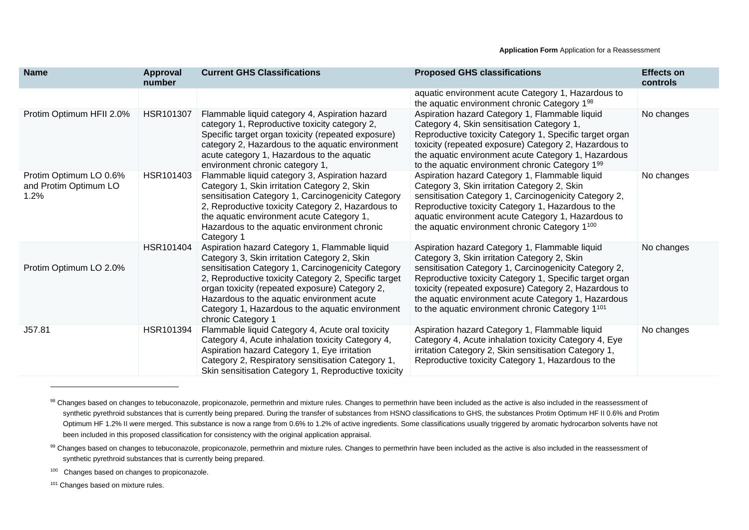| Name | Approval number | Current GHS Classifications | Proposed GHS classifications | Effects on controls |
|---|---|---|---|---|
| | | | aquatic environment acute Category 1, Hazardous to the aquatic environment chronic Category 1[98] | |
| Protim Optimum HFII 2.0% | HSR101307 | Flammable liquid category 4, Aspiration hazard category 1, Reproductive toxicity category 2, Specific target organ toxicity (repeated exposure) category 2, Hazardous to the aquatic environment acute category 1, Hazardous to the aquatic environment chronic category 1, | Aspiration hazard Category 1, Flammable liquid Category 4, Skin sensitisation Category 1, Reproductive toxicity Category 1, Specific target organ toxicity (repeated exposure) Category 2, Hazardous to the aquatic environment acute Category 1, Hazardous to the aquatic environment chronic Category 1[99] | No changes |
| Protim Optimum LO 0.6% and Protim Optimum LO 1.2% | HSR101403 | Flammable liquid category 3, Aspiration hazard Category 1, Skin irritation Category 2, Skin sensitisation Category 1, Carcinogenicity Category 2, Reproductive toxicity Category 2, Hazardous to the aquatic environment acute Category 1, Hazardous to the aquatic environment chronic Category 1 | Aspiration hazard Category 1, Flammable liquid Category 3, Skin irritation Category 2, Skin sensitisation Category 1, Carcinogenicity Category 2, Reproductive toxicity Category 1, Hazardous to the aquatic environment acute Category 1, Hazardous to the aquatic environment chronic Category 1[100] | No changes |
| Protim Optimum LO 2.0% | HSR101404 | Aspiration hazard Category 1, Flammable liquid Category 3, Skin irritation Category 2, Skin sensitisation Category 1, Carcinogenicity Category 2, Reproductive toxicity Category 2, Specific target organ toxicity (repeated exposure) Category 2, Hazardous to the aquatic environment acute Category 1, Hazardous to the aquatic environment chronic Category 1 | Aspiration hazard Category 1, Flammable liquid Category 3, Skin irritation Category 2, Skin sensitisation Category 1, Carcinogenicity Category 2, Reproductive toxicity Category 1, Specific target organ toxicity (repeated exposure) Category 2, Hazardous to the aquatic environment acute Category 1, Hazardous to the aquatic environment chronic Category 1[101] | No changes |
| J57.81 | HSR101394 | Flammable liquid Category 4, Acute oral toxicity Category 4, Acute inhalation toxicity Category 4, Aspiration hazard Category 1, Eye irritation Category 2, Respiratory sensitisation Category 1, Skin sensitisation Category 1, Reproductive toxicity | Aspiration hazard Category 1, Flammable liquid Category 4, Acute inhalation toxicity Category 4, Eye irritation Category 2, Skin sensitisation Category 1, Reproductive toxicity Category 1, Hazardous to the | No changes |

[98] Changes based on changes to tebuconazole, propiconazole, permethrin and mixture rules. Changes to permethrin have been included as the active is also included in the reassessment of synthetic pyrethroid substances that is currently being prepared. During the transfer of substances from HSNO classifications to GHS, the substances Protim Optimum HF II 0.6% and Protim Optimum HF 1.2% II were merged. This substance is now a range from 0.6% to 1.2% of active ingredients. Some classifications usually triggered by aromatic hydrocarbon solvents have not been included in this proposed classification for consistency with the original application appraisal.

[99] Changes based on changes to tebuconazole, propiconazole, permethrin and mixture rules. Changes to permethrin have been included as the active is also included in the reassessment of synthetic pyrethroid substances that is currently being prepared.

[100] Changes based on changes to propiconazole.

[101] Changes based on mixture rules.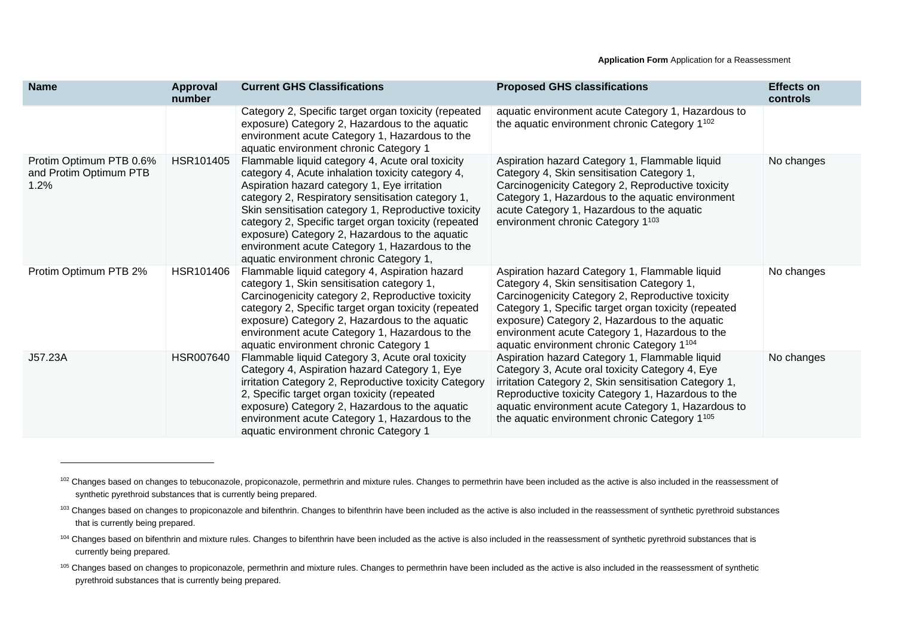| Name | Approval number | Current GHS Classifications | Proposed GHS classifications | Effects on controls |
|---|---|---|---|---|
| | | Category 2, Specific target organ toxicity (repeated exposure) Category 2, Hazardous to the aquatic environment acute Category 1, Hazardous to the aquatic environment chronic Category 1 | aquatic environment acute Category 1, Hazardous to the aquatic environment chronic Category 1[102] | |
| Protim Optimum PTB 0.6% and Protim Optimum PTB 1.2% | HSR101405 | Flammable liquid category 4, Acute oral toxicity category 4, Acute inhalation toxicity category 4, Aspiration hazard category 1, Eye irritation category 2, Respiratory sensitisation category 1, Skin sensitisation category 1, Reproductive toxicity category 2, Specific target organ toxicity (repeated exposure) Category 2, Hazardous to the aquatic environment acute Category 1, Hazardous to the aquatic environment chronic Category 1, | Aspiration hazard Category 1, Flammable liquid Category 4, Skin sensitisation Category 1, Carcinogenicity Category 2, Reproductive toxicity Category 1, Hazardous to the aquatic environment acute Category 1, Hazardous to the aquatic environment chronic Category 1[103] | No changes |
| Protim Optimum PTB 2% | HSR101406 | Flammable liquid category 4, Aspiration hazard category 1, Skin sensitisation category 1, Carcinogenicity category 2, Reproductive toxicity category 2, Specific target organ toxicity (repeated exposure) Category 2, Hazardous to the aquatic environment acute Category 1, Hazardous to the aquatic environment chronic Category 1 | Aspiration hazard Category 1, Flammable liquid Category 4, Skin sensitisation Category 1, Carcinogenicity Category 2, Reproductive toxicity Category 1, Specific target organ toxicity (repeated exposure) Category 2, Hazardous to the aquatic environment acute Category 1, Hazardous to the aquatic environment chronic Category 1[104] | No changes |
| J57.23A | HSR007640 | Flammable liquid Category 3, Acute oral toxicity Category 4, Aspiration hazard Category 1, Eye irritation Category 2, Reproductive toxicity Category 2, Specific target organ toxicity (repeated exposure) Category 2, Hazardous to the aquatic environment acute Category 1, Hazardous to the aquatic environment chronic Category 1 | Aspiration hazard Category 1, Flammable liquid Category 3, Acute oral toxicity Category 4, Eye irritation Category 2, Skin sensitisation Category 1, Reproductive toxicity Category 1, Hazardous to the aquatic environment acute Category 1, Hazardous to the aquatic environment chronic Category 1[105] | No changes |

---

[102] Changes based on changes to tebuconazole, propiconazole, permethrin and mixture rules. Changes to permethrin have been included as the active is also included in the reassessment of synthetic pyrethroid substances that is currently being prepared.

[103] Changes based on changes to propiconazole and bifenthrin. Changes to bifenthrin have been included as the active is also included in the reassessment of synthetic pyrethroid substances that is currently being prepared.

[104] Changes based on bifenthrin and mixture rules. Changes to bifenthrin have been included as the active is also included in the reassessment of synthetic pyrethroid substances that is currently being prepared.

[105] Changes based on changes to propiconazole, permethrin and mixture rules. Changes to permethrin have been included as the active is also included in the reassessment of synthetic pyrethroid substances that is currently being prepared.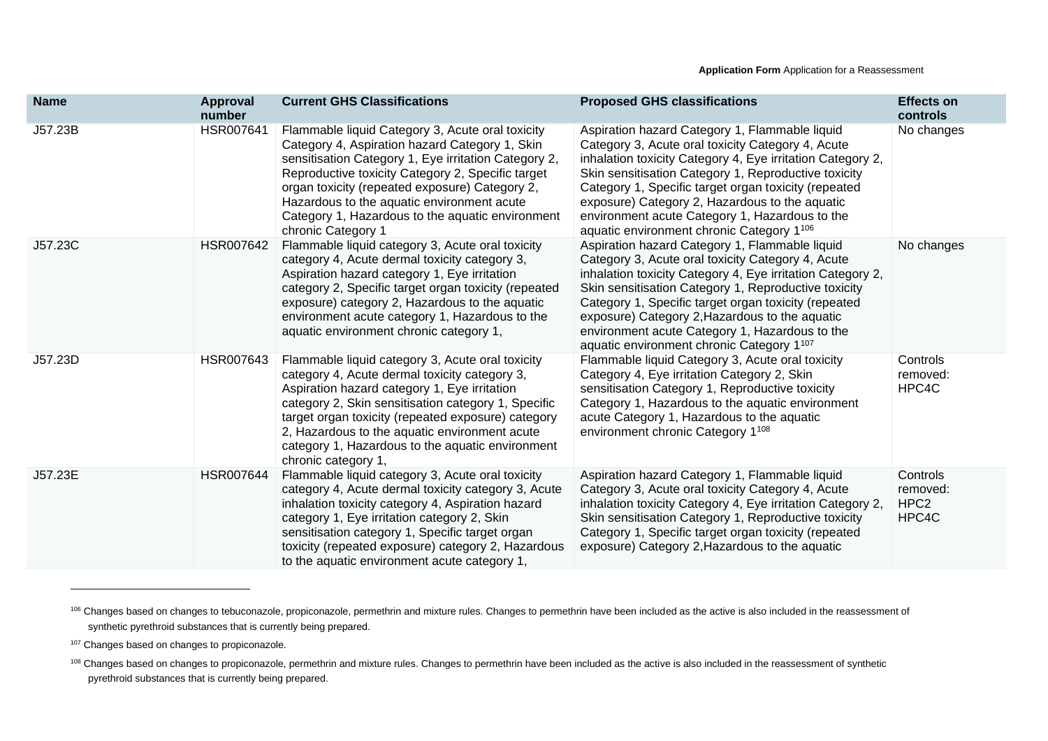| Name | Approval number | Current GHS Classifications | Proposed GHS classifications | Effects on controls |
|---|---|---|---|---|
| J57.23B | HSR007641 | Flammable liquid Category 3, Acute oral toxicity Category 4, Aspiration hazard Category 1, Skin sensitisation Category 1, Eye irritation Category 2, Reproductive toxicity Category 2, Specific target organ toxicity (repeated exposure) Category 2, Hazardous to the aquatic environment acute Category 1, Hazardous to the aquatic environment chronic Category 1 | Aspiration hazard Category 1, Flammable liquid Category 3, Acute oral toxicity Category 4, Acute inhalation toxicity Category 4, Eye irritation Category 2, Skin sensitisation Category 1, Reproductive toxicity Category 1, Specific target organ toxicity (repeated exposure) Category 2, Hazardous to the aquatic environment acute Category 1, Hazardous to the aquatic environment chronic Category 1[106] | No changes |
| J57.23C | HSR007642 | Flammable liquid category 3, Acute oral toxicity category 4, Acute dermal toxicity category 3, Aspiration hazard category 1, Eye irritation category 2, Specific target organ toxicity (repeated exposure) category 2, Hazardous to the aquatic environment acute category 1, Hazardous to the aquatic environment chronic category 1, | Aspiration hazard Category 1, Flammable liquid Category 3, Acute oral toxicity Category 4, Acute inhalation toxicity Category 4, Eye irritation Category 2, Skin sensitisation Category 1, Reproductive toxicity Category 1, Specific target organ toxicity (repeated exposure) Category 2,Hazardous to the aquatic environment acute Category 1, Hazardous to the aquatic environment chronic Category 1[107] | No changes |
| J57.23D | HSR007643 | Flammable liquid category 3, Acute oral toxicity category 4, Acute dermal toxicity category 3, Aspiration hazard category 1, Eye irritation category 2, Skin sensitisation category 1, Specific target organ toxicity (repeated exposure) category 2, Hazardous to the aquatic environment acute category 1, Hazardous to the aquatic environment chronic category 1, | Flammable liquid Category 3, Acute oral toxicity Category 4, Eye irritation Category 2, Skin sensitisation Category 1, Reproductive toxicity Category 1, Hazardous to the aquatic environment acute Category 1, Hazardous to the aquatic environment chronic Category 1[108] | Controls removed: HPC4C |
| J57.23E | HSR007644 | Flammable liquid category 3, Acute oral toxicity category 4, Acute dermal toxicity category 3, Acute inhalation toxicity category 4, Aspiration hazard category 1, Eye irritation category 2, Skin sensitisation category 1, Specific target organ toxicity (repeated exposure) category 2, Hazardous to the aquatic environment acute category 1, | Aspiration hazard Category 1, Flammable liquid Category 3, Acute oral toxicity Category 4, Acute inhalation toxicity Category 4, Eye irritation Category 2, Skin sensitisation Category 1, Reproductive toxicity Category 1, Specific target organ toxicity (repeated exposure) Category 2,Hazardous to the aquatic | Controls removed: HPC2 HPC4C |

[106] Changes based on changes to tebuconazole, propiconazole, permethrin and mixture rules. Changes to permethrin have been included as the active is also included in the reassessment of synthetic pyrethroid substances that is currently being prepared.

[107] Changes based on changes to propiconazole.

[108] Changes based on changes to propiconazole, permethrin and mixture rules. Changes to permethrin have been included as the active is also included in the reassessment of synthetic pyrethroid substances that is currently being prepared.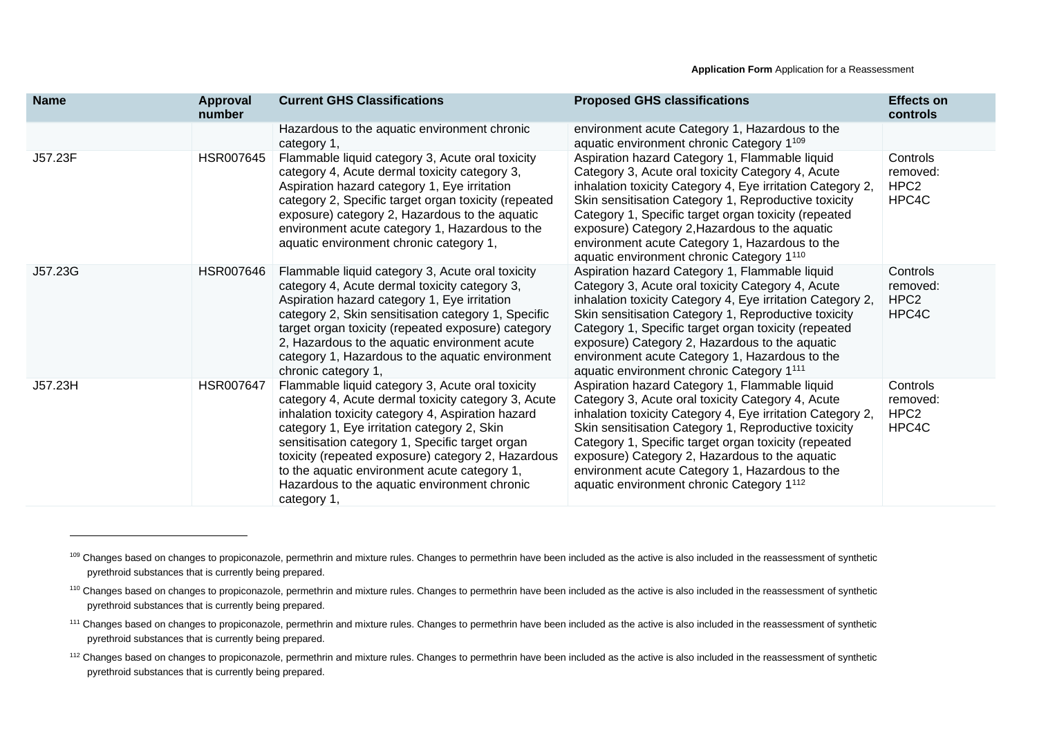| Name | Approval number | Current GHS Classifications | Proposed GHS classifications | Effects on controls |
|---|---|---|---|---|
| | | Hazardous to the aquatic environment chronic category 1, | environment acute Category 1, Hazardous to the aquatic environment chronic Category 1[109] | |
| J57.23F | HSR007645 | Flammable liquid category 3, Acute oral toxicity category 4, Acute dermal toxicity category 3, Aspiration hazard category 1, Eye irritation category 2, Specific target organ toxicity (repeated exposure) category 2, Hazardous to the aquatic environment acute category 1, Hazardous to the aquatic environment chronic category 1, | Aspiration hazard Category 1, Flammable liquid Category 3, Acute oral toxicity Category 4, Acute inhalation toxicity Category 4, Eye irritation Category 2, Skin sensitisation Category 1, Reproductive toxicity Category 1, Specific target organ toxicity (repeated exposure) Category 2,Hazardous to the aquatic environment acute Category 1, Hazardous to the aquatic environment chronic Category 1[110] | Controls removed: HPC2 HPC4C |
| J57.23G | HSR007646 | Flammable liquid category 3, Acute oral toxicity category 4, Acute dermal toxicity category 3, Aspiration hazard category 1, Eye irritation category 2, Skin sensitisation category 1, Specific target organ toxicity (repeated exposure) category 2, Hazardous to the aquatic environment acute category 1, Hazardous to the aquatic environment chronic category 1, | Aspiration hazard Category 1, Flammable liquid Category 3, Acute oral toxicity Category 4, Acute inhalation toxicity Category 4, Eye irritation Category 2, Skin sensitisation Category 1, Reproductive toxicity Category 1, Specific target organ toxicity (repeated exposure) Category 2, Hazardous to the aquatic environment acute Category 1, Hazardous to the aquatic environment chronic Category 1[111] | Controls removed: HPC2 HPC4C |
| J57.23H | HSR007647 | Flammable liquid category 3, Acute oral toxicity category 4, Acute dermal toxicity category 3, Acute inhalation toxicity category 4, Aspiration hazard category 1, Eye irritation category 2, Skin sensitisation category 1, Specific target organ toxicity (repeated exposure) category 2, Hazardous to the aquatic environment acute category 1, Hazardous to the aquatic environment chronic category 1, | Aspiration hazard Category 1, Flammable liquid Category 3, Acute oral toxicity Category 4, Acute inhalation toxicity Category 4, Eye irritation Category 2, Skin sensitisation Category 1, Reproductive toxicity Category 1, Specific target organ toxicity (repeated exposure) Category 2, Hazardous to the aquatic environment acute Category 1, Hazardous to the aquatic environment chronic Category 1[112] | Controls removed: HPC2 HPC4C |

[109] Changes based on changes to propiconazole, permethrin and mixture rules. Changes to permethrin have been included as the active is also included in the reassessment of synthetic pyrethroid substances that is currently being prepared.

[110] Changes based on changes to propiconazole, permethrin and mixture rules. Changes to permethrin have been included as the active is also included in the reassessment of synthetic pyrethroid substances that is currently being prepared.

[111] Changes based on changes to propiconazole, permethrin and mixture rules. Changes to permethrin have been included as the active is also included in the reassessment of synthetic pyrethroid substances that is currently being prepared.

[112] Changes based on changes to propiconazole, permethrin and mixture rules. Changes to permethrin have been included as the active is also included in the reassessment of synthetic pyrethroid substances that is currently being prepared.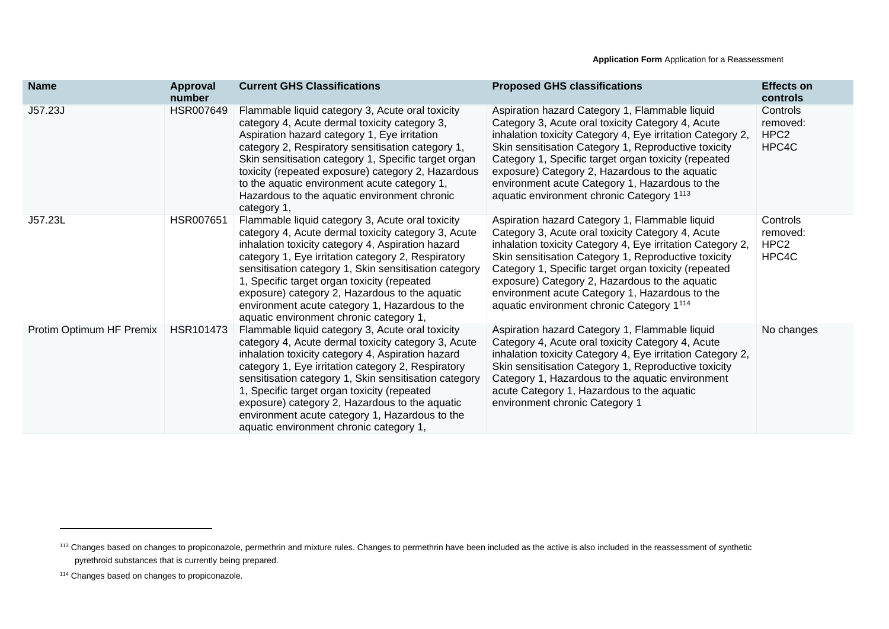| Name | Approval number | Current GHS Classifications | Proposed GHS classifications | Effects on controls |
|---|---|---|---|---|
| J57.23J | HSR007649 | Flammable liquid category 3, Acute oral toxicity category 4, Acute dermal toxicity category 3, Aspiration hazard category 1, Eye irritation category 2, Respiratory sensitisation category 1, Skin sensitisation category 1, Specific target organ toxicity (repeated exposure) category 2, Hazardous to the aquatic environment acute category 1, Hazardous to the aquatic environment chronic category 1, | Aspiration hazard Category 1, Flammable liquid Category 3, Acute oral toxicity Category 4, Acute inhalation toxicity Category 4, Eye irritation Category 2, Skin sensitisation Category 1, Reproductive toxicity Category 1, Specific target organ toxicity (repeated exposure) Category 2, Hazardous to the aquatic environment acute Category 1, Hazardous to the aquatic environment chronic Category 1[113] | Controls removed: HPC2 HPC4C |
| J57.23L | HSR007651 | Flammable liquid category 3, Acute oral toxicity category 4, Acute dermal toxicity category 3, Acute inhalation toxicity category 4, Aspiration hazard category 1, Eye irritation category 2, Respiratory sensitisation category 1, Skin sensitisation category 1, Specific target organ toxicity (repeated exposure) category 2, Hazardous to the aquatic environment acute category 1, Hazardous to the aquatic environment chronic category 1, | Aspiration hazard Category 1, Flammable liquid Category 3, Acute oral toxicity Category 4, Acute inhalation toxicity Category 4, Eye irritation Category 2, Skin sensitisation Category 1, Reproductive toxicity Category 1, Specific target organ toxicity (repeated exposure) Category 2, Hazardous to the aquatic environment acute Category 1, Hazardous to the aquatic environment chronic Category 1[114] | Controls removed: HPC2 HPC4C |
| Protim Optimum HF Premix | HSR101473 | Flammable liquid category 3, Acute oral toxicity category 4, Acute dermal toxicity category 3, Acute inhalation toxicity category 4, Aspiration hazard category 1, Eye irritation category 2, Respiratory sensitisation category 1, Skin sensitisation category 1, Specific target organ toxicity (repeated exposure) category 2, Hazardous to the aquatic environment acute category 1, Hazardous to the aquatic environment chronic category 1, | Aspiration hazard Category 1, Flammable liquid Category 4, Acute oral toxicity Category 4, Acute inhalation toxicity Category 4, Eye irritation Category 2, Skin sensitisation Category 1, Reproductive toxicity Category 1, Hazardous to the aquatic environment acute Category 1, Hazardous to the aquatic environment chronic Category 1 | No changes |

[113] Changes based on changes to propiconazole, permethrin and mixture rules. Changes to permethrin have been included as the active is also included in the reassessment of synthetic pyrethroid substances that is currently being prepared.

[114] Changes based on changes to propiconazole.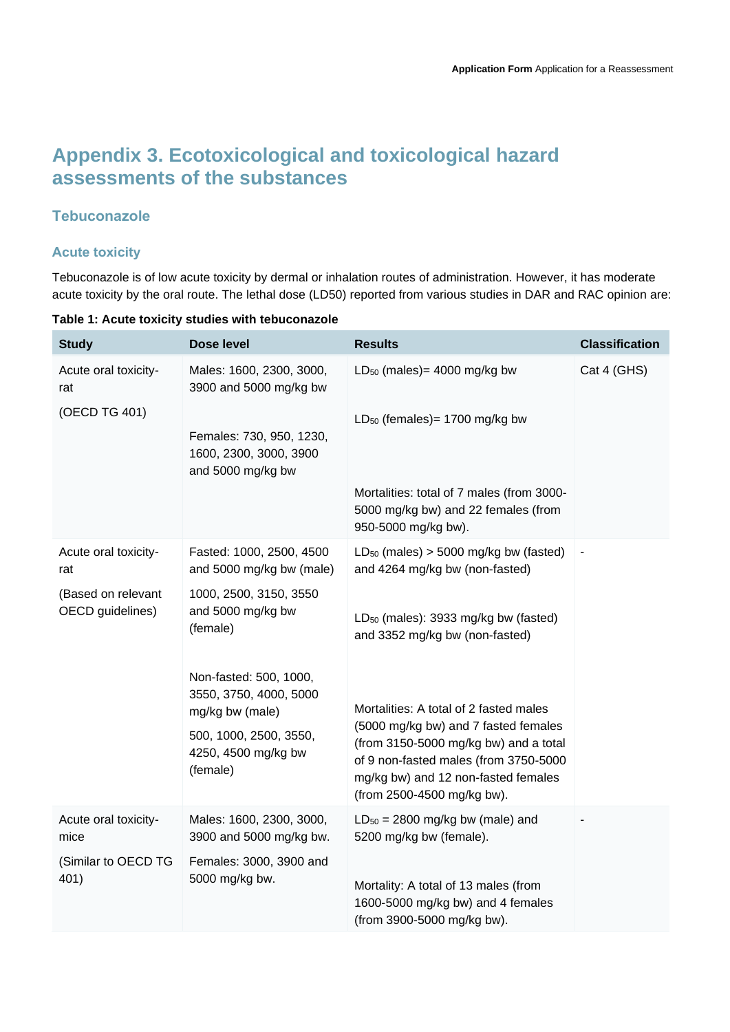# Appendix 3. Ecotoxicological and toxicological hazard assessments of the substances

## Tebuconazole

### Acute toxicity

Tebuconazole is of low acute toxicity by dermal or inhalation routes of administration. However, it has moderate acute toxicity by the oral route. The lethal dose (LD50) reported from various studies in DAR and RAC opinion are:

**Table 1: Acute toxicity studies with tebuconazole**

| Study | Dose level | Results | Classification |
|---|---|---|---|
| Acute oral toxicity-rat<br><br>(OECD TG 401) | Males: 1600, 2300, 3000, 3900 and 5000 mg/kg bw<br><br>Females: 730, 950, 1230, 1600, 2300, 3000, 3900 and 5000 mg/kg bw | $LD_{50}$ (males)= 4000 mg/kg bw<br><br>$LD_{50}$ (females)= 1700 mg/kg bw<br><br>Mortalities: total of 7 males (from 3000-5000 mg/kg bw) and 22 females (from 950-5000 mg/kg bw). | Cat 4 (GHS) |
| Acute oral toxicity-rat<br><br>(Based on relevant OECD guidelines) | Fasted: 1000, 2500, 4500 and 5000 mg/kg bw (male)<br><br>1000, 2500, 3150, 3550 and 5000 mg/kg bw (female)<br><br>Non-fasted: 500, 1000, 3550, 3750, 4000, 5000 mg/kg bw (male)<br><br>500, 1000, 2500, 3550, 4250, 4500 mg/kg bw (female) | $LD_{50}$ (males) > 5000 mg/kg bw (fasted) and 4264 mg/kg bw (non-fasted)<br><br>$LD_{50}$ (males): 3933 mg/kg bw (fasted) and 3352 mg/kg bw (non-fasted)<br><br>Mortalities: A total of 2 fasted males (5000 mg/kg bw) and 7 fasted females (from 3150-5000 mg/kg bw) and a total of 9 non-fasted males (from 3750-5000 mg/kg bw) and 12 non-fasted females (from 2500-4500 mg/kg bw). | - |
| Acute oral toxicity-mice<br><br>(Similar to OECD TG 401) | Males: 1600, 2300, 3000, 3900 and 5000 mg/kg bw.<br><br>Females: 3000, 3900 and 5000 mg/kg bw. | $LD_{50}$ = 2800 mg/kg bw (male) and 5200 mg/kg bw (female).<br><br>Mortality: A total of 13 males (from 1600-5000 mg/kg bw) and 4 females (from 3900-5000 mg/kg bw). | - |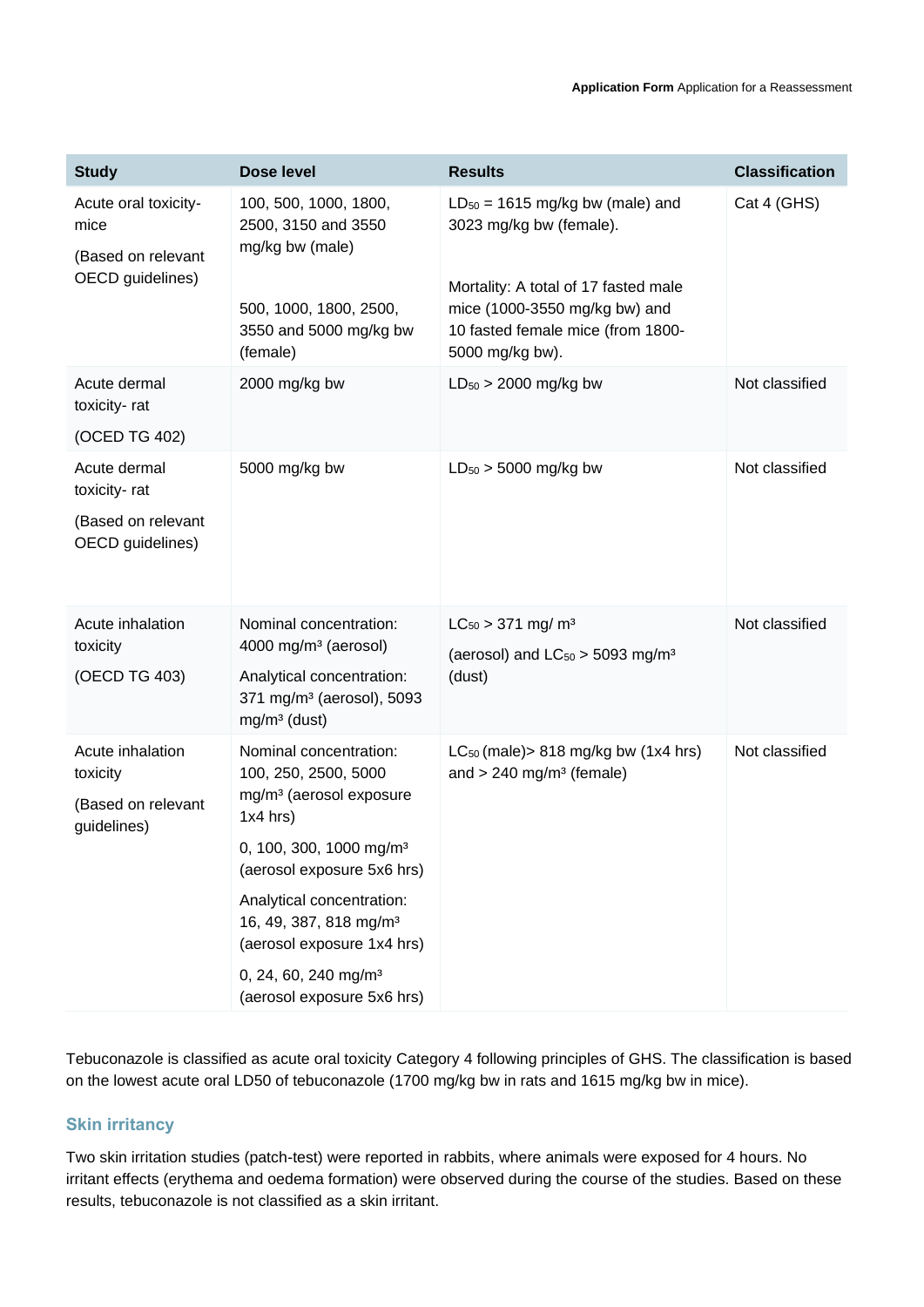| Study | Dose level | Results | Classification |
|---|---|---|---|
| Acute oral toxicity- mice<br><br>(Based on relevant OECD guidelines) | 100, 500, 1000, 1800, 2500, 3150 and 3550 mg/kg bw (male)<br><br>500, 1000, 1800, 2500, 3550 and 5000 mg/kg bw (female) | $LD_{50}$ = 1615 mg/kg bw (male) and 3023 mg/kg bw (female).<br><br>Mortality: A total of 17 fasted male mice (1000-3550 mg/kg bw) and 10 fasted female mice (from 1800-5000 mg/kg bw). | Cat 4 (GHS) |
| Acute dermal toxicity- rat<br><br>(OCED TG 402) | 2000 mg/kg bw | $LD_{50}$ > 2000 mg/kg bw | Not classified |
| Acute dermal toxicity- rat<br><br>(Based on relevant OECD guidelines) | 5000 mg/kg bw | $LD_{50}$ > 5000 mg/kg bw | Not classified |
| Acute inhalation toxicity<br><br>(OECD TG 403) | Nominal concentration: 4000 mg/m³ (aerosol)<br><br>Analytical concentration: 371 mg/m³ (aerosol), 5093 mg/m³ (dust) | $LC_{50}$ > 371 mg/ m³<br><br>(aerosol) and $LC_{50}$ > 5093 mg/m³ (dust) | Not classified |
| Acute inhalation toxicity<br><br>(Based on relevant guidelines) | Nominal concentration: 100, 250, 2500, 5000 mg/m³ (aerosol exposure 1x4 hrs)<br><br>0, 100, 300, 1000 mg/m³ (aerosol exposure 5x6 hrs)<br><br>Analytical concentration: 16, 49, 387, 818 mg/m³ (aerosol exposure 1x4 hrs)<br><br>0, 24, 60, 240 mg/m³ (aerosol exposure 5x6 hrs) | $LC_{50}$ (male)> 818 mg/kg bw (1x4 hrs) and > 240 mg/m³ (female) | Not classified |

Tebuconazole is classified as acute oral toxicity Category 4 following principles of GHS. The classification is based on the lowest acute oral LD50 of tebuconazole (1700 mg/kg bw in rats and 1615 mg/kg bw in mice).

### Skin irritancy

Two skin irritation studies (patch-test) were reported in rabbits, where animals were exposed for 4 hours. No irritant effects (erythema and oedema formation) were observed during the course of the studies. Based on these results, tebuconazole is not classified as a skin irritant.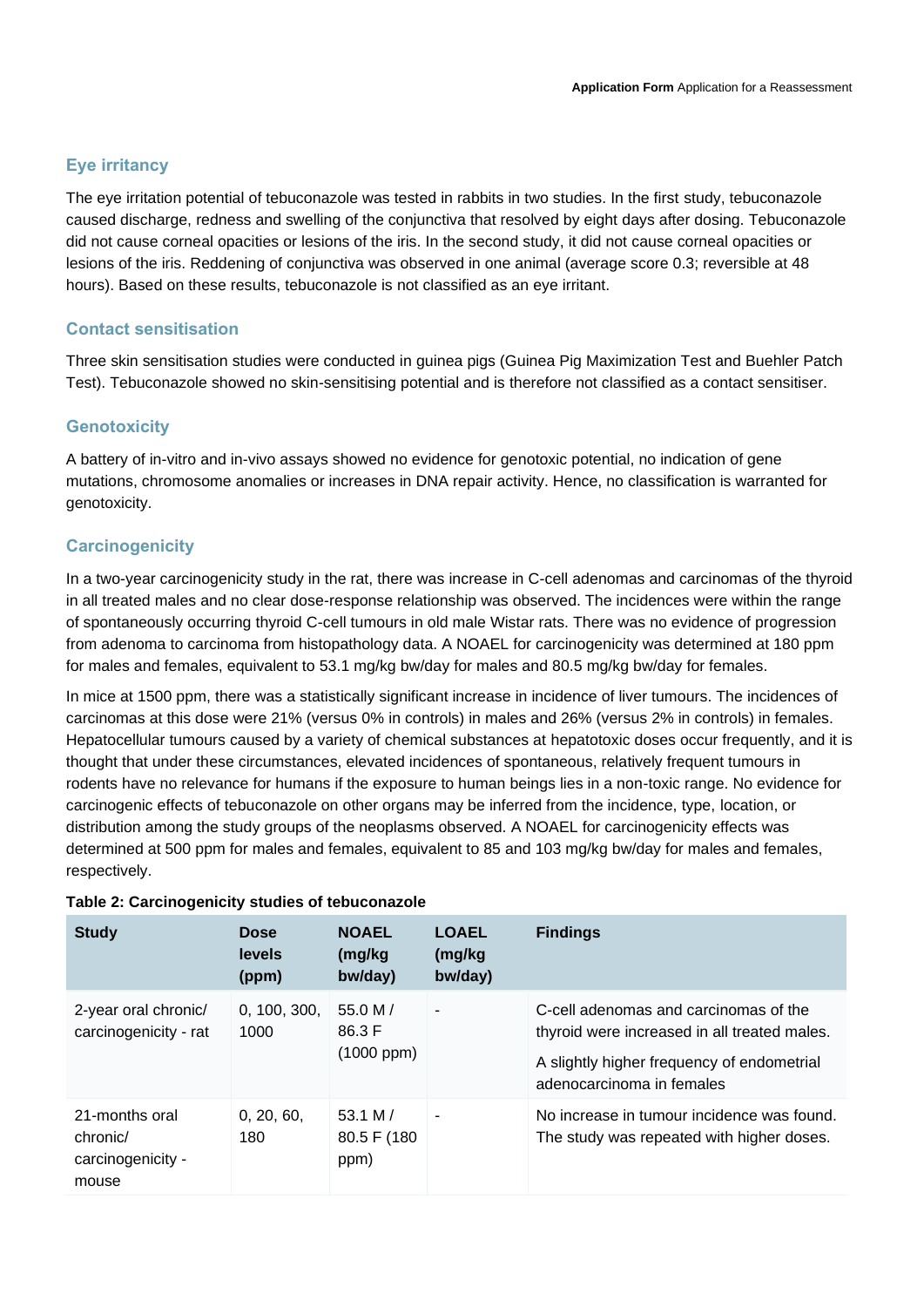### Eye irritancy

The eye irritation potential of tebuconazole was tested in rabbits in two studies. In the first study, tebuconazole caused discharge, redness and swelling of the conjunctiva that resolved by eight days after dosing. Tebuconazole did not cause corneal opacities or lesions of the iris. In the second study, it did not cause corneal opacities or lesions of the iris. Reddening of conjunctiva was observed in one animal (average score 0.3; reversible at 48 hours). Based on these results, tebuconazole is not classified as an eye irritant.

### Contact sensitisation

Three skin sensitisation studies were conducted in guinea pigs (Guinea Pig Maximization Test and Buehler Patch Test). Tebuconazole showed no skin-sensitising potential and is therefore not classified as a contact sensitiser.

### Genotoxicity

A battery of in-vitro and in-vivo assays showed no evidence for genotoxic potential, no indication of gene mutations, chromosome anomalies or increases in DNA repair activity. Hence, no classification is warranted for genotoxicity.

### Carcinogenicity

In a two-year carcinogenicity study in the rat, there was increase in C-cell adenomas and carcinomas of the thyroid in all treated males and no clear dose-response relationship was observed. The incidences were within the range of spontaneously occurring thyroid C-cell tumours in old male Wistar rats. There was no evidence of progression from adenoma to carcinoma from histopathology data. A NOAEL for carcinogenicity was determined at 180 ppm for males and females, equivalent to 53.1 mg/kg bw/day for males and 80.5 mg/kg bw/day for females.

In mice at 1500 ppm, there was a statistically significant increase in incidence of liver tumours. The incidences of carcinomas at this dose were 21% (versus 0% in controls) in males and 26% (versus 2% in controls) in females. Hepatocellular tumours caused by a variety of chemical substances at hepatotoxic doses occur frequently, and it is thought that under these circumstances, elevated incidences of spontaneous, relatively frequent tumours in rodents have no relevance for humans if the exposure to human beings lies in a non-toxic range. No evidence for carcinogenic effects of tebuconazole on other organs may be inferred from the incidence, type, location, or distribution among the study groups of the neoplasms observed. A NOAEL for carcinogenicity effects was determined at 500 ppm for males and females, equivalent to 85 and 103 mg/kg bw/day for males and females, respectively.

**Table 2: Carcinogenicity studies of tebuconazole**

| Study | Dose levels (ppm) | NOAEL (mg/kg bw/day) | LOAEL (mg/kg bw/day) | Findings |
|---|---|---|---|---|
| 2-year oral chronic/ carcinogenicity - rat | 0, 100, 300, 1000 | 55.0 M / 86.3 F (1000 ppm) | - | C-cell adenomas and carcinomas of the thyroid were increased in all treated males.<br>A slightly higher frequency of endometrial adenocarcinoma in females |
| 21-months oral chronic/ carcinogenicity - mouse | 0, 20, 60, 180 | 53.1 M / 80.5 F (180 ppm) | - | No increase in tumour incidence was found. The study was repeated with higher doses. |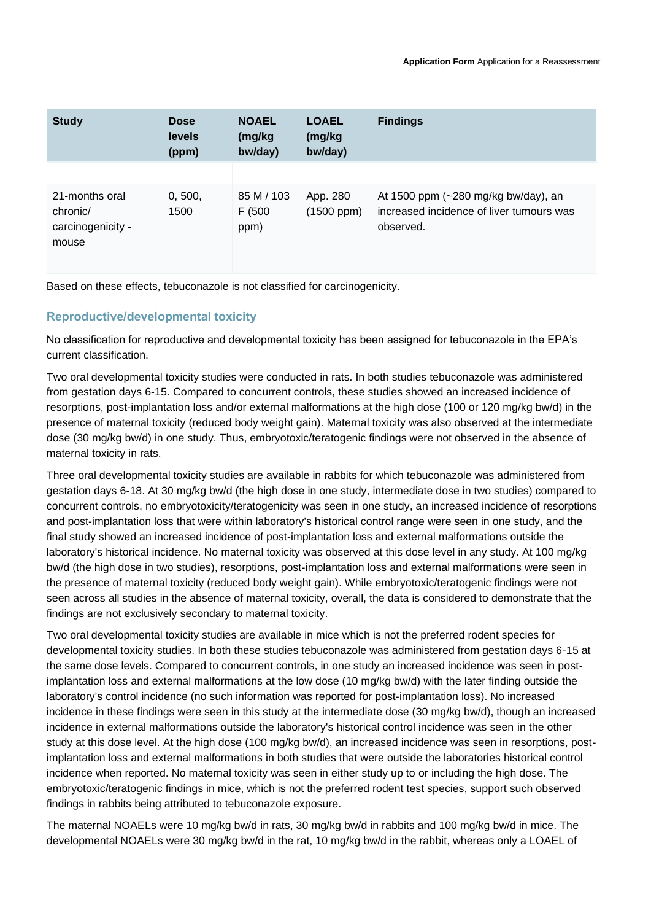| Study | Dose levels (ppm) | NOAEL (mg/kg bw/day) | LOAEL (mg/kg bw/day) | Findings |
|---|---|---|---|---|
| | | | | |
| 21-months oral chronic/ carcinogenicity - mouse | 0, 500, 1500 | 85 M / 103 F (500 ppm) | App. 280 (1500 ppm) | At 1500 ppm (~280 mg/kg bw/day), an increased incidence of liver tumours was observed. |

Based on these effects, tebuconazole is not classified for carcinogenicity.

### Reproductive/developmental toxicity

No classification for reproductive and developmental toxicity has been assigned for tebuconazole in the EPA's current classification.

Two oral developmental toxicity studies were conducted in rats. In both studies tebuconazole was administered from gestation days 6-15. Compared to concurrent controls, these studies showed an increased incidence of resorptions, post-implantation loss and/or external malformations at the high dose (100 or 120 mg/kg bw/d) in the presence of maternal toxicity (reduced body weight gain). Maternal toxicity was also observed at the intermediate dose (30 mg/kg bw/d) in one study. Thus, embryotoxic/teratogenic findings were not observed in the absence of maternal toxicity in rats.

Three oral developmental toxicity studies are available in rabbits for which tebuconazole was administered from gestation days 6-18. At 30 mg/kg bw/d (the high dose in one study, intermediate dose in two studies) compared to concurrent controls, no embryotoxicity/teratogenicity was seen in one study, an increased incidence of resorptions and post-implantation loss that were within laboratory's historical control range were seen in one study, and the final study showed an increased incidence of post-implantation loss and external malformations outside the laboratory's historical incidence. No maternal toxicity was observed at this dose level in any study. At 100 mg/kg bw/d (the high dose in two studies), resorptions, post-implantation loss and external malformations were seen in the presence of maternal toxicity (reduced body weight gain). While embryotoxic/teratogenic findings were not seen across all studies in the absence of maternal toxicity, overall, the data is considered to demonstrate that the findings are not exclusively secondary to maternal toxicity.

Two oral developmental toxicity studies are available in mice which is not the preferred rodent species for developmental toxicity studies. In both these studies tebuconazole was administered from gestation days 6-15 at the same dose levels. Compared to concurrent controls, in one study an increased incidence was seen in post-implantation loss and external malformations at the low dose (10 mg/kg bw/d) with the later finding outside the laboratory's control incidence (no such information was reported for post-implantation loss). No increased incidence in these findings were seen in this study at the intermediate dose (30 mg/kg bw/d), though an increased incidence in external malformations outside the laboratory's historical control incidence was seen in the other study at this dose level. At the high dose (100 mg/kg bw/d), an increased incidence was seen in resorptions, post-implantation loss and external malformations in both studies that were outside the laboratories historical control incidence when reported. No maternal toxicity was seen in either study up to or including the high dose. The embryotoxic/teratogenic findings in mice, which is not the preferred rodent test species, support such observed findings in rabbits being attributed to tebuconazole exposure.

The maternal NOAELs were 10 mg/kg bw/d in rats, 30 mg/kg bw/d in rabbits and 100 mg/kg bw/d in mice. The developmental NOAELs were 30 mg/kg bw/d in the rat, 10 mg/kg bw/d in the rabbit, whereas only a LOAEL of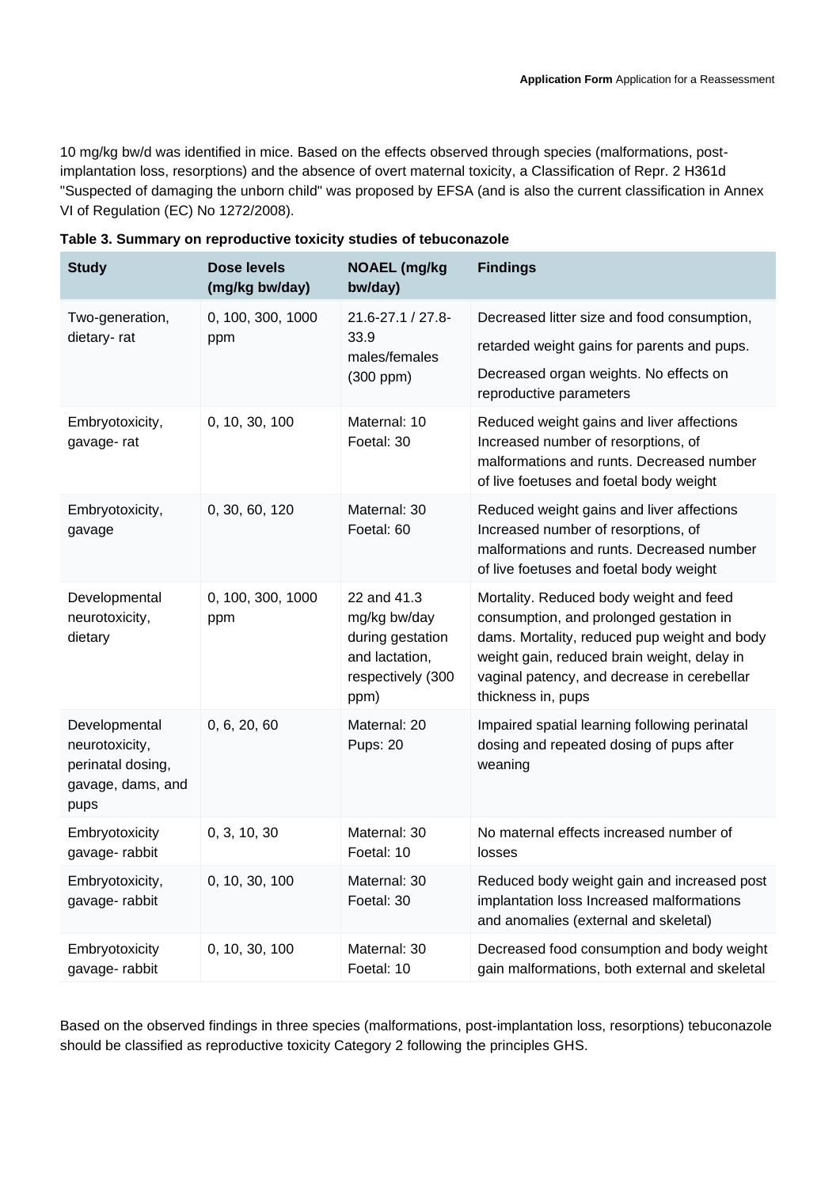10 mg/kg bw/d was identified in mice. Based on the effects observed through species (malformations, post-implantation loss, resorptions) and the absence of overt maternal toxicity, a Classification of Repr. 2 H361d "Suspected of damaging the unborn child" was proposed by EFSA (and is also the current classification in Annex VI of Regulation (EC) No 1272/2008).

**Table 3. Summary on reproductive toxicity studies of tebuconazole**

| Study | Dose levels (mg/kg bw/day) | NOAEL (mg/kg bw/day) | Findings |
|---|---|---|---|
| Two-generation, dietary- rat | 0, 100, 300, 1000 ppm | 21.6-27.1 / 27.8-33.9 males/females (300 ppm) | Decreased litter size and food consumption, retarded weight gains for parents and pups. Decreased organ weights. No effects on reproductive parameters |
| Embryotoxicity, gavage- rat | 0, 10, 30, 100 | Maternal: 10 Foetal: 30 | Reduced weight gains and liver affections Increased number of resorptions, of malformations and runts. Decreased number of live foetuses and foetal body weight |
| Embryotoxicity, gavage | 0, 30, 60, 120 | Maternal: 30 Foetal: 60 | Reduced weight gains and liver affections Increased number of resorptions, of malformations and runts. Decreased number of live foetuses and foetal body weight |
| Developmental neurotoxicity, dietary | 0, 100, 300, 1000 ppm | 22 and 41.3 mg/kg bw/day during gestation and lactation, respectively (300 ppm) | Mortality. Reduced body weight and feed consumption, and prolonged gestation in dams. Mortality, reduced pup weight and body weight gain, reduced brain weight, delay in vaginal patency, and decrease in cerebellar thickness in, pups |
| Developmental neurotoxicity, perinatal dosing, gavage, dams, and pups | 0, 6, 20, 60 | Maternal: 20 Pups: 20 | Impaired spatial learning following perinatal dosing and repeated dosing of pups after weaning |
| Embryotoxicity gavage- rabbit | 0, 3, 10, 30 | Maternal: 30 Foetal: 10 | No maternal effects increased number of losses |
| Embryotoxicity, gavage- rabbit | 0, 10, 30, 100 | Maternal: 30 Foetal: 30 | Reduced body weight gain and increased post implantation loss Increased malformations and anomalies (external and skeletal) |
| Embryotoxicity gavage- rabbit | 0, 10, 30, 100 | Maternal: 30 Foetal: 10 | Decreased food consumption and body weight gain malformations, both external and skeletal |

Based on the observed findings in three species (malformations, post-implantation loss, resorptions) tebuconazole should be classified as reproductive toxicity Category 2 following the principles GHS.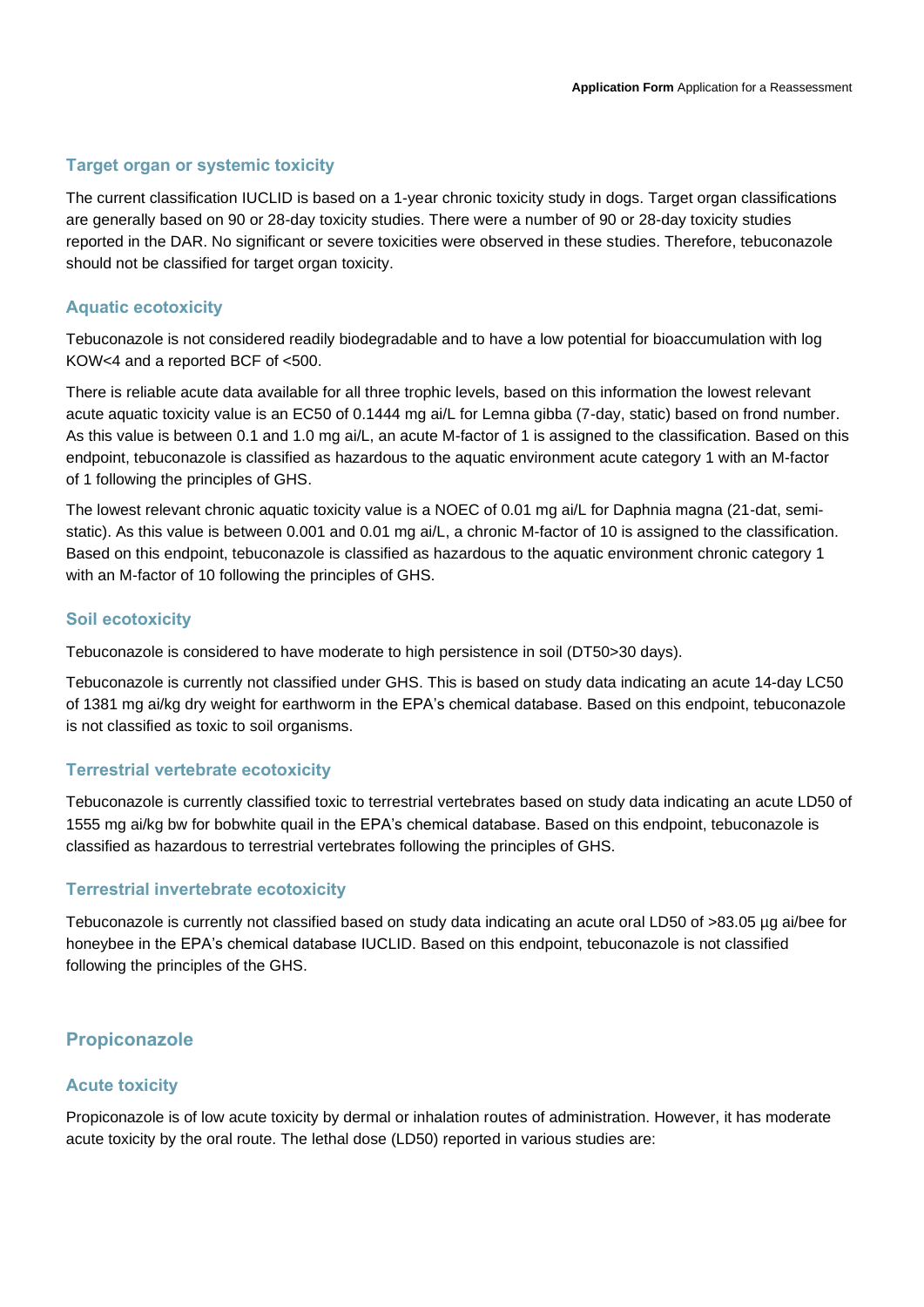### Target organ or systemic toxicity

The current classification IUCLID is based on a 1-year chronic toxicity study in dogs. Target organ classifications are generally based on 90 or 28-day toxicity studies. There were a number of 90 or 28-day toxicity studies reported in the DAR. No significant or severe toxicities were observed in these studies. Therefore, tebuconazole should not be classified for target organ toxicity.

### Aquatic ecotoxicity

Tebuconazole is not considered readily biodegradable and to have a low potential for bioaccumulation with log KOW<4 and a reported BCF of <500.

There is reliable acute data available for all three trophic levels, based on this information the lowest relevant acute aquatic toxicity value is an EC50 of 0.1444 mg ai/L for Lemna gibba (7-day, static) based on frond number. As this value is between 0.1 and 1.0 mg ai/L, an acute M-factor of 1 is assigned to the classification. Based on this endpoint, tebuconazole is classified as hazardous to the aquatic environment acute category 1 with an M-factor of 1 following the principles of GHS.

The lowest relevant chronic aquatic toxicity value is a NOEC of 0.01 mg ai/L for Daphnia magna (21-dat, semi-static). As this value is between 0.001 and 0.01 mg ai/L, a chronic M-factor of 10 is assigned to the classification. Based on this endpoint, tebuconazole is classified as hazardous to the aquatic environment chronic category 1 with an M-factor of 10 following the principles of GHS.

### Soil ecotoxicity

Tebuconazole is considered to have moderate to high persistence in soil (DT50>30 days).

Tebuconazole is currently not classified under GHS. This is based on study data indicating an acute 14-day LC50 of 1381 mg ai/kg dry weight for earthworm in the EPA's chemical database. Based on this endpoint, tebuconazole is not classified as toxic to soil organisms.

### Terrestrial vertebrate ecotoxicity

Tebuconazole is currently classified toxic to terrestrial vertebrates based on study data indicating an acute LD50 of 1555 mg ai/kg bw for bobwhite quail in the EPA's chemical database. Based on this endpoint, tebuconazole is classified as hazardous to terrestrial vertebrates following the principles of GHS.

### Terrestrial invertebrate ecotoxicity

Tebuconazole is currently not classified based on study data indicating an acute oral LD50 of >83.05 µg ai/bee for honeybee in the EPA's chemical database IUCLID. Based on this endpoint, tebuconazole is not classified following the principles of the GHS.

## Propiconazole

### Acute toxicity

Propiconazole is of low acute toxicity by dermal or inhalation routes of administration. However, it has moderate acute toxicity by the oral route. The lethal dose (LD50) reported in various studies are: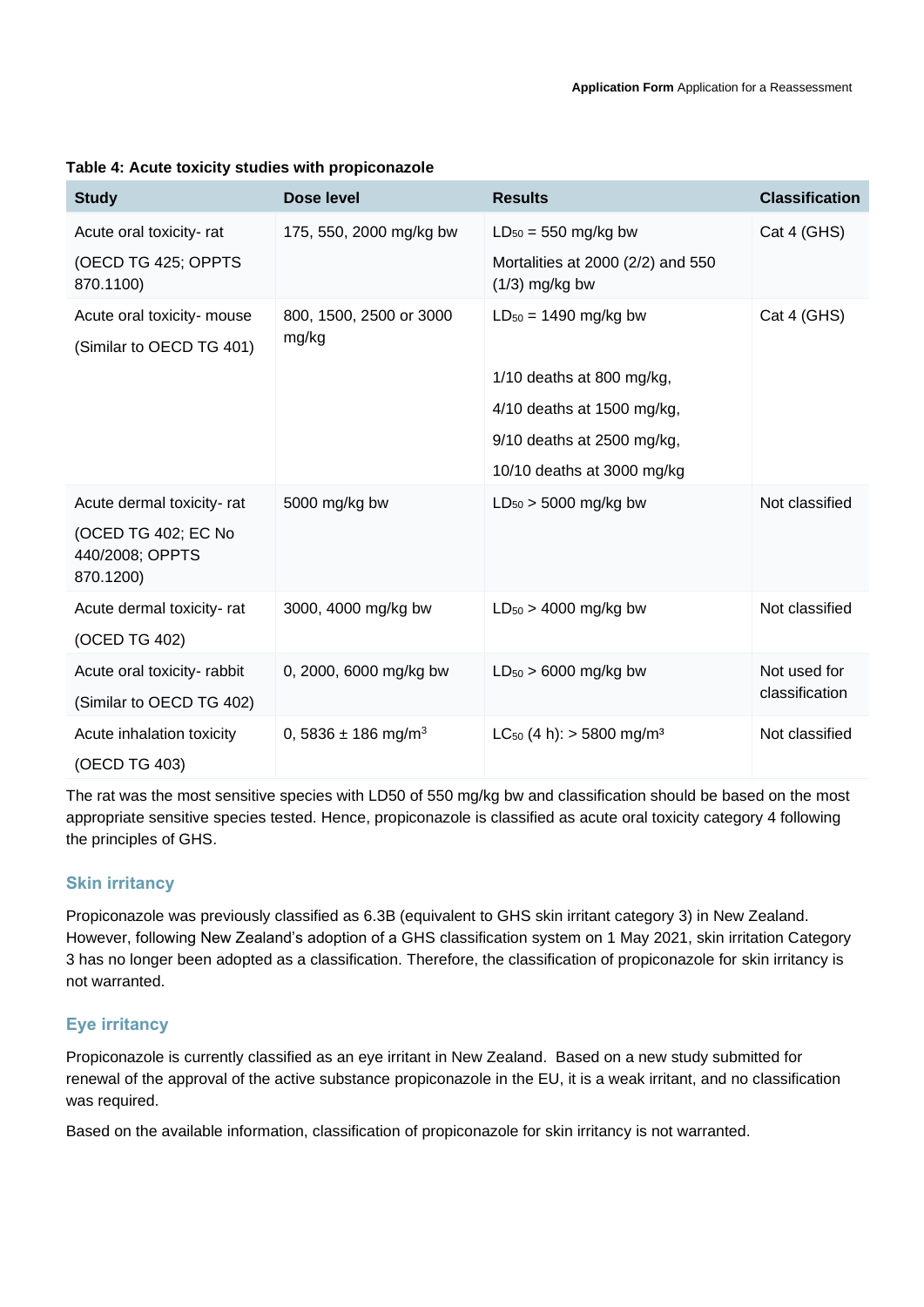**Table 4: Acute toxicity studies with propiconazole**

| Study | Dose level | Results | Classification |
|---|---|---|---|
| Acute oral toxicity- rat (OECD TG 425; OPPTS 870.1100) | 175, 550, 2000 mg/kg bw | $LD_{50}$ = 550 mg/kg bw<br>Mortalities at 2000 (2/2) and 550 (1/3) mg/kg bw | Cat 4 (GHS) |
| Acute oral toxicity- mouse (Similar to OECD TG 401) | 800, 1500, 2500 or 3000 mg/kg | $LD_{50}$ = 1490 mg/kg bw<br>1/10 deaths at 800 mg/kg,<br>4/10 deaths at 1500 mg/kg,<br>9/10 deaths at 2500 mg/kg,<br>10/10 deaths at 3000 mg/kg | Cat 4 (GHS) |
| Acute dermal toxicity- rat (OCED TG 402; EC No 440/2008; OPPTS 870.1200) | 5000 mg/kg bw | $LD_{50}$ > 5000 mg/kg bw | Not classified |
| Acute dermal toxicity- rat (OCED TG 402) | 3000, 4000 mg/kg bw | $LD_{50}$ > 4000 mg/kg bw | Not classified |
| Acute oral toxicity- rabbit (Similar to OECD TG 402) | 0, 2000, 6000 mg/kg bw | $LD_{50}$ > 6000 mg/kg bw | Not used for classification |
| Acute inhalation toxicity (OECD TG 403) | 0, 5836 ± 186 mg/m$^3$ | $LC_{50}$ (4 h): > 5800 mg/m$^3$ | Not classified |

The rat was the most sensitive species with LD50 of 550 mg/kg bw and classification should be based on the most appropriate sensitive species tested. Hence, propiconazole is classified as acute oral toxicity category 4 following the principles of GHS.

### Skin irritancy

Propiconazole was previously classified as 6.3B (equivalent to GHS skin irritant category 3) in New Zealand. However, following New Zealand's adoption of a GHS classification system on 1 May 2021, skin irritation Category 3 has no longer been adopted as a classification. Therefore, the classification of propiconazole for skin irritancy is not warranted.

### Eye irritancy

Propiconazole is currently classified as an eye irritant in New Zealand. Based on a new study submitted for renewal of the approval of the active substance propiconazole in the EU, it is a weak irritant, and no classification was required.

Based on the available information, classification of propiconazole for skin irritancy is not warranted.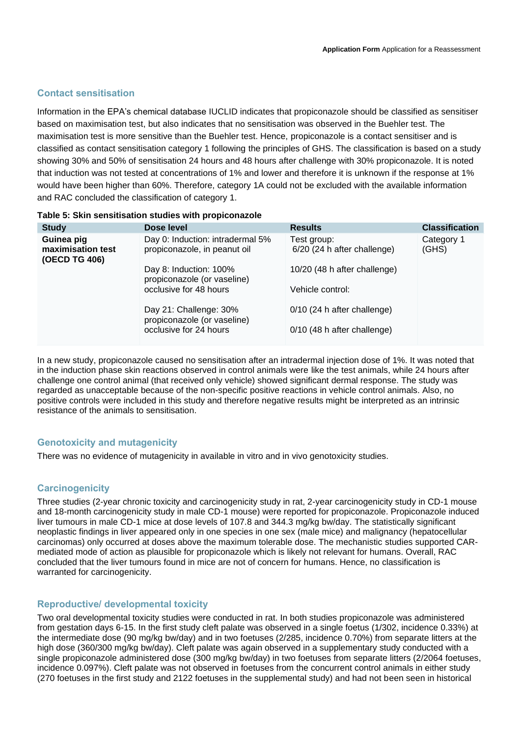## Contact sensitisation

Information in the EPA's chemical database IUCLID indicates that propiconazole should be classified as sensitiser based on maximisation test, but also indicates that no sensitisation was observed in the Buehler test. The maximisation test is more sensitive than the Buehler test. Hence, propiconazole is a contact sensitiser and is classified as contact sensitisation category 1 following the principles of GHS. The classification is based on a study showing 30% and 50% of sensitisation 24 hours and 48 hours after challenge with 30% propiconazole. It is noted that induction was not tested at concentrations of 1% and lower and therefore it is unknown if the response at 1% would have been higher than 60%. Therefore, category 1A could not be excluded with the available information and RAC concluded the classification of category 1.

**Table 5: Skin sensitisation studies with propiconazole**

| Study | Dose level | Results | Classification |
|---|---|---|---|
| **Guinea pig maximisation test (OECD TG 406)** | Day 0: Induction: intradermal 5% propiconazole, in peanut oil<br><br>Day 8: Induction: 100% propiconazole (or vaseline) occlusive for 48 hours<br><br>Day 21: Challenge: 30% propiconazole (or vaseline) occlusive for 24 hours | Test group:<br>6/20 (24 h after challenge)<br><br>10/20 (48 h after challenge)<br><br>Vehicle control:<br><br>0/10 (24 h after challenge)<br><br>0/10 (48 h after challenge) | Category 1 (GHS) |

In a new study, propiconazole caused no sensitisation after an intradermal injection dose of 1%. It was noted that in the induction phase skin reactions observed in control animals were like the test animals, while 24 hours after challenge one control animal (that received only vehicle) showed significant dermal response. The study was regarded as unacceptable because of the non-specific positive reactions in vehicle control animals. Also, no positive controls were included in this study and therefore negative results might be interpreted as an intrinsic resistance of the animals to sensitisation.

## Genotoxicity and mutagenicity

There was no evidence of mutagenicity in available in vitro and in vivo genotoxicity studies.

## Carcinogenicity

Three studies (2-year chronic toxicity and carcinogenicity study in rat, 2-year carcinogenicity study in CD-1 mouse and 18-month carcinogenicity study in male CD-1 mouse) were reported for propiconazole. Propiconazole induced liver tumours in male CD-1 mice at dose levels of 107.8 and 344.3 mg/kg bw/day. The statistically significant neoplastic findings in liver appeared only in one species in one sex (male mice) and malignancy (hepatocellular carcinomas) only occurred at doses above the maximum tolerable dose. The mechanistic studies supported CAR-mediated mode of action as plausible for propiconazole which is likely not relevant for humans. Overall, RAC concluded that the liver tumours found in mice are not of concern for humans. Hence, no classification is warranted for carcinogenicity.

## Reproductive/ developmental toxicity

Two oral developmental toxicity studies were conducted in rat. In both studies propiconazole was administered from gestation days 6-15. In the first study cleft palate was observed in a single foetus (1/302, incidence 0.33%) at the intermediate dose (90 mg/kg bw/day) and in two foetuses (2/285, incidence 0.70%) from separate litters at the high dose (360/300 mg/kg bw/day). Cleft palate was again observed in a supplementary study conducted with a single propiconazole administered dose (300 mg/kg bw/day) in two foetuses from separate litters (2/2064 foetuses, incidence 0.097%). Cleft palate was not observed in foetuses from the concurrent control animals in either study (270 foetuses in the first study and 2122 foetuses in the supplemental study) and had not been seen in historical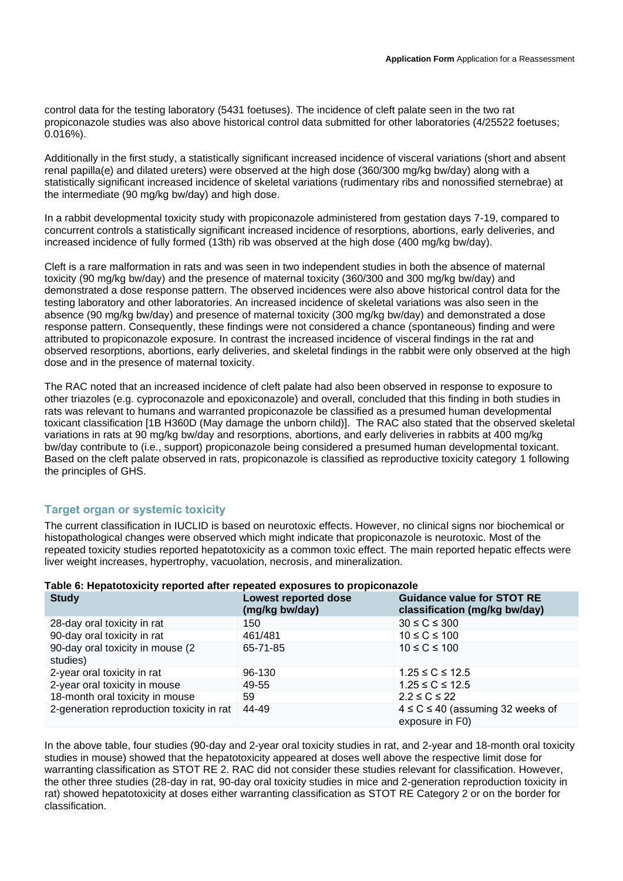control data for the testing laboratory (5431 foetuses). The incidence of cleft palate seen in the two rat propiconazole studies was also above historical control data submitted for other laboratories (4/25522 foetuses; 0.016%).

Additionally in the first study, a statistically significant increased incidence of visceral variations (short and absent renal papilla(e) and dilated ureters) were observed at the high dose (360/300 mg/kg bw/day) along with a statistically significant increased incidence of skeletal variations (rudimentary ribs and nonossified sternebrae) at the intermediate (90 mg/kg bw/day) and high dose.

In a rabbit developmental toxicity study with propiconazole administered from gestation days 7-19, compared to concurrent controls a statistically significant increased incidence of resorptions, abortions, early deliveries, and increased incidence of fully formed (13th) rib was observed at the high dose (400 mg/kg bw/day).

Cleft is a rare malformation in rats and was seen in two independent studies in both the absence of maternal toxicity (90 mg/kg bw/day) and the presence of maternal toxicity (360/300 and 300 mg/kg bw/day) and demonstrated a dose response pattern. The observed incidences were also above historical control data for the testing laboratory and other laboratories. An increased incidence of skeletal variations was also seen in the absence (90 mg/kg bw/day) and presence of maternal toxicity (300 mg/kg bw/day) and demonstrated a dose response pattern. Consequently, these findings were not considered a chance (spontaneous) finding and were attributed to propiconazole exposure. In contrast the increased incidence of visceral findings in the rat and observed resorptions, abortions, early deliveries, and skeletal findings in the rabbit were only observed at the high dose and in the presence of maternal toxicity.

The RAC noted that an increased incidence of cleft palate had also been observed in response to exposure to other triazoles (e.g. cyproconazole and epoxiconazole) and overall, concluded that this finding in both studies in rats was relevant to humans and warranted propiconazole be classified as a presumed human developmental toxicant classification [1B H360D (May damage the unborn child)]. The RAC also stated that the observed skeletal variations in rats at 90 mg/kg bw/day and resorptions, abortions, and early deliveries in rabbits at 400 mg/kg bw/day contribute to (i.e., support) propiconazole being considered a presumed human developmental toxicant. Based on the cleft palate observed in rats, propiconazole is classified as reproductive toxicity category 1 following the principles of GHS.

## Target organ or systemic toxicity

The current classification in IUCLID is based on neurotoxic effects. However, no clinical signs nor biochemical or histopathological changes were observed which might indicate that propiconazole is neurotoxic. Most of the repeated toxicity studies reported hepatotoxicity as a common toxic effect. The main reported hepatic effects were liver weight increases, hypertrophy, vacuolation, necrosis, and mineralization.

**Table 6: Hepatotoxicity reported after repeated exposures to propiconazole**

| Study | Lowest reported dose (mg/kg bw/day) | Guidance value for STOT RE classification (mg/kg bw/day) |
|---|---|---|
| 28-day oral toxicity in rat | 150 | 30 ≤ C ≤ 300 |
| 90-day oral toxicity in rat | 461/481 | 10 ≤ C ≤ 100 |
| 90-day oral toxicity in mouse (2 studies) | 65-71-85 | 10 ≤ C ≤ 100 |
| 2-year oral toxicity in rat | 96-130 | 1.25 ≤ C ≤ 12.5 |
| 2-year oral toxicity in mouse | 49-55 | 1.25 ≤ C ≤ 12.5 |
| 18-month oral toxicity in mouse | 59 | 2.2 ≤ C ≤ 22 |
| 2-generation reproduction toxicity in rat | 44-49 | 4 ≤ C ≤ 40 (assuming 32 weeks of exposure in F0) |

In the above table, four studies (90-day and 2-year oral toxicity studies in rat, and 2-year and 18-month oral toxicity studies in mouse) showed that the hepatotoxicity appeared at doses well above the respective limit dose for warranting classification as STOT RE 2. RAC did not consider these studies relevant for classification. However, the other three studies (28-day in rat, 90-day oral toxicity studies in mice and 2-generation reproduction toxicity in rat) showed hepatotoxicity at doses either warranting classification as STOT RE Category 2 or on the border for classification.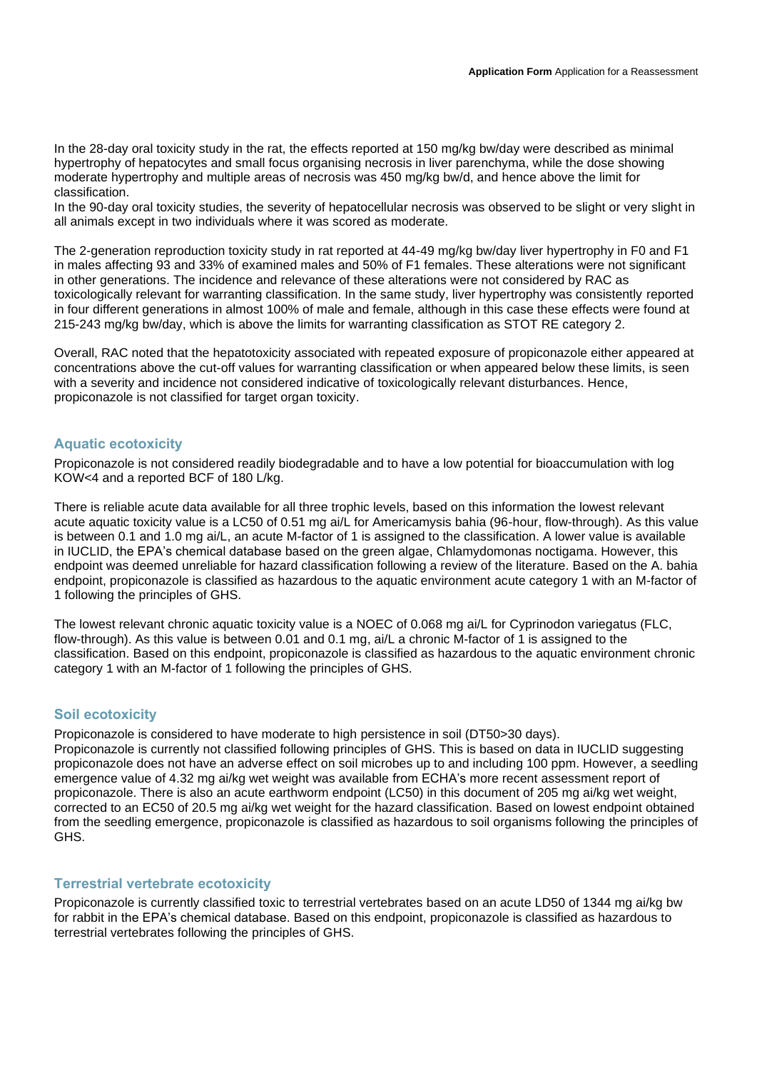In the 28-day oral toxicity study in the rat, the effects reported at 150 mg/kg bw/day were described as minimal hypertrophy of hepatocytes and small focus organising necrosis in liver parenchyma, while the dose showing moderate hypertrophy and multiple areas of necrosis was 450 mg/kg bw/d, and hence above the limit for classification.
In the 90-day oral toxicity studies, the severity of hepatocellular necrosis was observed to be slight or very slight in all animals except in two individuals where it was scored as moderate.

The 2-generation reproduction toxicity study in rat reported at 44-49 mg/kg bw/day liver hypertrophy in F0 and F1 in males affecting 93 and 33% of examined males and 50% of F1 females. These alterations were not significant in other generations. The incidence and relevance of these alterations were not considered by RAC as toxicologically relevant for warranting classification. In the same study, liver hypertrophy was consistently reported in four different generations in almost 100% of male and female, although in this case these effects were found at 215-243 mg/kg bw/day, which is above the limits for warranting classification as STOT RE category 2.

Overall, RAC noted that the hepatotoxicity associated with repeated exposure of propiconazole either appeared at concentrations above the cut-off values for warranting classification or when appeared below these limits, is seen with a severity and incidence not considered indicative of toxicologically relevant disturbances. Hence, propiconazole is not classified for target organ toxicity.

### Aquatic ecotoxicity

Propiconazole is not considered readily biodegradable and to have a low potential for bioaccumulation with log KOW<4 and a reported BCF of 180 L/kg.

There is reliable acute data available for all three trophic levels, based on this information the lowest relevant acute aquatic toxicity value is a LC50 of 0.51 mg ai/L for Americamysis bahia (96-hour, flow-through). As this value is between 0.1 and 1.0 mg ai/L, an acute M-factor of 1 is assigned to the classification. A lower value is available in IUCLID, the EPA's chemical database based on the green algae, Chlamydomonas noctigama. However, this endpoint was deemed unreliable for hazard classification following a review of the literature. Based on the A. bahia endpoint, propiconazole is classified as hazardous to the aquatic environment acute category 1 with an M-factor of 1 following the principles of GHS.

The lowest relevant chronic aquatic toxicity value is a NOEC of 0.068 mg ai/L for Cyprinodon variegatus (FLC, flow-through). As this value is between 0.01 and 0.1 mg, ai/L a chronic M-factor of 1 is assigned to the classification. Based on this endpoint, propiconazole is classified as hazardous to the aquatic environment chronic category 1 with an M-factor of 1 following the principles of GHS.

### Soil ecotoxicity

Propiconazole is considered to have moderate to high persistence in soil (DT50>30 days).
Propiconazole is currently not classified following principles of GHS. This is based on data in IUCLID suggesting propiconazole does not have an adverse effect on soil microbes up to and including 100 ppm. However, a seedling emergence value of 4.32 mg ai/kg wet weight was available from ECHA's more recent assessment report of propiconazole. There is also an acute earthworm endpoint (LC50) in this document of 205 mg ai/kg wet weight, corrected to an EC50 of 20.5 mg ai/kg wet weight for the hazard classification. Based on lowest endpoint obtained from the seedling emergence, propiconazole is classified as hazardous to soil organisms following the principles of GHS.

### Terrestrial vertebrate ecotoxicity

Propiconazole is currently classified toxic to terrestrial vertebrates based on an acute LD50 of 1344 mg ai/kg bw for rabbit in the EPA's chemical database. Based on this endpoint, propiconazole is classified as hazardous to terrestrial vertebrates following the principles of GHS.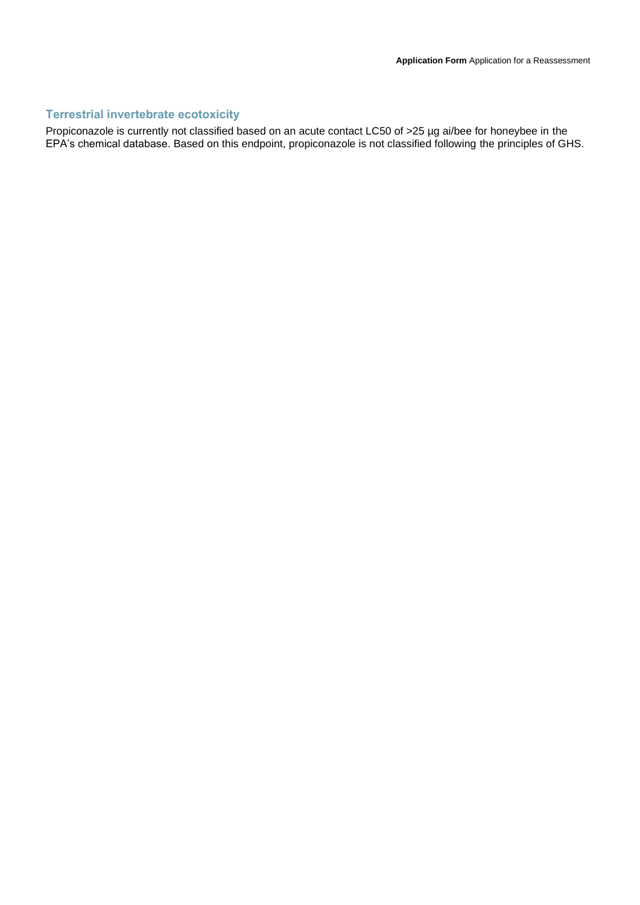### Terrestrial invertebrate ecotoxicity

Propiconazole is currently not classified based on an acute contact LC50 of >25 µg ai/bee for honeybee in the EPA's chemical database. Based on this endpoint, propiconazole is not classified following the principles of GHS.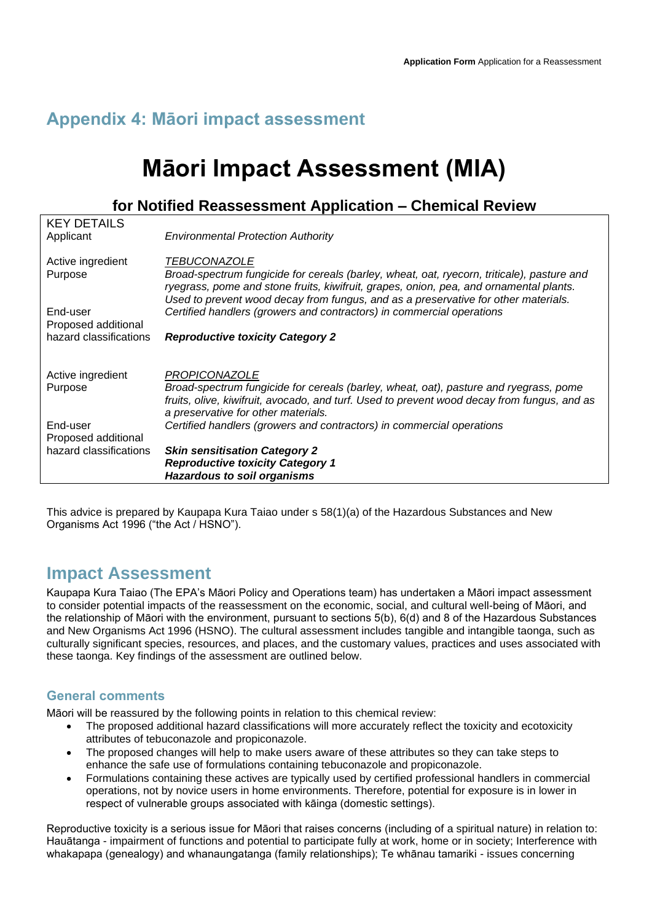## Appendix 4: Māori impact assessment

# Māori Impact Assessment (MIA)

### for Notified Reassessment Application – Chemical Review

| KEY DETAILS | |
|---|---|
| Applicant | *Environmental Protection Authority* |
| Active ingredient | *TEBUCONAZOLE* |
| Purpose | *Broad-spectrum fungicide for cereals (barley, wheat, oat, ryecorn, triticale), pasture and ryegrass, pome and stone fruits, kiwifruit, grapes, onion, pea, and ornamental plants. Used to prevent wood decay from fungus, and as a preservative for other materials.* |
| End-user | *Certified handlers (growers and contractors) in commercial operations* |
| Proposed additional hazard classifications | ***Reproductive toxicity Category 2*** |
| Active ingredient | *PROPICONAZOLE* |
| Purpose | *Broad-spectrum fungicide for cereals (barley, wheat, oat), pasture and ryegrass, pome fruits, olive, kiwifruit, avocado, and turf. Used to prevent wood decay from fungus, and as a preservative for other materials.* |
| End-user | *Certified handlers (growers and contractors) in commercial operations* |
| Proposed additional hazard classifications | ***Skin sensitisation Category 2***<br>***Reproductive toxicity Category 1***<br>***Hazardous to soil organisms*** |

This advice is prepared by Kaupapa Kura Taiao under s 58(1)(a) of the Hazardous Substances and New Organisms Act 1996 ("the Act / HSNO").

## Impact Assessment

Kaupapa Kura Taiao (The EPA's Māori Policy and Operations team) has undertaken a Māori impact assessment to consider potential impacts of the reassessment on the economic, social, and cultural well-being of Māori, and the relationship of Māori with the environment, pursuant to sections 5(b), 6(d) and 8 of the Hazardous Substances and New Organisms Act 1996 (HSNO). The cultural assessment includes tangible and intangible taonga, such as culturally significant species, resources, and places, and the customary values, practices and uses associated with these taonga. Key findings of the assessment are outlined below.

### General comments

Māori will be reassured by the following points in relation to this chemical review:

- The proposed additional hazard classifications will more accurately reflect the toxicity and ecotoxicity attributes of tebuconazole and propiconazole.
- The proposed changes will help to make users aware of these attributes so they can take steps to enhance the safe use of formulations containing tebuconazole and propiconazole.
- Formulations containing these actives are typically used by certified professional handlers in commercial operations, not by novice users in home environments. Therefore, potential for exposure is in lower in respect of vulnerable groups associated with kāinga (domestic settings).

Reproductive toxicity is a serious issue for Māori that raises concerns (including of a spiritual nature) in relation to: Hauātanga - impairment of functions and potential to participate fully at work, home or in society; Interference with whakapapa (genealogy) and whanaungatanga (family relationships); Te whānau tamariki - issues concerning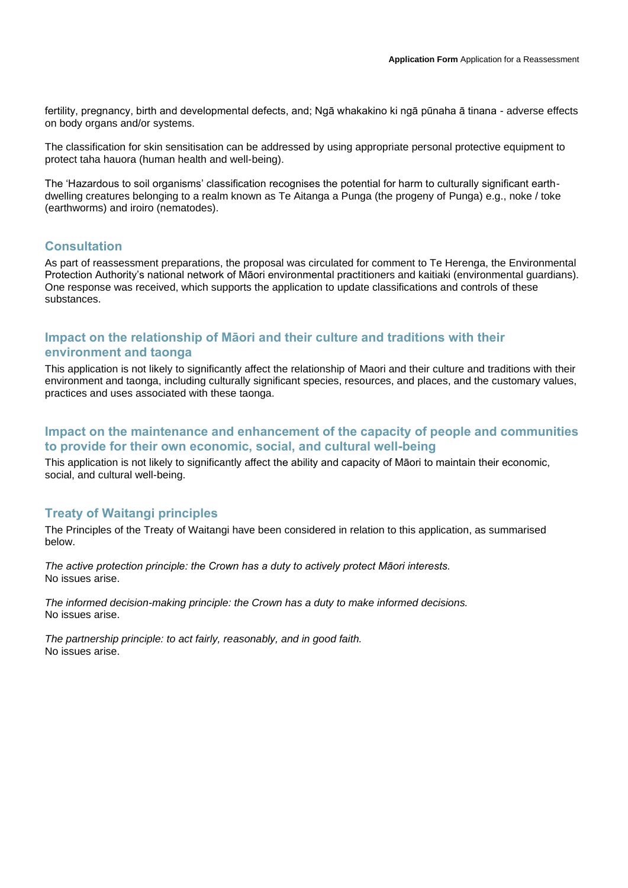fertility, pregnancy, birth and developmental defects, and; Ngā whakakino ki ngā pūnaha ā tinana - adverse effects on body organs and/or systems.

The classification for skin sensitisation can be addressed by using appropriate personal protective equipment to protect taha hauora (human health and well-being).

The 'Hazardous to soil organisms' classification recognises the potential for harm to culturally significant earth-dwelling creatures belonging to a realm known as Te Aitanga a Punga (the progeny of Punga) e.g., noke / toke (earthworms) and iroiro (nematodes).

## Consultation

As part of reassessment preparations, the proposal was circulated for comment to Te Herenga, the Environmental Protection Authority's national network of Māori environmental practitioners and kaitiaki (environmental guardians). One response was received, which supports the application to update classifications and controls of these substances.

## Impact on the relationship of Māori and their culture and traditions with their environment and taonga

This application is not likely to significantly affect the relationship of Maori and their culture and traditions with their environment and taonga, including culturally significant species, resources, and places, and the customary values, practices and uses associated with these taonga.

## Impact on the maintenance and enhancement of the capacity of people and communities to provide for their own economic, social, and cultural well-being

This application is not likely to significantly affect the ability and capacity of Māori to maintain their economic, social, and cultural well-being.

## Treaty of Waitangi principles

The Principles of the Treaty of Waitangi have been considered in relation to this application, as summarised below.

*The active protection principle: the Crown has a duty to actively protect Māori interests.*
No issues arise.

*The informed decision-making principle: the Crown has a duty to make informed decisions.*
No issues arise.

*The partnership principle: to act fairly, reasonably, and in good faith.*
No issues arise.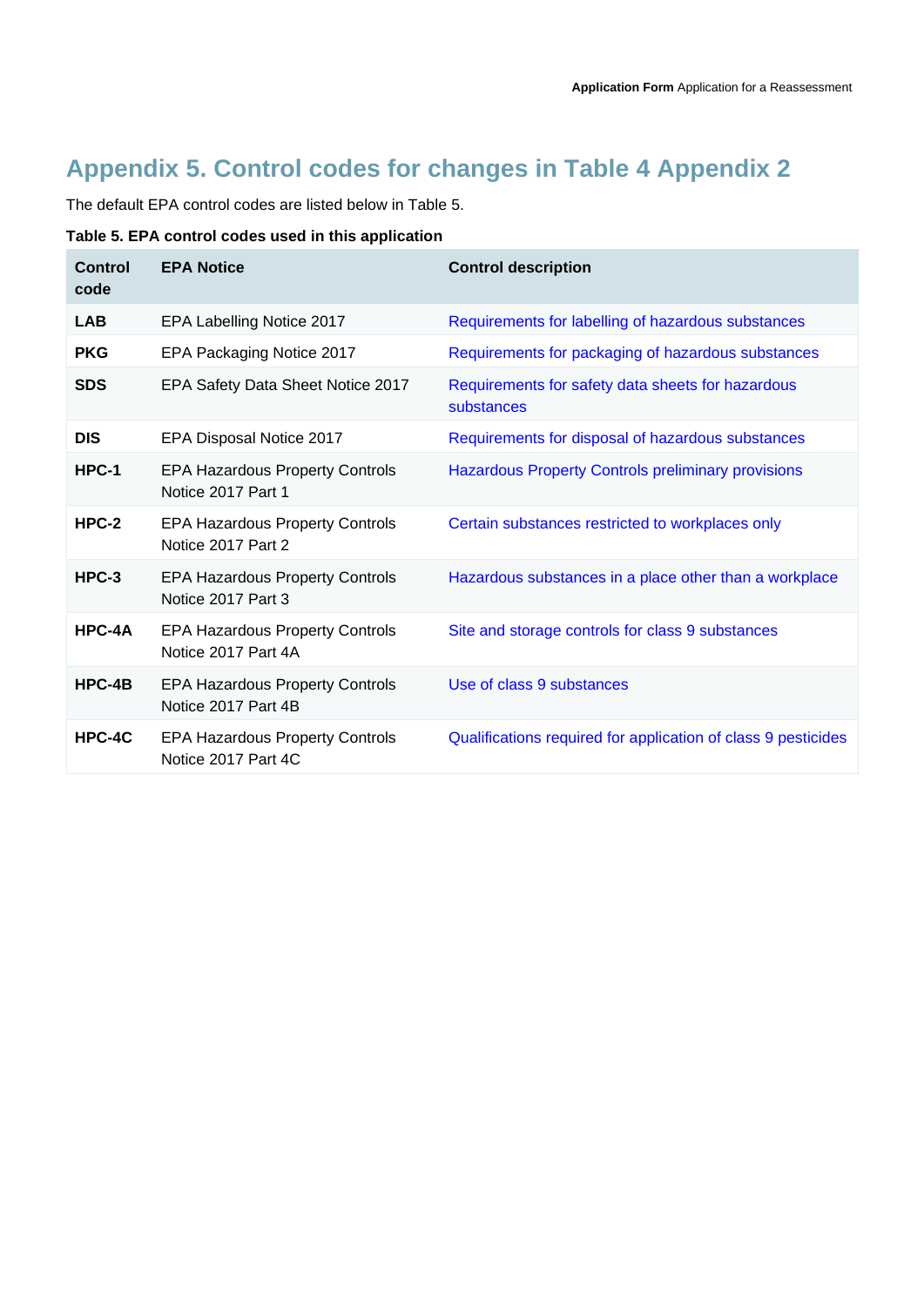# Appendix 5. Control codes for changes in Table 4 Appendix 2

The default EPA control codes are listed below in Table 5.

**Table 5. EPA control codes used in this application**

| Control code | EPA Notice | Control description |
|---|---|---|
| **LAB** | EPA Labelling Notice 2017 | Requirements for labelling of hazardous substances |
| **PKG** | EPA Packaging Notice 2017 | Requirements for packaging of hazardous substances |
| **SDS** | EPA Safety Data Sheet Notice 2017 | Requirements for safety data sheets for hazardous substances |
| **DIS** | EPA Disposal Notice 2017 | Requirements for disposal of hazardous substances |
| **HPC-1** | EPA Hazardous Property Controls Notice 2017 Part 1 | Hazardous Property Controls preliminary provisions |
| **HPC-2** | EPA Hazardous Property Controls Notice 2017 Part 2 | Certain substances restricted to workplaces only |
| **HPC-3** | EPA Hazardous Property Controls Notice 2017 Part 3 | Hazardous substances in a place other than a workplace |
| **HPC-4A** | EPA Hazardous Property Controls Notice 2017 Part 4A | Site and storage controls for class 9 substances |
| **HPC-4B** | EPA Hazardous Property Controls Notice 2017 Part 4B | Use of class 9 substances |
| **HPC-4C** | EPA Hazardous Property Controls Notice 2017 Part 4C | Qualifications required for application of class 9 pesticides |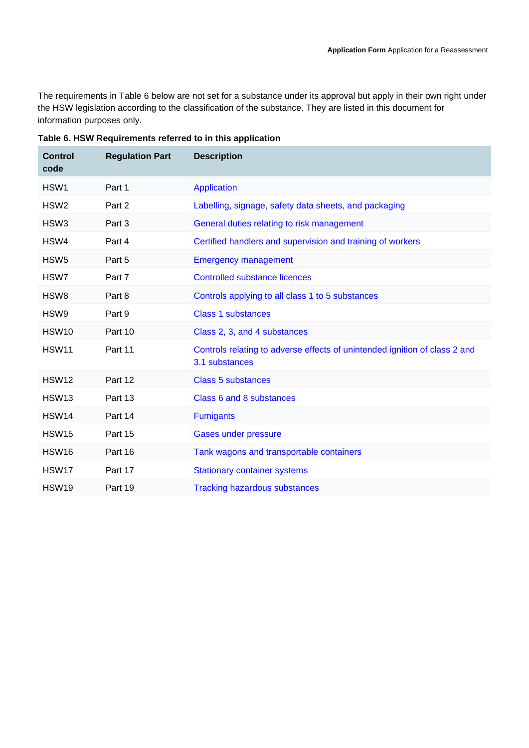The requirements in Table 6 below are not set for a substance under its approval but apply in their own right under the HSW legislation according to the classification of the substance. They are listed in this document for information purposes only.

**Table 6. HSW Requirements referred to in this application**

| Control code | Regulation Part | Description |
|---|---|---|
| HSW1 | Part 1 | Application |
| HSW2 | Part 2 | Labelling, signage, safety data sheets, and packaging |
| HSW3 | Part 3 | General duties relating to risk management |
| HSW4 | Part 4 | Certified handlers and supervision and training of workers |
| HSW5 | Part 5 | Emergency management |
| HSW7 | Part 7 | Controlled substance licences |
| HSW8 | Part 8 | Controls applying to all class 1 to 5 substances |
| HSW9 | Part 9 | Class 1 substances |
| HSW10 | Part 10 | Class 2, 3, and 4 substances |
| HSW11 | Part 11 | Controls relating to adverse effects of unintended ignition of class 2 and 3.1 substances |
| HSW12 | Part 12 | Class 5 substances |
| HSW13 | Part 13 | Class 6 and 8 substances |
| HSW14 | Part 14 | Fumigants |
| HSW15 | Part 15 | Gases under pressure |
| HSW16 | Part 16 | Tank wagons and transportable containers |
| HSW17 | Part 17 | Stationary container systems |
| HSW19 | Part 19 | Tracking hazardous substances |